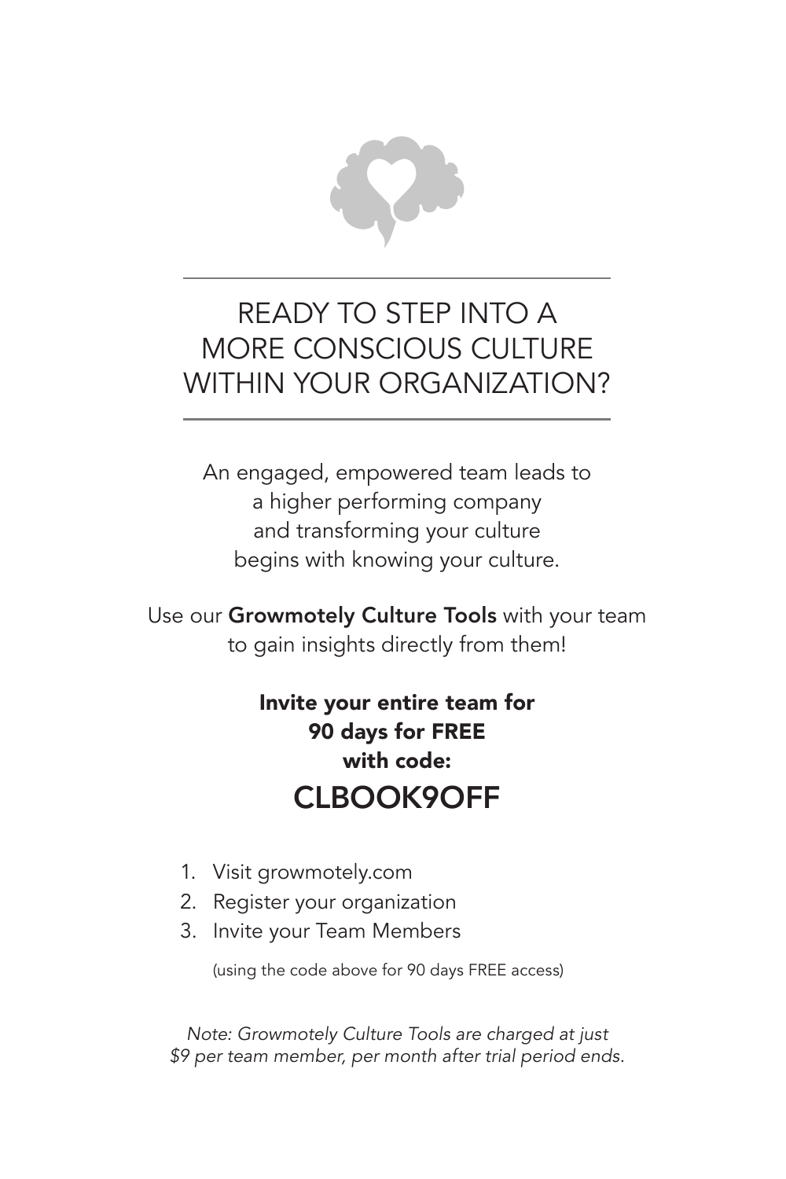# READY TO STEP INTO A MORE CONSCIOUS CULTURE WITHIN YOUR ORGANIZATION?

An engaged, empowered team leads to
a higher performing company
and transforming your culture
begins with knowing your culture.

Use our **Growmotely Culture Tools** with your team
to gain insights directly from them!

**Invite your entire team for
90 days for FREE
with code:**

## CLBOOK9OFF

1. Visit growmotely.com
2. Register your organization
3. Invite your Team Members

   (using the code above for 90 days FREE access)

*Note: Growmotely Culture Tools are charged at just
$9 per team member, per month after trial period ends.*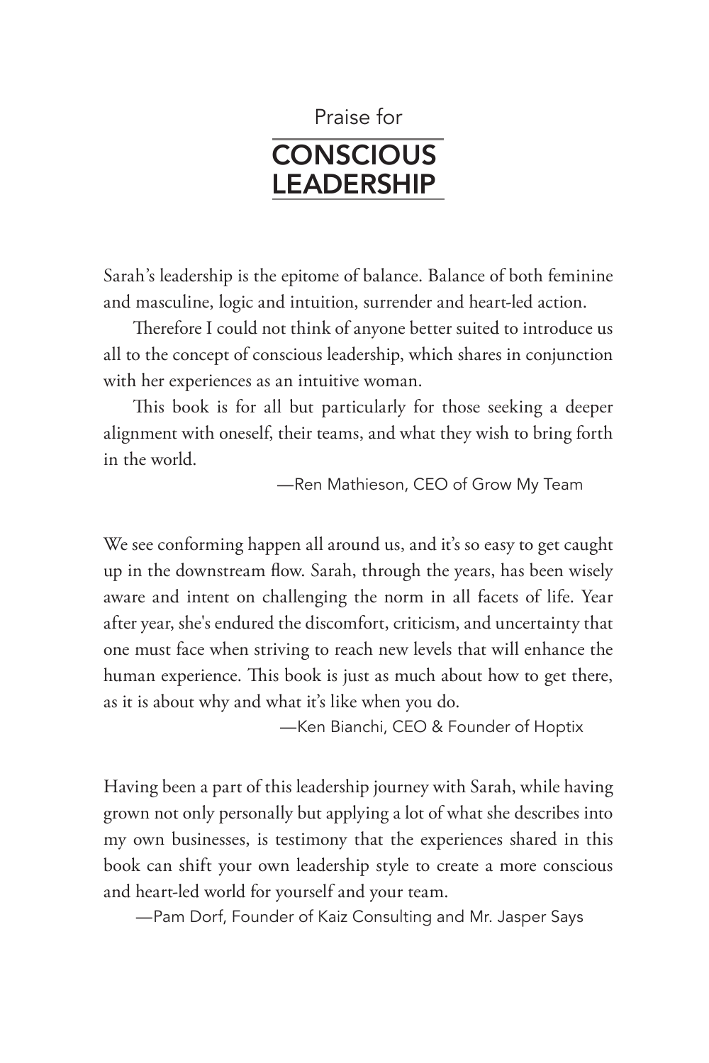Praise for

# CONSCIOUS LEADERSHIP

Sarah's leadership is the epitome of balance. Balance of both feminine and masculine, logic and intuition, surrender and heart-led action.

Therefore I could not think of anyone better suited to introduce us all to the concept of conscious leadership, which shares in conjunction with her experiences as an intuitive woman.

This book is for all but particularly for those seeking a deeper alignment with oneself, their teams, and what they wish to bring forth in the world.

—Ren Mathieson, CEO of Grow My Team

We see conforming happen all around us, and it's so easy to get caught up in the downstream flow. Sarah, through the years, has been wisely aware and intent on challenging the norm in all facets of life. Year after year, she's endured the discomfort, criticism, and uncertainty that one must face when striving to reach new levels that will enhance the human experience. This book is just as much about how to get there, as it is about why and what it's like when you do.

—Ken Bianchi, CEO & Founder of Hoptix

Having been a part of this leadership journey with Sarah, while having grown not only personally but applying a lot of what she describes into my own businesses, is testimony that the experiences shared in this book can shift your own leadership style to create a more conscious and heart-led world for yourself and your team.

—Pam Dorf, Founder of Kaiz Consulting and Mr. Jasper Says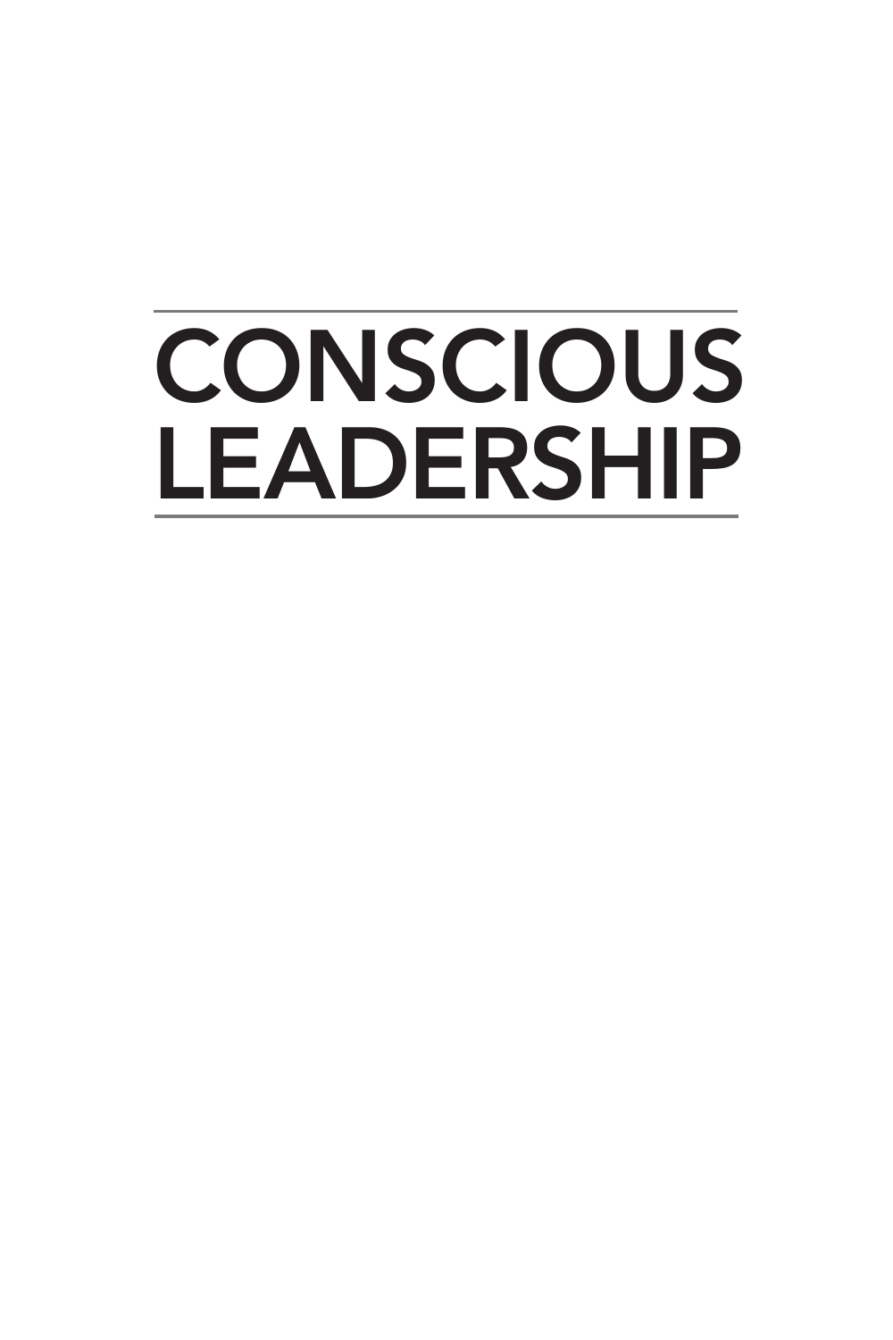# CONSCIOUS LEADERSHIP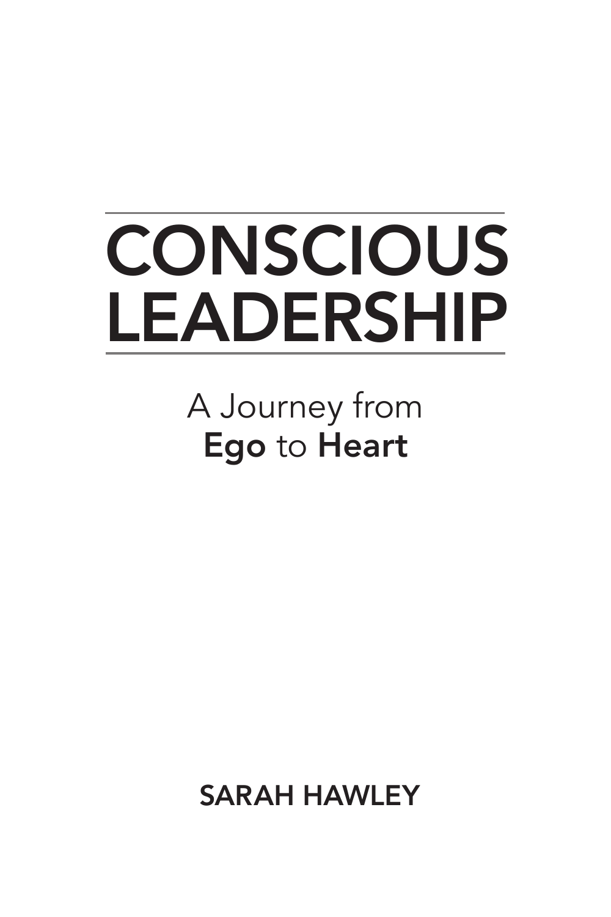# CONSCIOUS LEADERSHIP

## A Journey from **Ego** to **Heart**

**SARAH HAWLEY**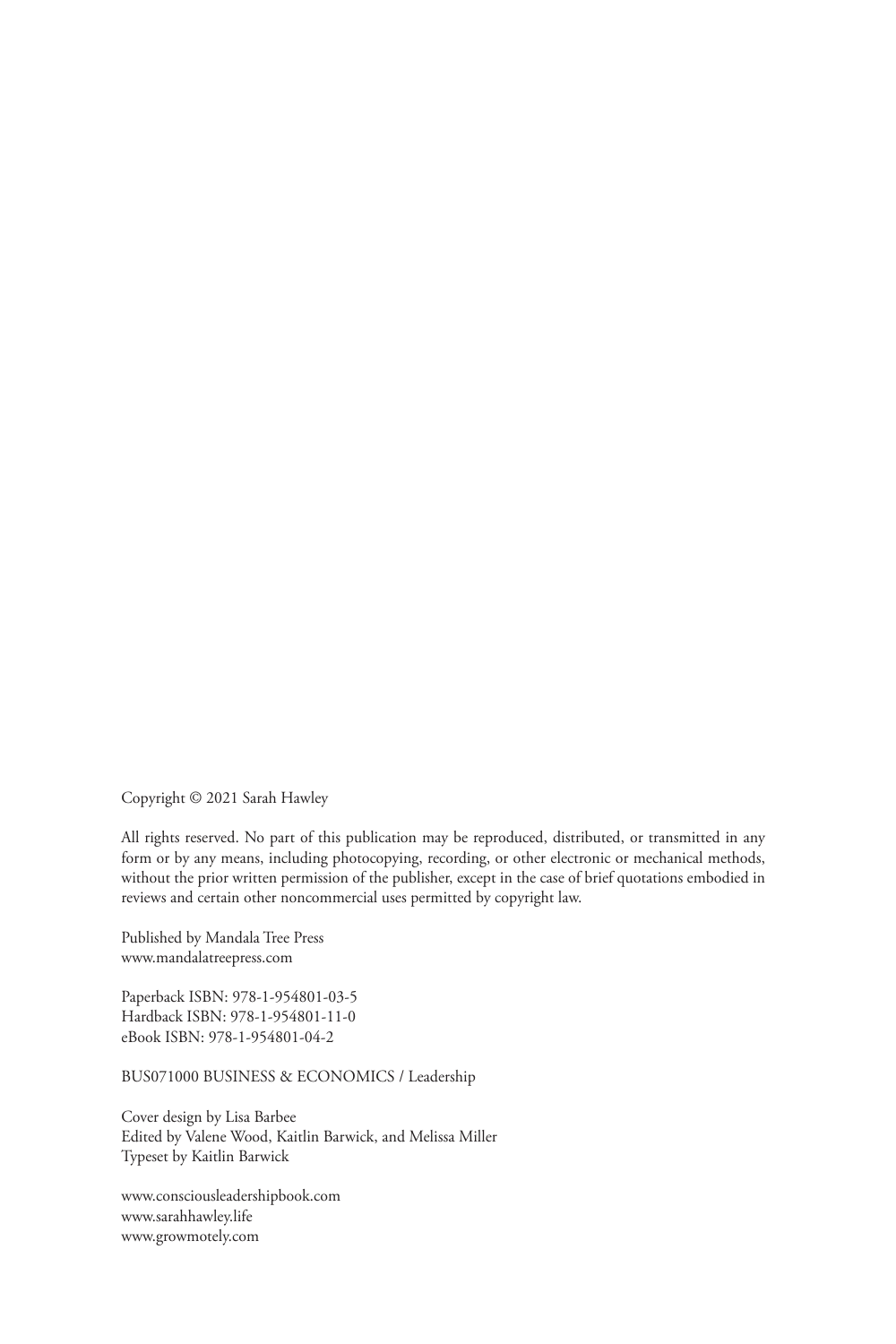Copyright © 2021 Sarah Hawley

All rights reserved. No part of this publication may be reproduced, distributed, or transmitted in any form or by any means, including photocopying, recording, or other electronic or mechanical methods, without the prior written permission of the publisher, except in the case of brief quotations embodied in reviews and certain other noncommercial uses permitted by copyright law.

Published by Mandala Tree Press
www.mandalatreepress.com

Paperback ISBN: 978-1-954801-03-5
Hardback ISBN: 978-1-954801-11-0
eBook ISBN: 978-1-954801-04-2

BUS071000 BUSINESS & ECONOMICS / Leadership

Cover design by Lisa Barbee
Edited by Valene Wood, Kaitlin Barwick, and Melissa Miller
Typeset by Kaitlin Barwick

www.consciousleadershipbook.com
www.sarahhawley.life
www.growmotely.com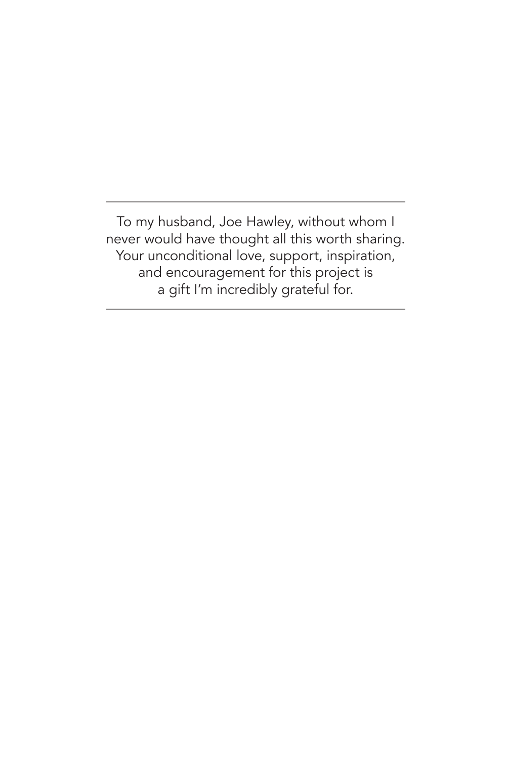---

To my husband, Joe Hawley, without whom I
never would have thought all this worth sharing.
Your unconditional love, support, inspiration,
and encouragement for this project is
a gift I'm incredibly grateful for.

---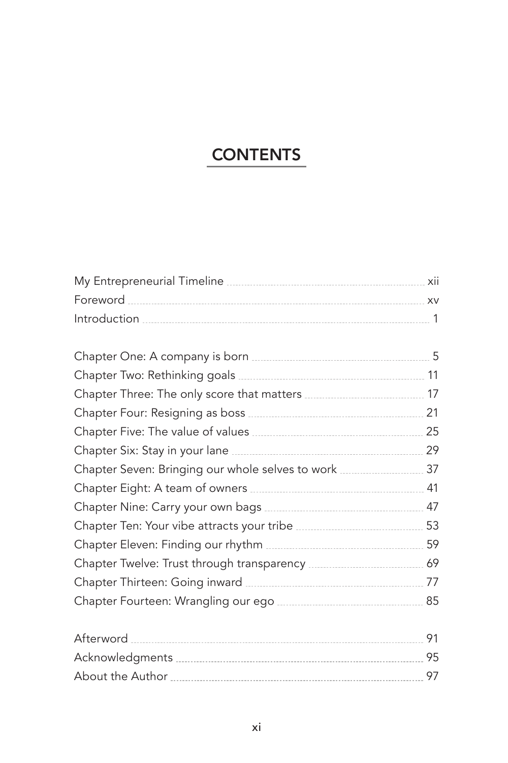# CONTENTS

My Entrepreneurial Timeline ........ xii
Foreword ........ xv
Introduction ........ 1

Chapter One: A company is born ........ 5
Chapter Two: Rethinking goals ........ 11
Chapter Three: The only score that matters ........ 17
Chapter Four: Resigning as boss ........ 21
Chapter Five: The value of values ........ 25
Chapter Six: Stay in your lane ........ 29
Chapter Seven: Bringing our whole selves to work ........ 37
Chapter Eight: A team of owners ........ 41
Chapter Nine: Carry your own bags ........ 47
Chapter Ten: Your vibe attracts your tribe ........ 53
Chapter Eleven: Finding our rhythm ........ 59
Chapter Twelve: Trust through transparency ........ 69
Chapter Thirteen: Going inward ........ 77
Chapter Fourteen: Wrangling our ego ........ 85

Afterword ........ 91
Acknowledgments ........ 95
About the Author ........ 97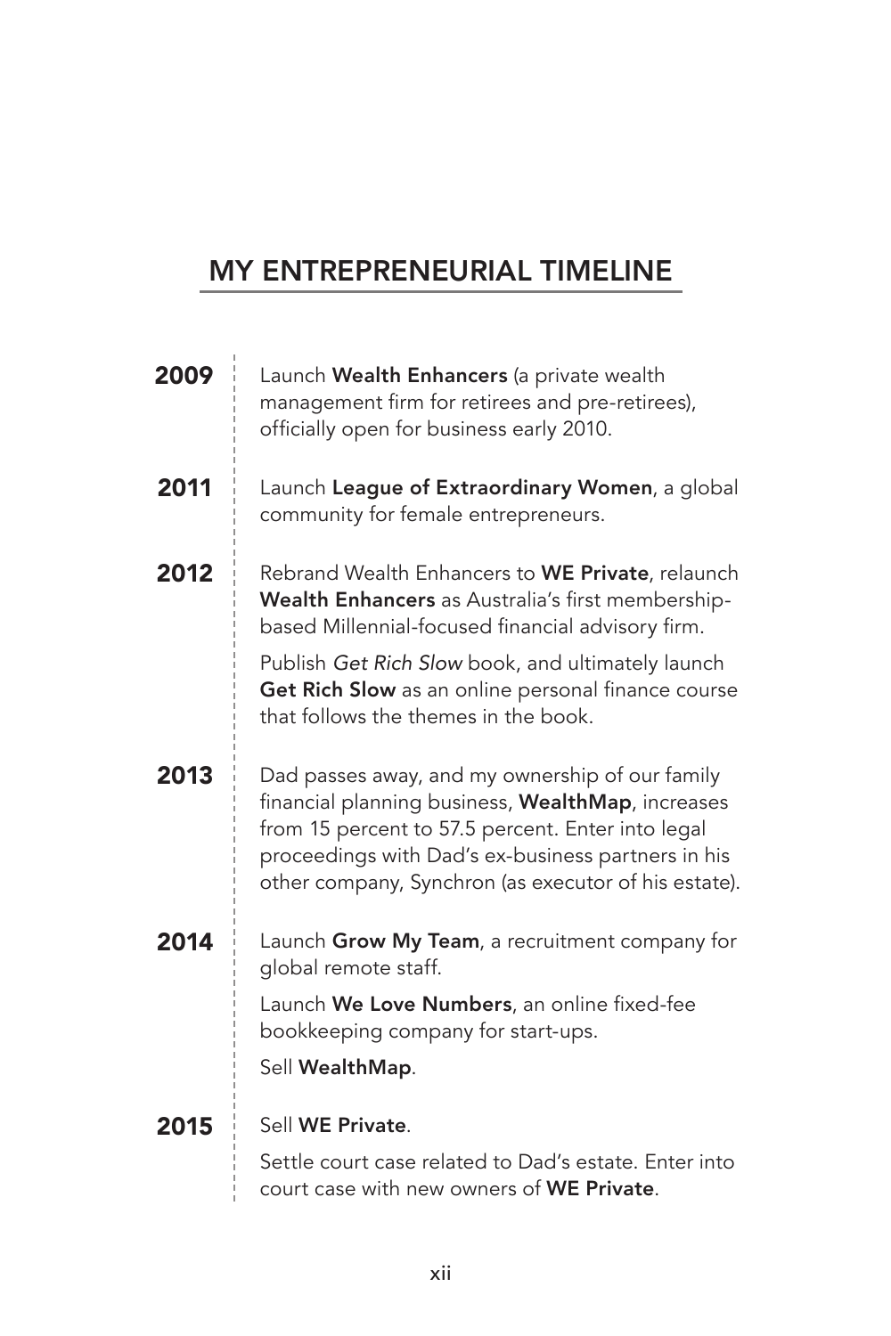## MY ENTREPRENEURIAL TIMELINE

**2009** Launch **Wealth Enhancers** (a private wealth management firm for retirees and pre-retirees), officially open for business early 2010.

**2011** Launch **League of Extraordinary Women**, a global community for female entrepreneurs.

**2012** Rebrand Wealth Enhancers to **WE Private**, relaunch **Wealth Enhancers** as Australia's first membership-based Millennial-focused financial advisory firm.

Publish *Get Rich Slow* book, and ultimately launch **Get Rich Slow** as an online personal finance course that follows the themes in the book.

**2013** Dad passes away, and my ownership of our family financial planning business, **WealthMap**, increases from 15 percent to 57.5 percent. Enter into legal proceedings with Dad's ex-business partners in his other company, Synchron (as executor of his estate).

**2014** Launch **Grow My Team**, a recruitment company for global remote staff.

Launch **We Love Numbers**, an online fixed-fee bookkeeping company for start-ups.

Sell **WealthMap**.

**2015** Sell **WE Private**.

Settle court case related to Dad's estate. Enter into court case with new owners of **WE Private**.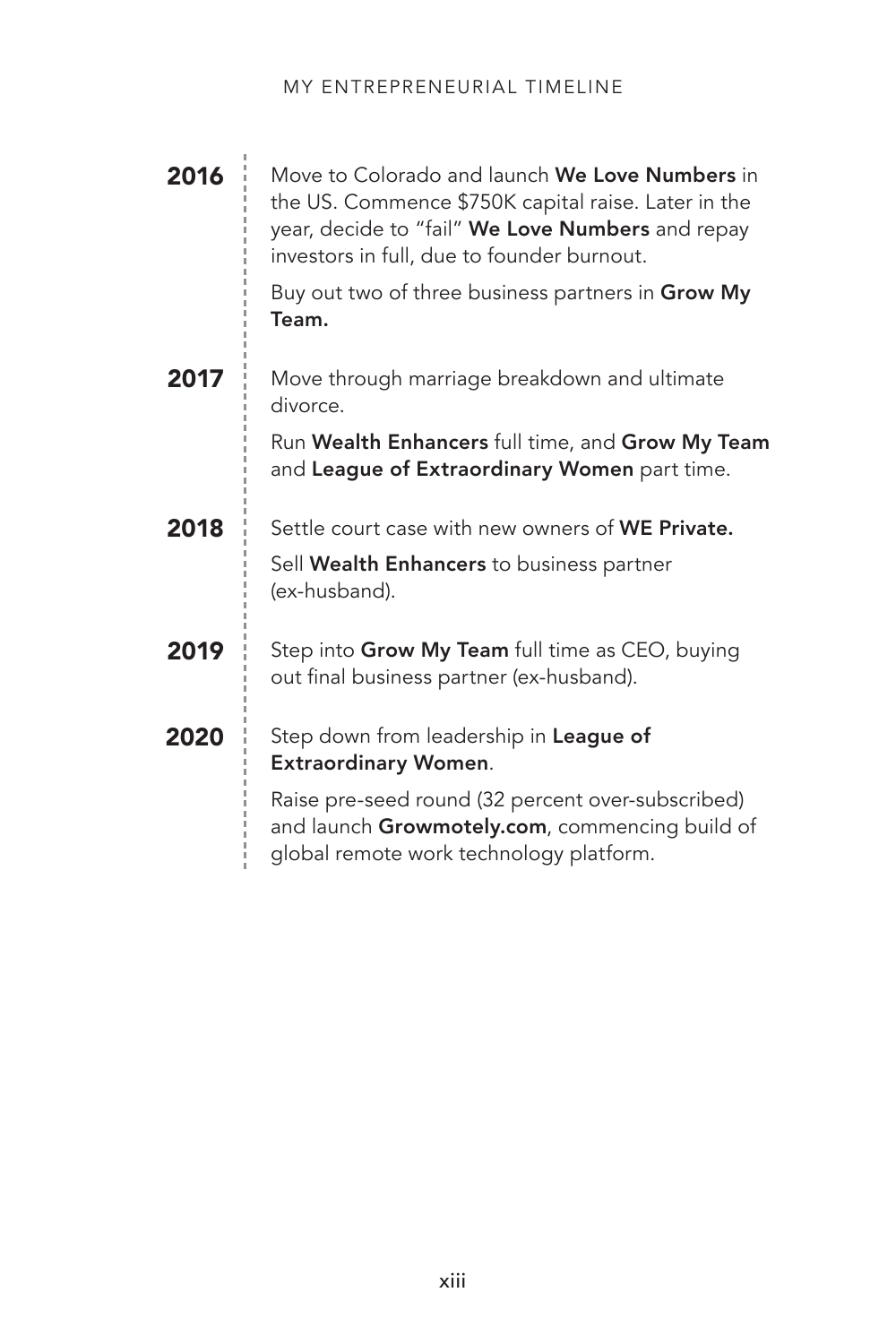## MY ENTREPRENEURIAL TIMELINE

**2016**

Move to Colorado and launch **We Love Numbers** in the US. Commence $750K capital raise. Later in the year, decide to "fail" **We Love Numbers** and repay investors in full, due to founder burnout.

Buy out two of three business partners in **Grow My Team.**

**2017**

Move through marriage breakdown and ultimate divorce.

Run **Wealth Enhancers** full time, and **Grow My Team** and **League of Extraordinary Women** part time.

**2018**

Settle court case with new owners of **WE Private.**

Sell **Wealth Enhancers** to business partner (ex-husband).

**2019**

Step into **Grow My Team** full time as CEO, buying out final business partner (ex-husband).

**2020**

Step down from leadership in **League of Extraordinary Women**.

Raise pre-seed round (32 percent over-subscribed) and launch **Growmotely.com**, commencing build of global remote work technology platform.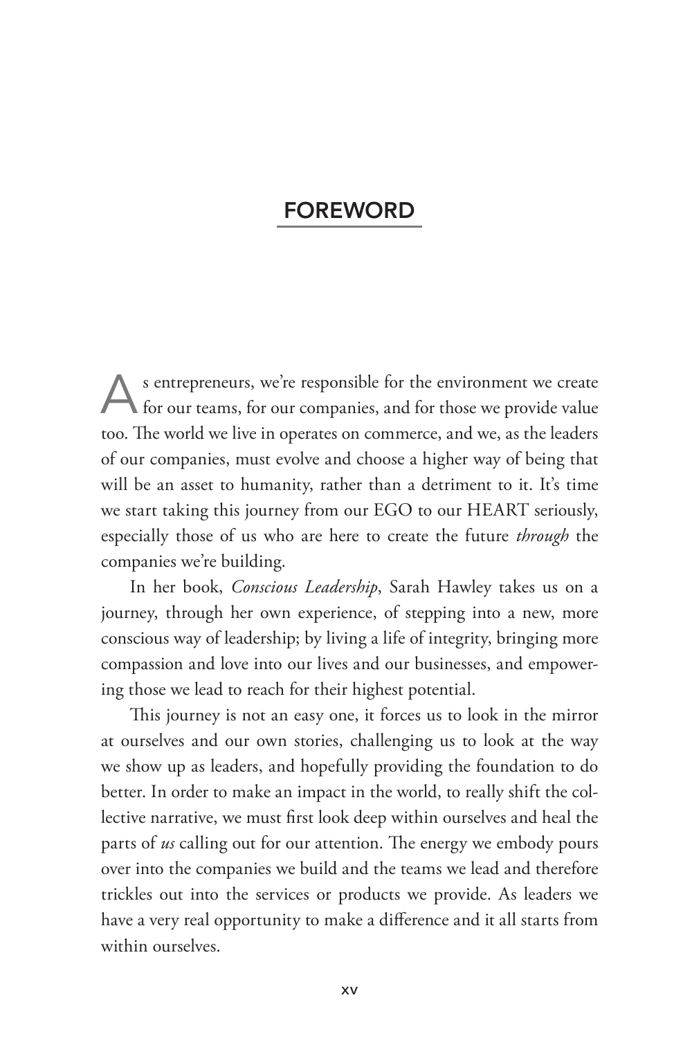# FOREWORD

As entrepreneurs, we're responsible for the environment we create for our teams, for our companies, and for those we provide value too. The world we live in operates on commerce, and we, as the leaders of our companies, must evolve and choose a higher way of being that will be an asset to humanity, rather than a detriment to it. It's time we start taking this journey from our EGO to our HEART seriously, especially those of us who are here to create the future *through* the companies we're building.

In her book, *Conscious Leadership*, Sarah Hawley takes us on a journey, through her own experience, of stepping into a new, more conscious way of leadership; by living a life of integrity, bringing more compassion and love into our lives and our businesses, and empowering those we lead to reach for their highest potential.

This journey is not an easy one, it forces us to look in the mirror at ourselves and our own stories, challenging us to look at the way we show up as leaders, and hopefully providing the foundation to do better. In order to make an impact in the world, to really shift the collective narrative, we must first look deep within ourselves and heal the parts of *us* calling out for our attention. The energy we embody pours over into the companies we build and the teams we lead and therefore trickles out into the services or products we provide. As leaders we have a very real opportunity to make a difference and it all starts from within ourselves.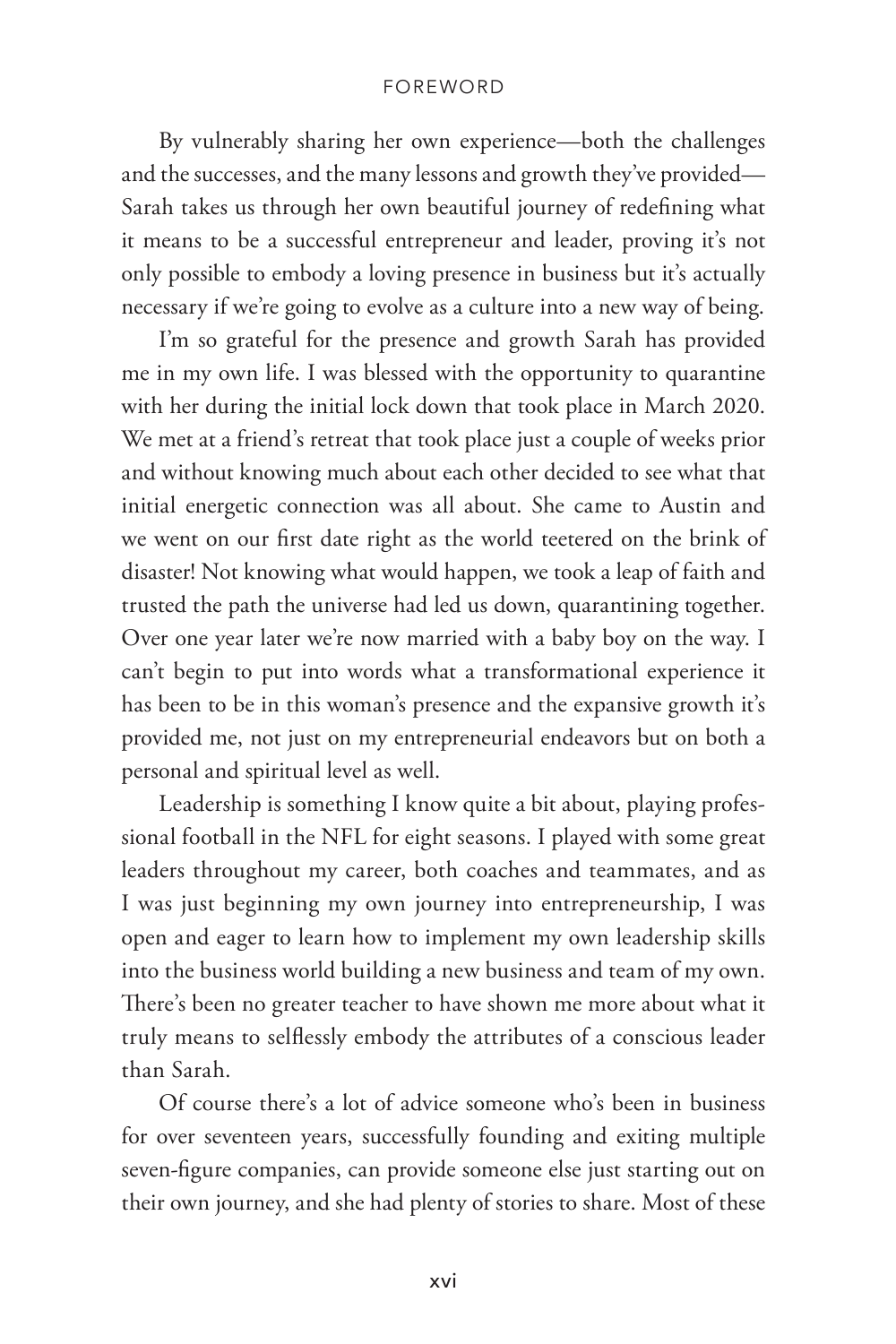By vulnerably sharing her own experience—both the challenges and the successes, and the many lessons and growth they've provided—Sarah takes us through her own beautiful journey of redefining what it means to be a successful entrepreneur and leader, proving it's not only possible to embody a loving presence in business but it's actually necessary if we're going to evolve as a culture into a new way of being.

I'm so grateful for the presence and growth Sarah has provided me in my own life. I was blessed with the opportunity to quarantine with her during the initial lock down that took place in March 2020. We met at a friend's retreat that took place just a couple of weeks prior and without knowing much about each other decided to see what that initial energetic connection was all about. She came to Austin and we went on our first date right as the world teetered on the brink of disaster! Not knowing what would happen, we took a leap of faith and trusted the path the universe had led us down, quarantining together. Over one year later we're now married with a baby boy on the way. I can't begin to put into words what a transformational experience it has been to be in this woman's presence and the expansive growth it's provided me, not just on my entrepreneurial endeavors but on both a personal and spiritual level as well.

Leadership is something I know quite a bit about, playing professional football in the NFL for eight seasons. I played with some great leaders throughout my career, both coaches and teammates, and as I was just beginning my own journey into entrepreneurship, I was open and eager to learn how to implement my own leadership skills into the business world building a new business and team of my own. There's been no greater teacher to have shown me more about what it truly means to selflessly embody the attributes of a conscious leader than Sarah.

Of course there's a lot of advice someone who's been in business for over seventeen years, successfully founding and exiting multiple seven-figure companies, can provide someone else just starting out on their own journey, and she had plenty of stories to share. Most of these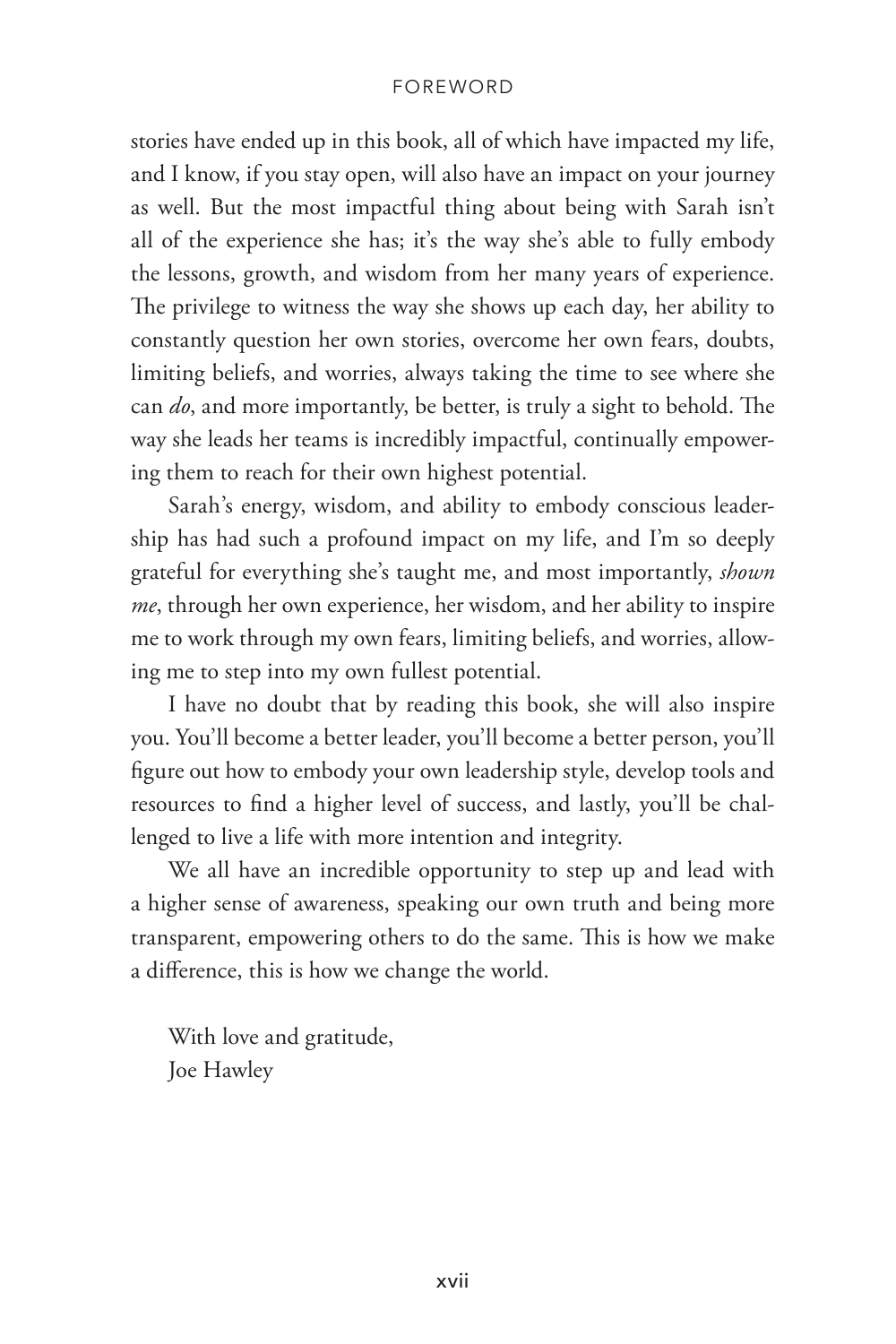stories have ended up in this book, all of which have impacted my life, and I know, if you stay open, will also have an impact on your journey as well. But the most impactful thing about being with Sarah isn't all of the experience she has; it's the way she's able to fully embody the lessons, growth, and wisdom from her many years of experience. The privilege to witness the way she shows up each day, her ability to constantly question her own stories, overcome her own fears, doubts, limiting beliefs, and worries, always taking the time to see where she can *do*, and more importantly, be better, is truly a sight to behold. The way she leads her teams is incredibly impactful, continually empowering them to reach for their own highest potential.

Sarah's energy, wisdom, and ability to embody conscious leadership has had such a profound impact on my life, and I'm so deeply grateful for everything she's taught me, and most importantly, *shown me*, through her own experience, her wisdom, and her ability to inspire me to work through my own fears, limiting beliefs, and worries, allowing me to step into my own fullest potential.

I have no doubt that by reading this book, she will also inspire you. You'll become a better leader, you'll become a better person, you'll figure out how to embody your own leadership style, develop tools and resources to find a higher level of success, and lastly, you'll be challenged to live a life with more intention and integrity.

We all have an incredible opportunity to step up and lead with a higher sense of awareness, speaking our own truth and being more transparent, empowering others to do the same. This is how we make a difference, this is how we change the world.

With love and gratitude,
Joe Hawley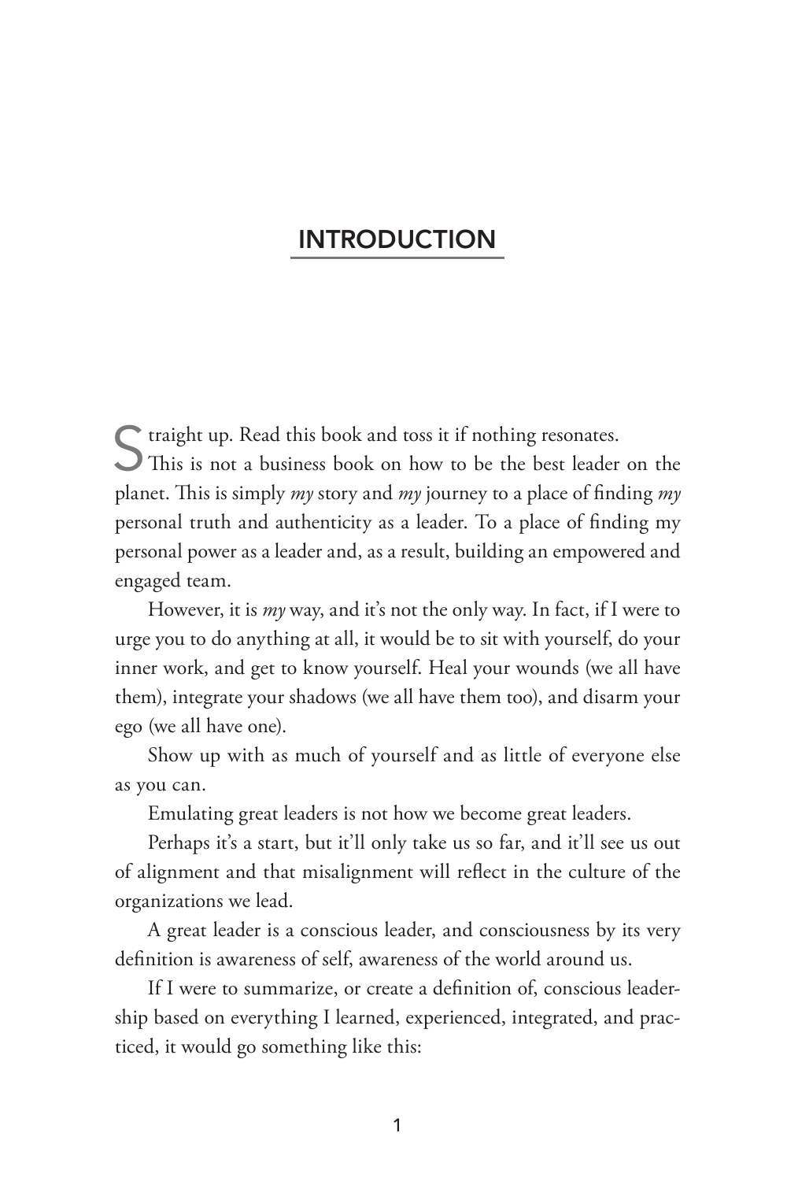# INTRODUCTION

Straight up. Read this book and toss it if nothing resonates.

This is not a business book on how to be the best leader on the planet. This is simply *my* story and *my* journey to a place of finding *my* personal truth and authenticity as a leader. To a place of finding my personal power as a leader and, as a result, building an empowered and engaged team.

However, it is *my* way, and it's not the only way. In fact, if I were to urge you to do anything at all, it would be to sit with yourself, do your inner work, and get to know yourself. Heal your wounds (we all have them), integrate your shadows (we all have them too), and disarm your ego (we all have one).

Show up with as much of yourself and as little of everyone else as you can.

Emulating great leaders is not how we become great leaders.

Perhaps it's a start, but it'll only take us so far, and it'll see us out of alignment and that misalignment will reflect in the culture of the organizations we lead.

A great leader is a conscious leader, and consciousness by its very definition is awareness of self, awareness of the world around us.

If I were to summarize, or create a definition of, conscious leadership based on everything I learned, experienced, integrated, and practiced, it would go something like this: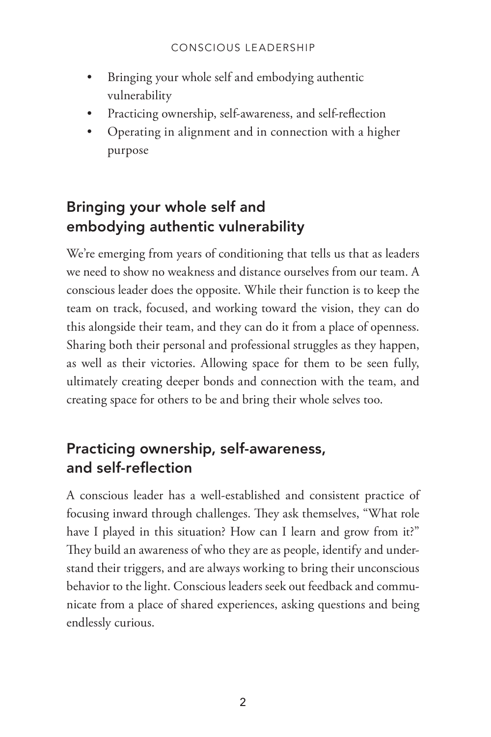- Bringing your whole self and embodying authentic vulnerability
- Practicing ownership, self-awareness, and self-reflection
- Operating in alignment and in connection with a higher purpose

## Bringing your whole self and embodying authentic vulnerability

We're emerging from years of conditioning that tells us that as leaders we need to show no weakness and distance ourselves from our team. A conscious leader does the opposite. While their function is to keep the team on track, focused, and working toward the vision, they can do this alongside their team, and they can do it from a place of openness. Sharing both their personal and professional struggles as they happen, as well as their victories. Allowing space for them to be seen fully, ultimately creating deeper bonds and connection with the team, and creating space for others to be and bring their whole selves too.

## Practicing ownership, self-awareness, and self-reflection

A conscious leader has a well-established and consistent practice of focusing inward through challenges. They ask themselves, "What role have I played in this situation? How can I learn and grow from it?" They build an awareness of who they are as people, identify and understand their triggers, and are always working to bring their unconscious behavior to the light. Conscious leaders seek out feedback and communicate from a place of shared experiences, asking questions and being endlessly curious.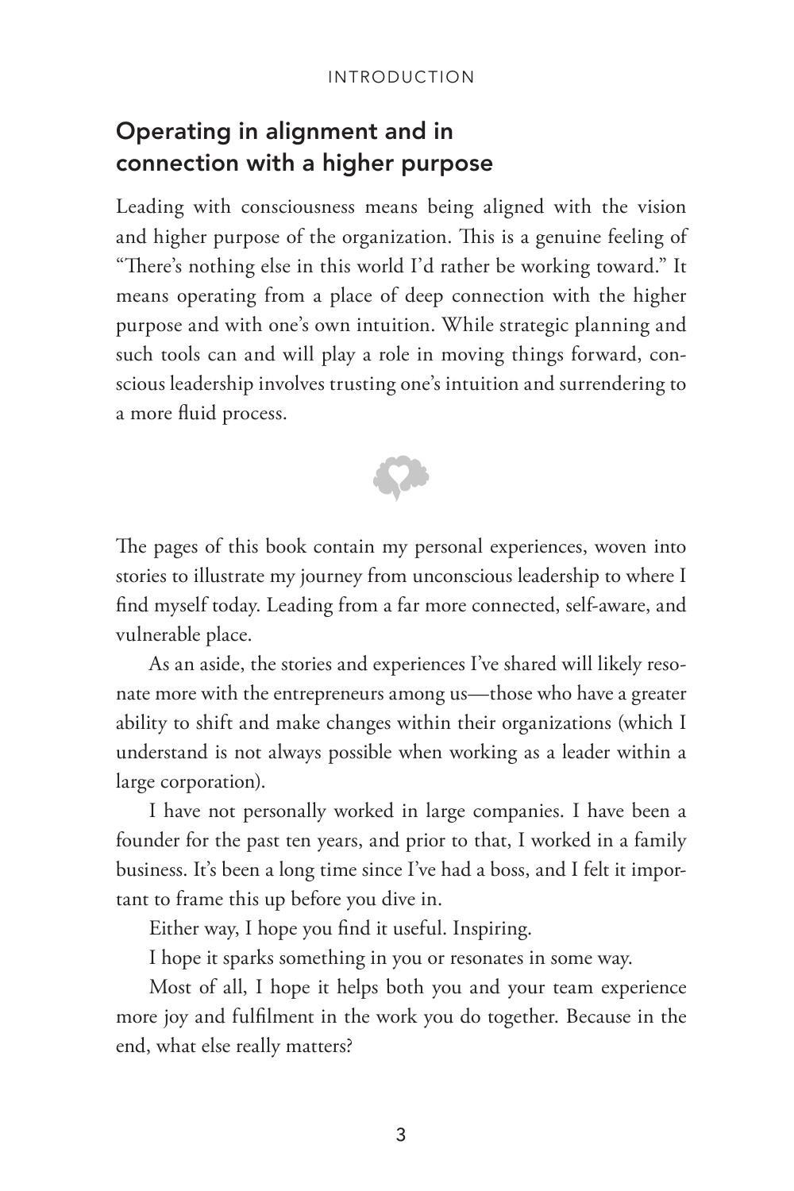## Operating in alignment and in connection with a higher purpose

Leading with consciousness means being aligned with the vision and higher purpose of the organization. This is a genuine feeling of "There's nothing else in this world I'd rather be working toward." It means operating from a place of deep connection with the higher purpose and with one's own intuition. While strategic planning and such tools can and will play a role in moving things forward, conscious leadership involves trusting one's intuition and surrendering to a more fluid process.

The pages of this book contain my personal experiences, woven into stories to illustrate my journey from unconscious leadership to where I find myself today. Leading from a far more connected, self-aware, and vulnerable place.

As an aside, the stories and experiences I've shared will likely resonate more with the entrepreneurs among us—those who have a greater ability to shift and make changes within their organizations (which I understand is not always possible when working as a leader within a large corporation).

I have not personally worked in large companies. I have been a founder for the past ten years, and prior to that, I worked in a family business. It's been a long time since I've had a boss, and I felt it important to frame this up before you dive in.

Either way, I hope you find it useful. Inspiring.

I hope it sparks something in you or resonates in some way.

Most of all, I hope it helps both you and your team experience more joy and fulfilment in the work you do together. Because in the end, what else really matters?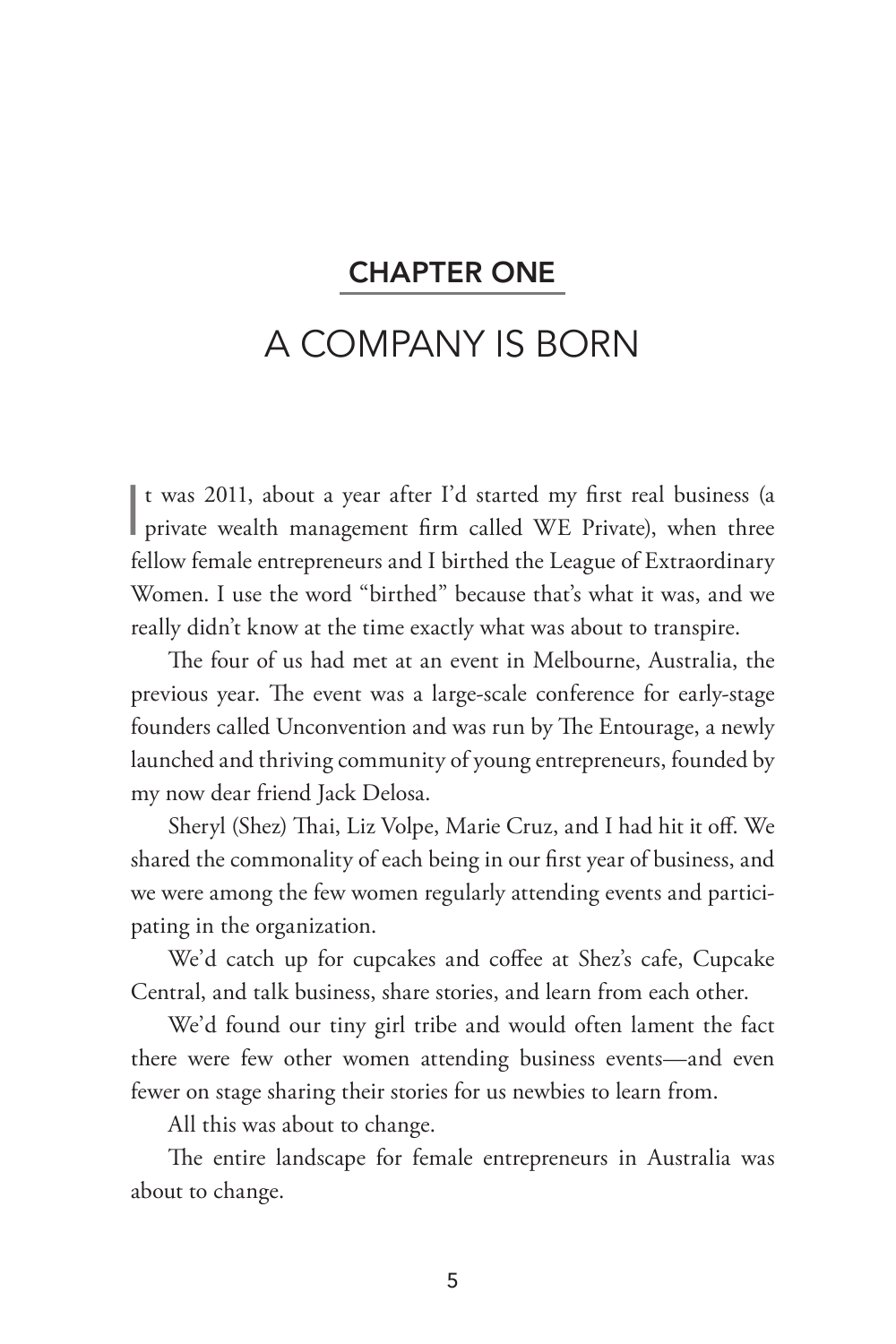## CHAPTER ONE

# A COMPANY IS BORN

It was 2011, about a year after I'd started my first real business (a private wealth management firm called WE Private), when three fellow female entrepreneurs and I birthed the League of Extraordinary Women. I use the word "birthed" because that's what it was, and we really didn't know at the time exactly what was about to transpire.

The four of us had met at an event in Melbourne, Australia, the previous year. The event was a large-scale conference for early-stage founders called Unconvention and was run by The Entourage, a newly launched and thriving community of young entrepreneurs, founded by my now dear friend Jack Delosa.

Sheryl (Shez) Thai, Liz Volpe, Marie Cruz, and I had hit it off. We shared the commonality of each being in our first year of business, and we were among the few women regularly attending events and participating in the organization.

We'd catch up for cupcakes and coffee at Shez's cafe, Cupcake Central, and talk business, share stories, and learn from each other.

We'd found our tiny girl tribe and would often lament the fact there were few other women attending business events—and even fewer on stage sharing their stories for us newbies to learn from.

All this was about to change.

The entire landscape for female entrepreneurs in Australia was about to change.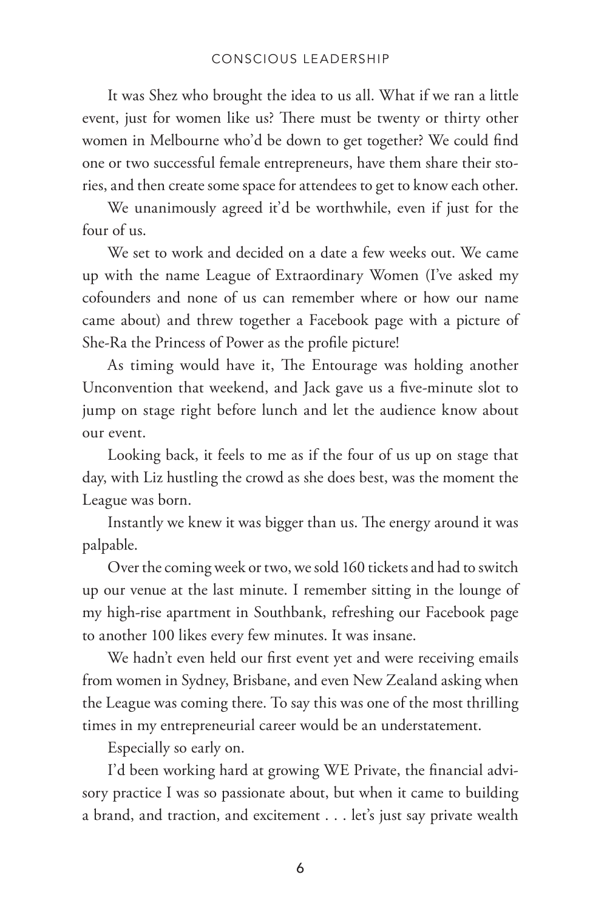It was Shez who brought the idea to us all. What if we ran a little event, just for women like us? There must be twenty or thirty other women in Melbourne who'd be down to get together? We could find one or two successful female entrepreneurs, have them share their stories, and then create some space for attendees to get to know each other.

We unanimously agreed it'd be worthwhile, even if just for the four of us.

We set to work and decided on a date a few weeks out. We came up with the name League of Extraordinary Women (I've asked my cofounders and none of us can remember where or how our name came about) and threw together a Facebook page with a picture of She-Ra the Princess of Power as the profile picture!

As timing would have it, The Entourage was holding another Unconvention that weekend, and Jack gave us a five-minute slot to jump on stage right before lunch and let the audience know about our event.

Looking back, it feels to me as if the four of us up on stage that day, with Liz hustling the crowd as she does best, was the moment the League was born.

Instantly we knew it was bigger than us. The energy around it was palpable.

Over the coming week or two, we sold 160 tickets and had to switch up our venue at the last minute. I remember sitting in the lounge of my high-rise apartment in Southbank, refreshing our Facebook page to another 100 likes every few minutes. It was insane.

We hadn't even held our first event yet and were receiving emails from women in Sydney, Brisbane, and even New Zealand asking when the League was coming there. To say this was one of the most thrilling times in my entrepreneurial career would be an understatement.

Especially so early on.

I'd been working hard at growing WE Private, the financial advisory practice I was so passionate about, but when it came to building a brand, and traction, and excitement . . . let's just say private wealth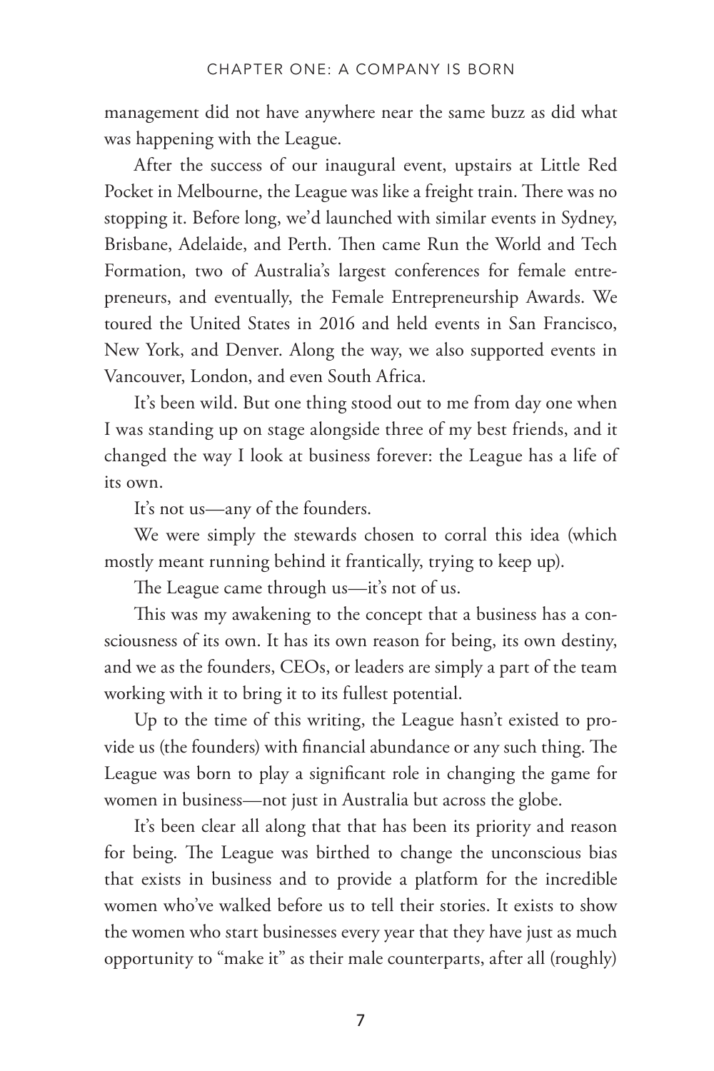management did not have anywhere near the same buzz as did what was happening with the League.

After the success of our inaugural event, upstairs at Little Red Pocket in Melbourne, the League was like a freight train. There was no stopping it. Before long, we'd launched with similar events in Sydney, Brisbane, Adelaide, and Perth. Then came Run the World and Tech Formation, two of Australia's largest conferences for female entrepreneurs, and eventually, the Female Entrepreneurship Awards. We toured the United States in 2016 and held events in San Francisco, New York, and Denver. Along the way, we also supported events in Vancouver, London, and even South Africa.

It's been wild. But one thing stood out to me from day one when I was standing up on stage alongside three of my best friends, and it changed the way I look at business forever: the League has a life of its own.

It's not us—any of the founders.

We were simply the stewards chosen to corral this idea (which mostly meant running behind it frantically, trying to keep up).

The League came through us—it's not of us.

This was my awakening to the concept that a business has a consciousness of its own. It has its own reason for being, its own destiny, and we as the founders, CEOs, or leaders are simply a part of the team working with it to bring it to its fullest potential.

Up to the time of this writing, the League hasn't existed to provide us (the founders) with financial abundance or any such thing. The League was born to play a significant role in changing the game for women in business—not just in Australia but across the globe.

It's been clear all along that that has been its priority and reason for being. The League was birthed to change the unconscious bias that exists in business and to provide a platform for the incredible women who've walked before us to tell their stories. It exists to show the women who start businesses every year that they have just as much opportunity to "make it" as their male counterparts, after all (roughly)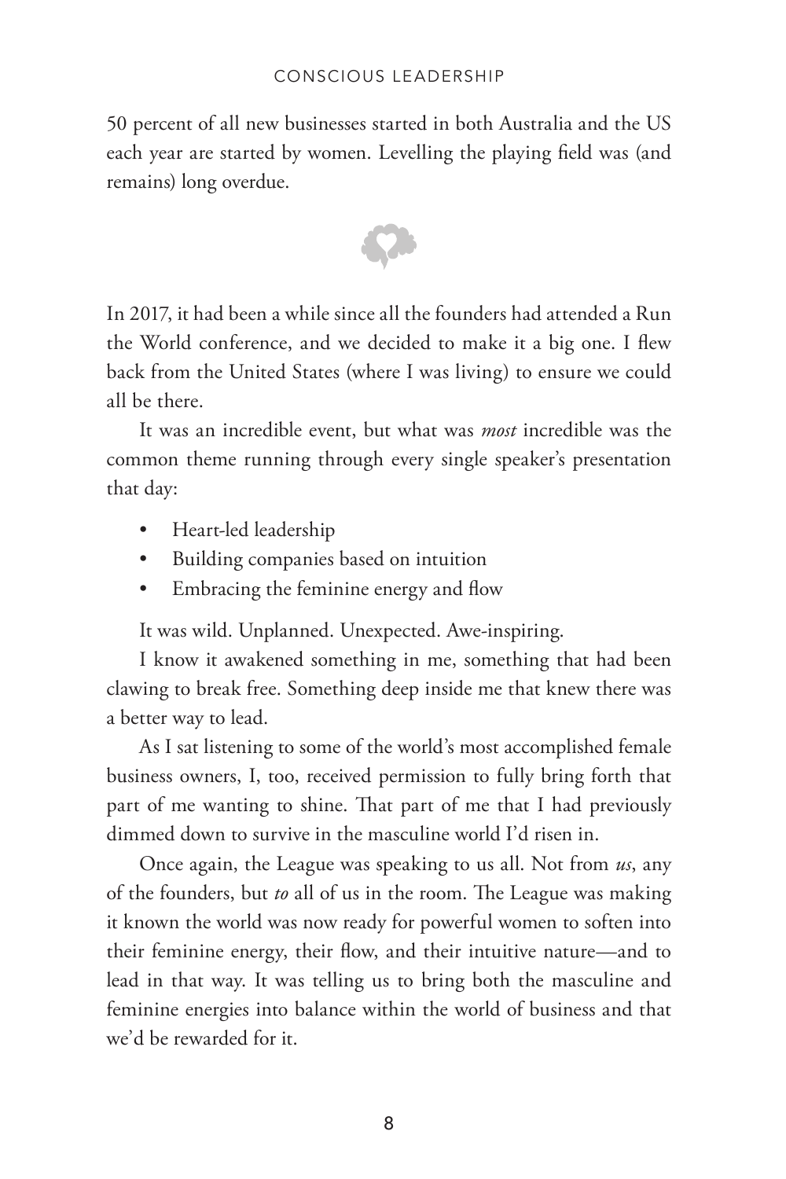50 percent of all new businesses started in both Australia and the US each year are started by women. Levelling the playing field was (and remains) long overdue.

In 2017, it had been a while since all the founders had attended a Run the World conference, and we decided to make it a big one. I flew back from the United States (where I was living) to ensure we could all be there.

It was an incredible event, but what was *most* incredible was the common theme running through every single speaker's presentation that day:

- Heart-led leadership
- Building companies based on intuition
- Embracing the feminine energy and flow

It was wild. Unplanned. Unexpected. Awe-inspiring.

I know it awakened something in me, something that had been clawing to break free. Something deep inside me that knew there was a better way to lead.

As I sat listening to some of the world's most accomplished female business owners, I, too, received permission to fully bring forth that part of me wanting to shine. That part of me that I had previously dimmed down to survive in the masculine world I'd risen in.

Once again, the League was speaking to us all. Not from *us*, any of the founders, but *to* all of us in the room. The League was making it known the world was now ready for powerful women to soften into their feminine energy, their flow, and their intuitive nature—and to lead in that way. It was telling us to bring both the masculine and feminine energies into balance within the world of business and that we'd be rewarded for it.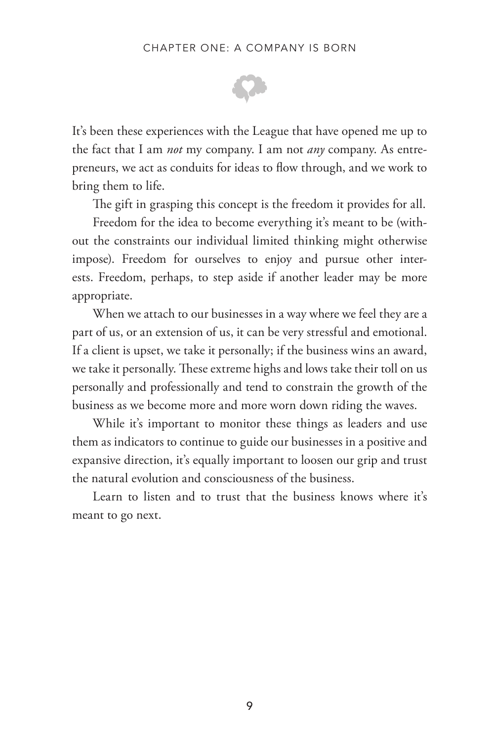It's been these experiences with the League that have opened me up to the fact that I am *not* my company. I am not *any* company. As entrepreneurs, we act as conduits for ideas to flow through, and we work to bring them to life.

The gift in grasping this concept is the freedom it provides for all.

Freedom for the idea to become everything it's meant to be (without the constraints our individual limited thinking might otherwise impose). Freedom for ourselves to enjoy and pursue other interests. Freedom, perhaps, to step aside if another leader may be more appropriate.

When we attach to our businesses in a way where we feel they are a part of us, or an extension of us, it can be very stressful and emotional. If a client is upset, we take it personally; if the business wins an award, we take it personally. These extreme highs and lows take their toll on us personally and professionally and tend to constrain the growth of the business as we become more and more worn down riding the waves.

While it's important to monitor these things as leaders and use them as indicators to continue to guide our businesses in a positive and expansive direction, it's equally important to loosen our grip and trust the natural evolution and consciousness of the business.

Learn to listen and to trust that the business knows where it's meant to go next.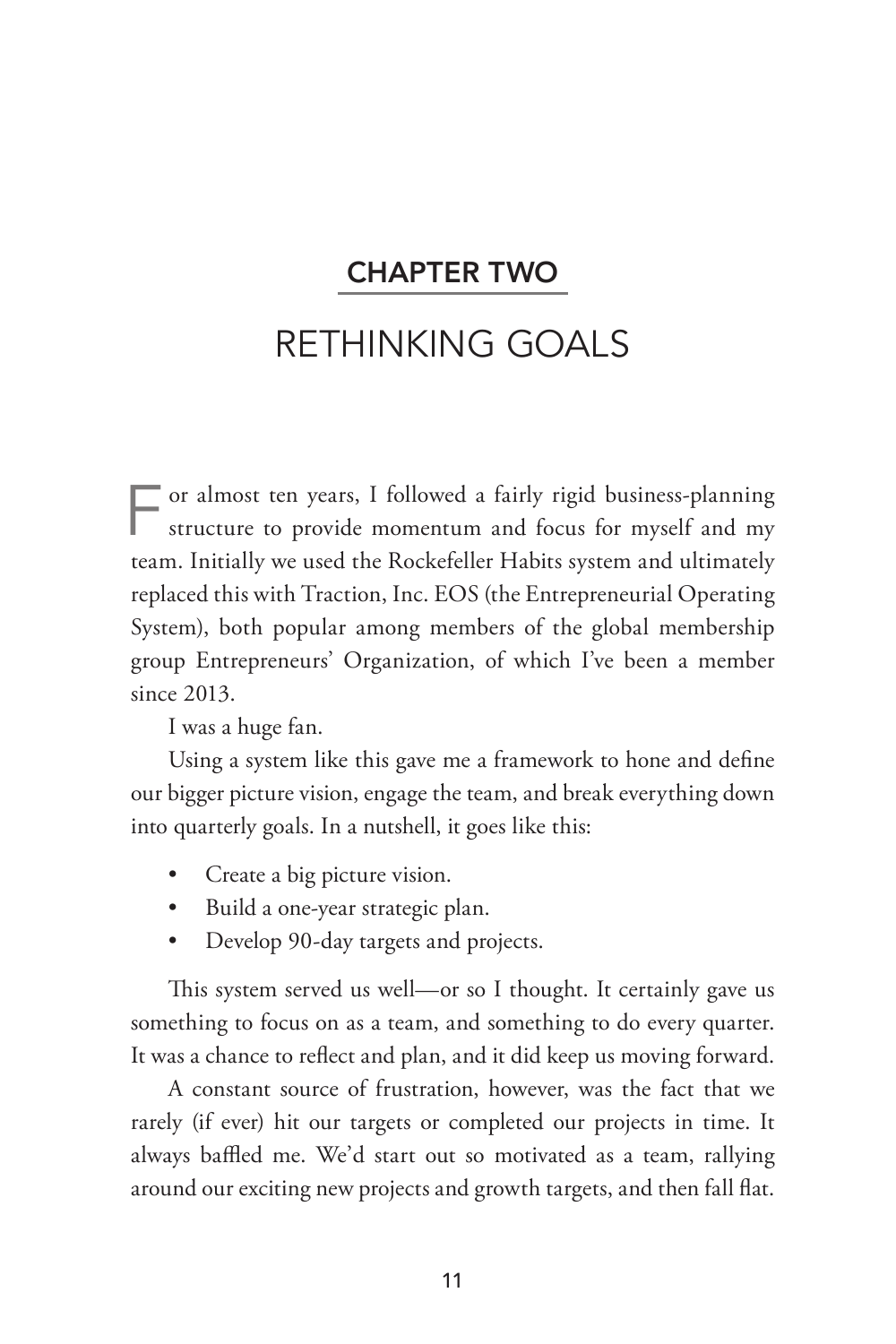## CHAPTER TWO

# RETHINKING GOALS

For almost ten years, I followed a fairly rigid business-planning structure to provide momentum and focus for myself and my team. Initially we used the Rockefeller Habits system and ultimately replaced this with Traction, Inc. EOS (the Entrepreneurial Operating System), both popular among members of the global membership group Entrepreneurs' Organization, of which I've been a member since 2013.

I was a huge fan.

Using a system like this gave me a framework to hone and define our bigger picture vision, engage the team, and break everything down into quarterly goals. In a nutshell, it goes like this:

- Create a big picture vision.
- Build a one-year strategic plan.
- Develop 90-day targets and projects.

This system served us well—or so I thought. It certainly gave us something to focus on as a team, and something to do every quarter. It was a chance to reflect and plan, and it did keep us moving forward.

A constant source of frustration, however, was the fact that we rarely (if ever) hit our targets or completed our projects in time. It always baffled me. We'd start out so motivated as a team, rallying around our exciting new projects and growth targets, and then fall flat.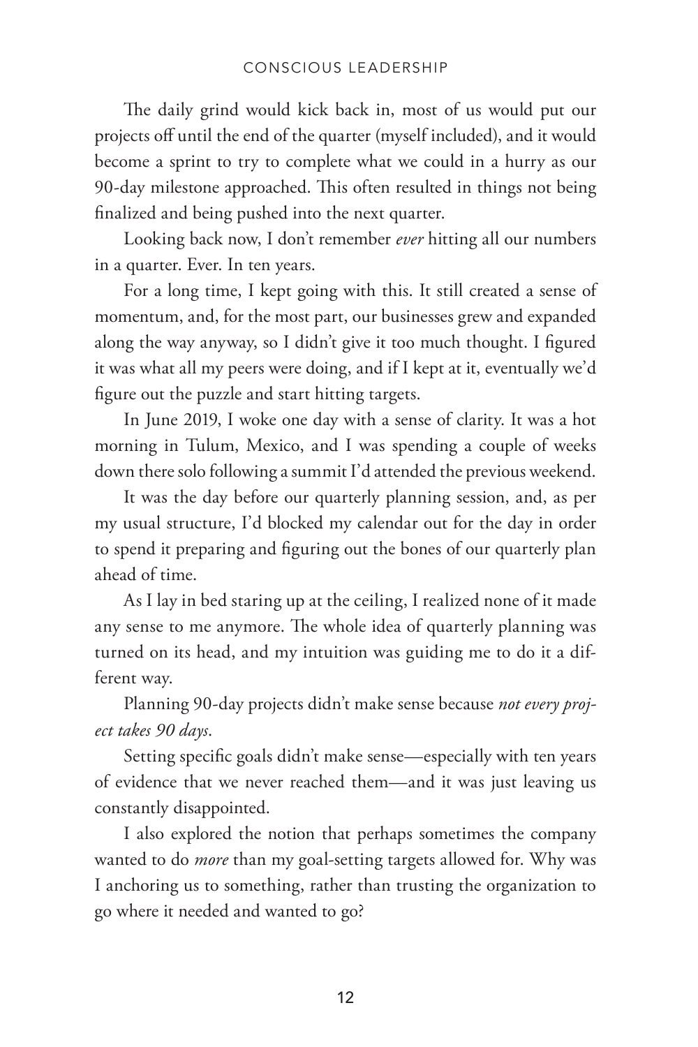The daily grind would kick back in, most of us would put our projects off until the end of the quarter (myself included), and it would become a sprint to try to complete what we could in a hurry as our 90-day milestone approached. This often resulted in things not being finalized and being pushed into the next quarter.

Looking back now, I don't remember *ever* hitting all our numbers in a quarter. Ever. In ten years.

For a long time, I kept going with this. It still created a sense of momentum, and, for the most part, our businesses grew and expanded along the way anyway, so I didn't give it too much thought. I figured it was what all my peers were doing, and if I kept at it, eventually we'd figure out the puzzle and start hitting targets.

In June 2019, I woke one day with a sense of clarity. It was a hot morning in Tulum, Mexico, and I was spending a couple of weeks down there solo following a summit I'd attended the previous weekend.

It was the day before our quarterly planning session, and, as per my usual structure, I'd blocked my calendar out for the day in order to spend it preparing and figuring out the bones of our quarterly plan ahead of time.

As I lay in bed staring up at the ceiling, I realized none of it made any sense to me anymore. The whole idea of quarterly planning was turned on its head, and my intuition was guiding me to do it a different way.

Planning 90-day projects didn't make sense because *not every project takes 90 days*.

Setting specific goals didn't make sense—especially with ten years of evidence that we never reached them—and it was just leaving us constantly disappointed.

I also explored the notion that perhaps sometimes the company wanted to do *more* than my goal-setting targets allowed for. Why was I anchoring us to something, rather than trusting the organization to go where it needed and wanted to go?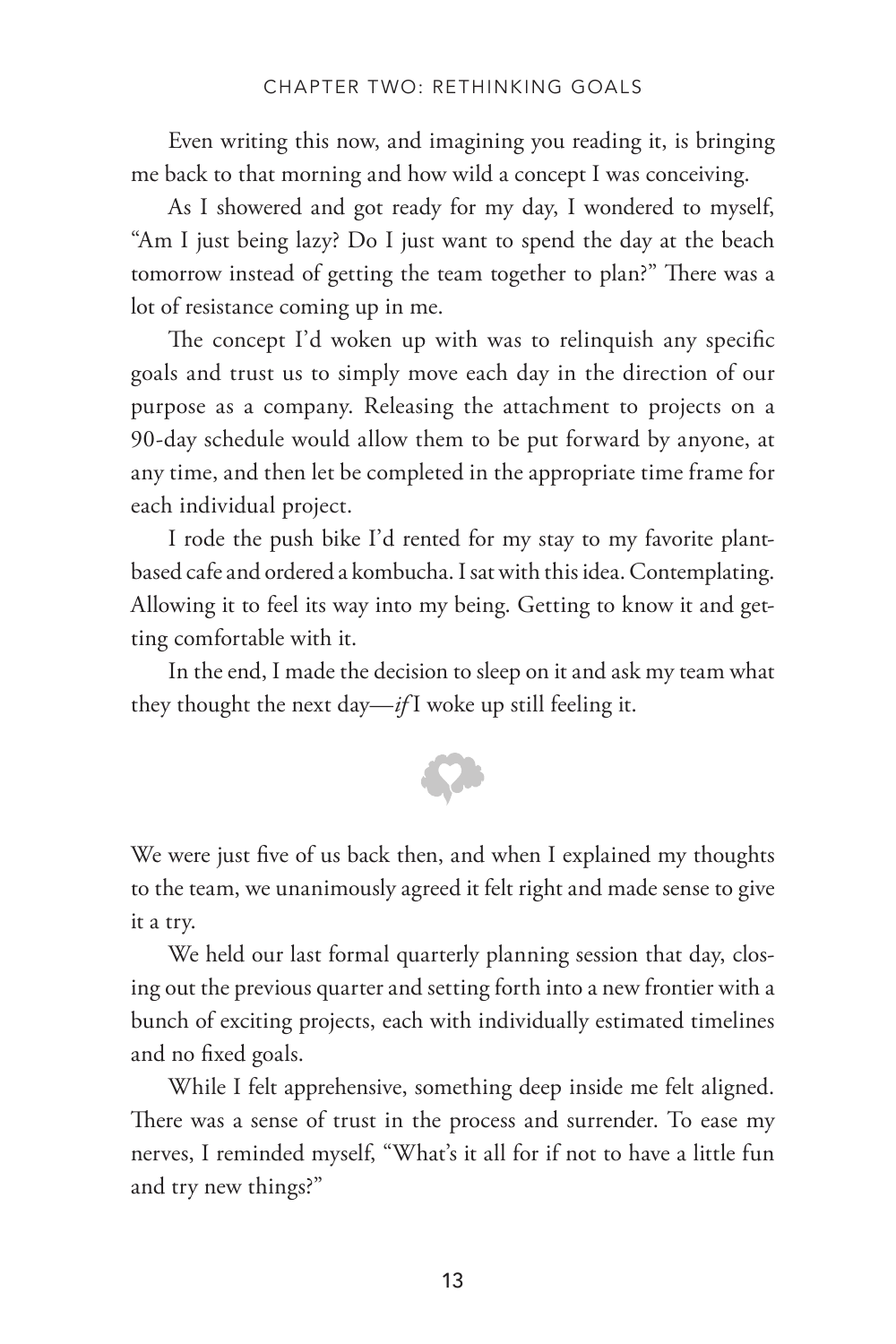Even writing this now, and imagining you reading it, is bringing me back to that morning and how wild a concept I was conceiving.

As I showered and got ready for my day, I wondered to myself, "Am I just being lazy? Do I just want to spend the day at the beach tomorrow instead of getting the team together to plan?" There was a lot of resistance coming up in me.

The concept I'd woken up with was to relinquish any specific goals and trust us to simply move each day in the direction of our purpose as a company. Releasing the attachment to projects on a 90-day schedule would allow them to be put forward by anyone, at any time, and then let be completed in the appropriate time frame for each individual project.

I rode the push bike I'd rented for my stay to my favorite plant-based cafe and ordered a kombucha. I sat with this idea. Contemplating. Allowing it to feel its way into my being. Getting to know it and getting comfortable with it.

In the end, I made the decision to sleep on it and ask my team what they thought the next day—*if* I woke up still feeling it.

We were just five of us back then, and when I explained my thoughts to the team, we unanimously agreed it felt right and made sense to give it a try.

We held our last formal quarterly planning session that day, closing out the previous quarter and setting forth into a new frontier with a bunch of exciting projects, each with individually estimated timelines and no fixed goals.

While I felt apprehensive, something deep inside me felt aligned. There was a sense of trust in the process and surrender. To ease my nerves, I reminded myself, "What's it all for if not to have a little fun and try new things?"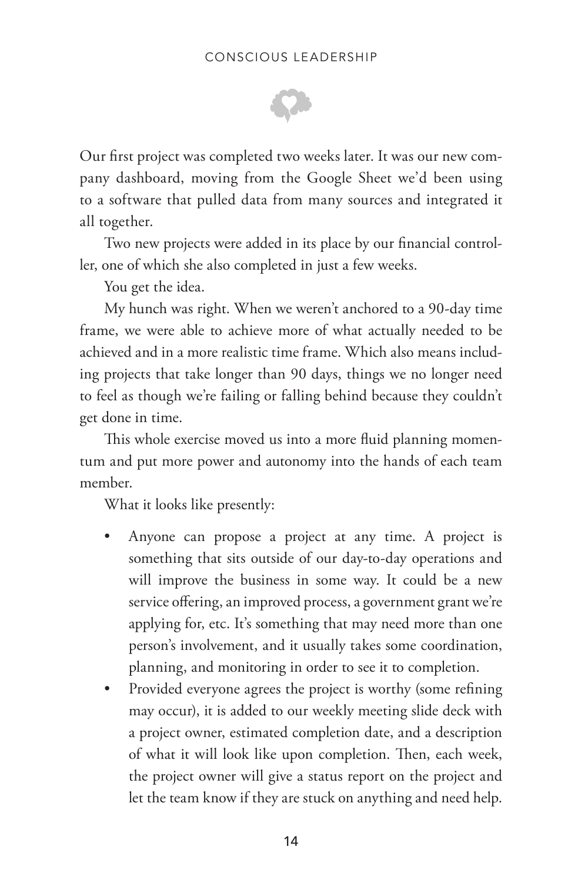Our first project was completed two weeks later. It was our new company dashboard, moving from the Google Sheet we'd been using to a software that pulled data from many sources and integrated it all together.

Two new projects were added in its place by our financial controller, one of which she also completed in just a few weeks.

You get the idea.

My hunch was right. When we weren't anchored to a 90-day time frame, we were able to achieve more of what actually needed to be achieved and in a more realistic time frame. Which also means including projects that take longer than 90 days, things we no longer need to feel as though we're failing or falling behind because they couldn't get done in time.

This whole exercise moved us into a more fluid planning momentum and put more power and autonomy into the hands of each team member.

What it looks like presently:

- Anyone can propose a project at any time. A project is something that sits outside of our day-to-day operations and will improve the business in some way. It could be a new service offering, an improved process, a government grant we're applying for, etc. It's something that may need more than one person's involvement, and it usually takes some coordination, planning, and monitoring in order to see it to completion.
- Provided everyone agrees the project is worthy (some refining may occur), it is added to our weekly meeting slide deck with a project owner, estimated completion date, and a description of what it will look like upon completion. Then, each week, the project owner will give a status report on the project and let the team know if they are stuck on anything and need help.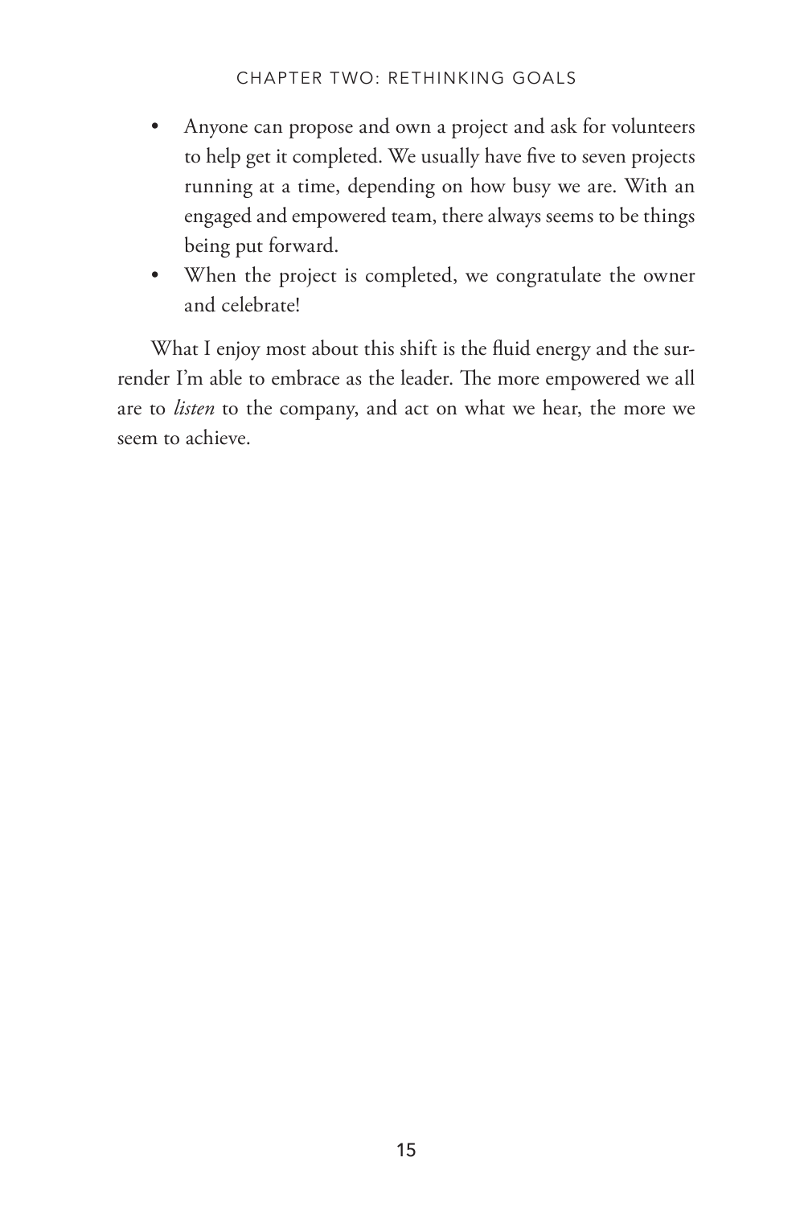- Anyone can propose and own a project and ask for volunteers to help get it completed. We usually have five to seven projects running at a time, depending on how busy we are. With an engaged and empowered team, there always seems to be things being put forward.
- When the project is completed, we congratulate the owner and celebrate!

What I enjoy most about this shift is the fluid energy and the surrender I'm able to embrace as the leader. The more empowered we all are to *listen* to the company, and act on what we hear, the more we seem to achieve.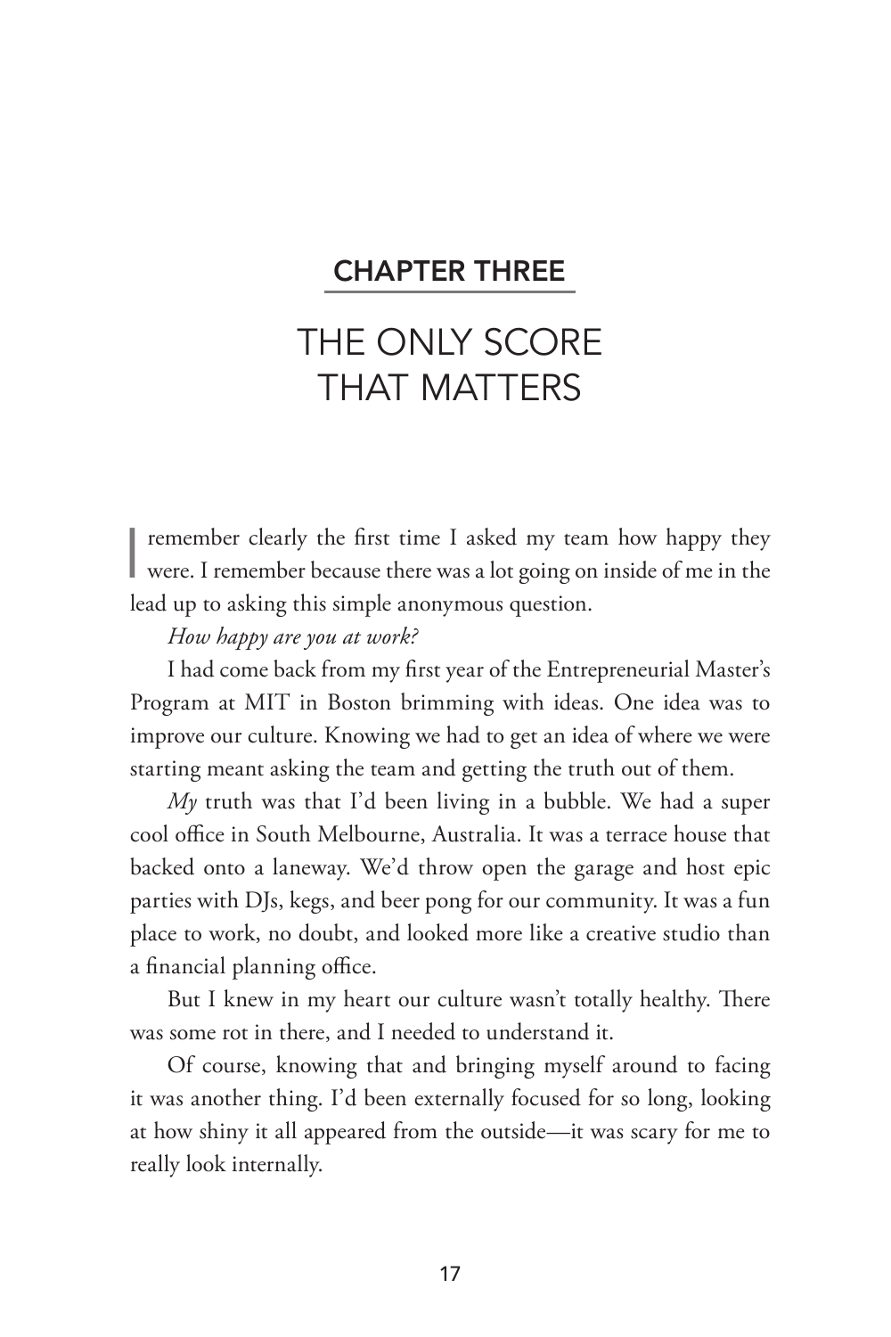## CHAPTER THREE

# THE ONLY SCORE THAT MATTERS

I remember clearly the first time I asked my team how happy they were. I remember because there was a lot going on inside of me in the lead up to asking this simple anonymous question.

*How happy are you at work?*

I had come back from my first year of the Entrepreneurial Master's Program at MIT in Boston brimming with ideas. One idea was to improve our culture. Knowing we had to get an idea of where we were starting meant asking the team and getting the truth out of them.

*My* truth was that I'd been living in a bubble. We had a super cool office in South Melbourne, Australia. It was a terrace house that backed onto a laneway. We'd throw open the garage and host epic parties with DJs, kegs, and beer pong for our community. It was a fun place to work, no doubt, and looked more like a creative studio than a financial planning office.

But I knew in my heart our culture wasn't totally healthy. There was some rot in there, and I needed to understand it.

Of course, knowing that and bringing myself around to facing it was another thing. I'd been externally focused for so long, looking at how shiny it all appeared from the outside—it was scary for me to really look internally.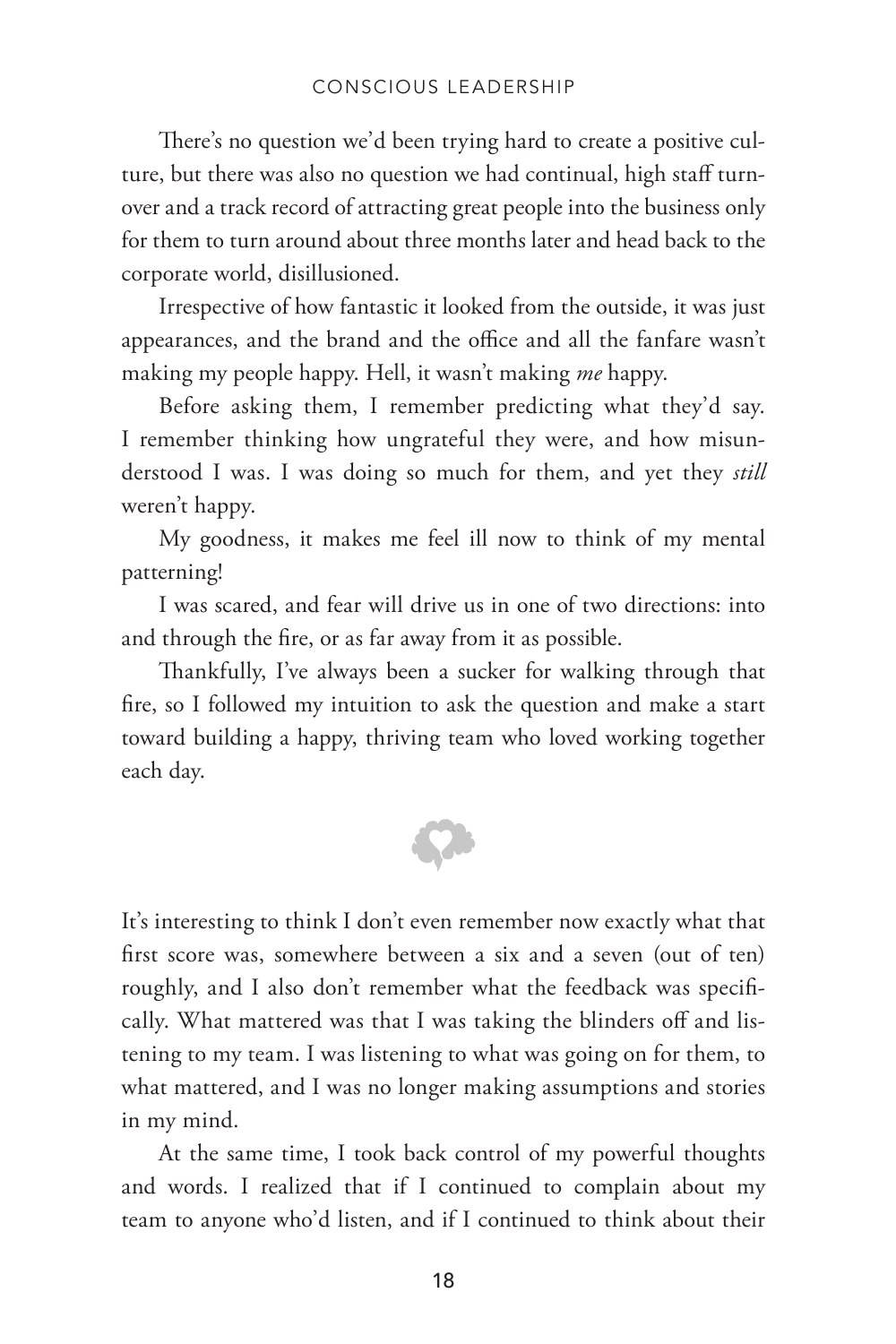There's no question we'd been trying hard to create a positive culture, but there was also no question we had continual, high staff turnover and a track record of attracting great people into the business only for them to turn around about three months later and head back to the corporate world, disillusioned.

Irrespective of how fantastic it looked from the outside, it was just appearances, and the brand and the office and all the fanfare wasn't making my people happy. Hell, it wasn't making *me* happy.

Before asking them, I remember predicting what they'd say. I remember thinking how ungrateful they were, and how misunderstood I was. I was doing so much for them, and yet they *still* weren't happy.

My goodness, it makes me feel ill now to think of my mental patterning!

I was scared, and fear will drive us in one of two directions: into and through the fire, or as far away from it as possible.

Thankfully, I've always been a sucker for walking through that fire, so I followed my intuition to ask the question and make a start toward building a happy, thriving team who loved working together each day.

It's interesting to think I don't even remember now exactly what that first score was, somewhere between a six and a seven (out of ten) roughly, and I also don't remember what the feedback was specifically. What mattered was that I was taking the blinders off and listening to my team. I was listening to what was going on for them, to what mattered, and I was no longer making assumptions and stories in my mind.

At the same time, I took back control of my powerful thoughts and words. I realized that if I continued to complain about my team to anyone who'd listen, and if I continued to think about their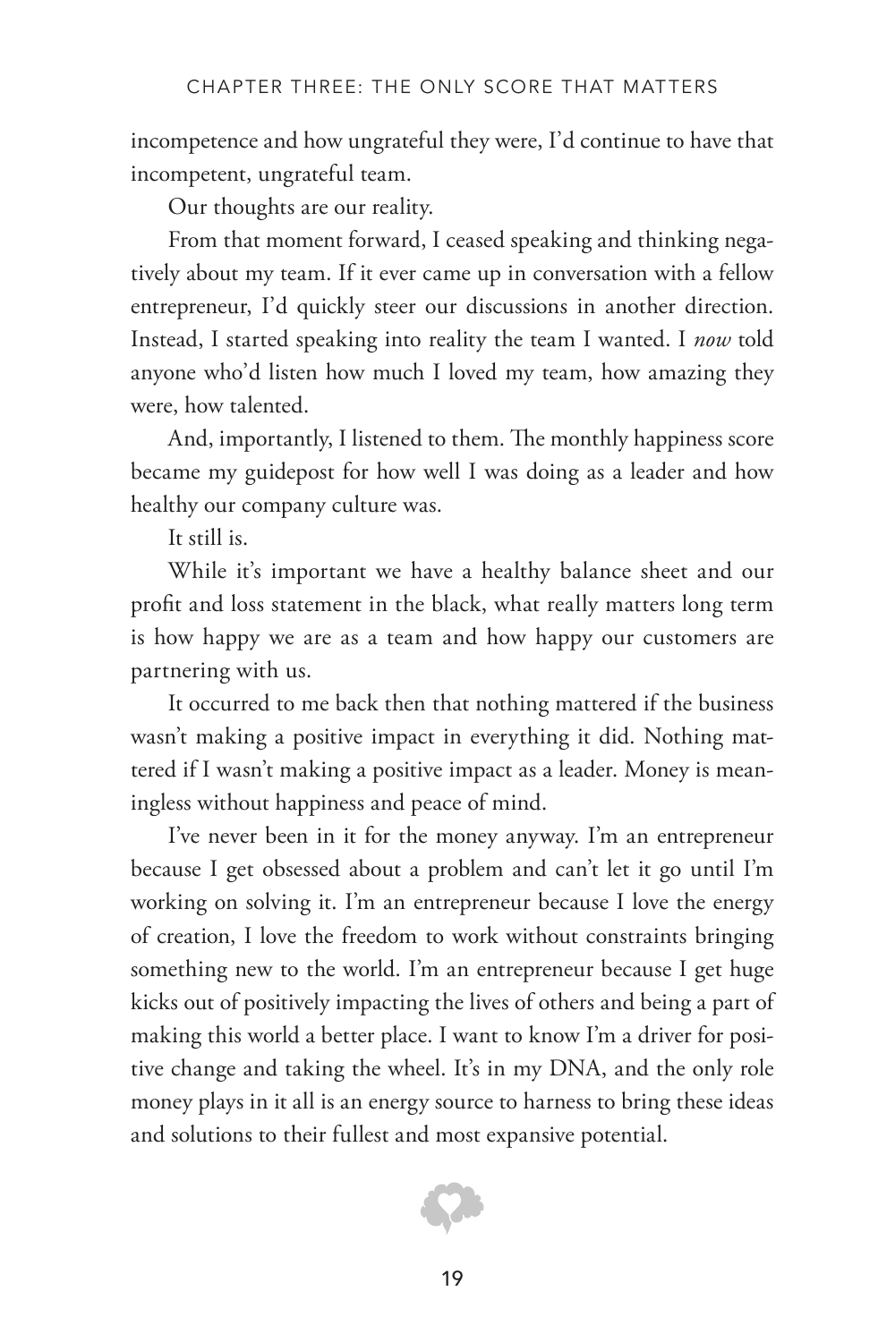incompetence and how ungrateful they were, I'd continue to have that incompetent, ungrateful team.

Our thoughts are our reality.

From that moment forward, I ceased speaking and thinking negatively about my team. If it ever came up in conversation with a fellow entrepreneur, I'd quickly steer our discussions in another direction. Instead, I started speaking into reality the team I wanted. I *now* told anyone who'd listen how much I loved my team, how amazing they were, how talented.

And, importantly, I listened to them. The monthly happiness score became my guidepost for how well I was doing as a leader and how healthy our company culture was.

It still is.

While it's important we have a healthy balance sheet and our profit and loss statement in the black, what really matters long term is how happy we are as a team and how happy our customers are partnering with us.

It occurred to me back then that nothing mattered if the business wasn't making a positive impact in everything it did. Nothing mattered if I wasn't making a positive impact as a leader. Money is meaningless without happiness and peace of mind.

I've never been in it for the money anyway. I'm an entrepreneur because I get obsessed about a problem and can't let it go until I'm working on solving it. I'm an entrepreneur because I love the energy of creation, I love the freedom to work without constraints bringing something new to the world. I'm an entrepreneur because I get huge kicks out of positively impacting the lives of others and being a part of making this world a better place. I want to know I'm a driver for positive change and taking the wheel. It's in my DNA, and the only role money plays in it all is an energy source to harness to bring these ideas and solutions to their fullest and most expansive potential.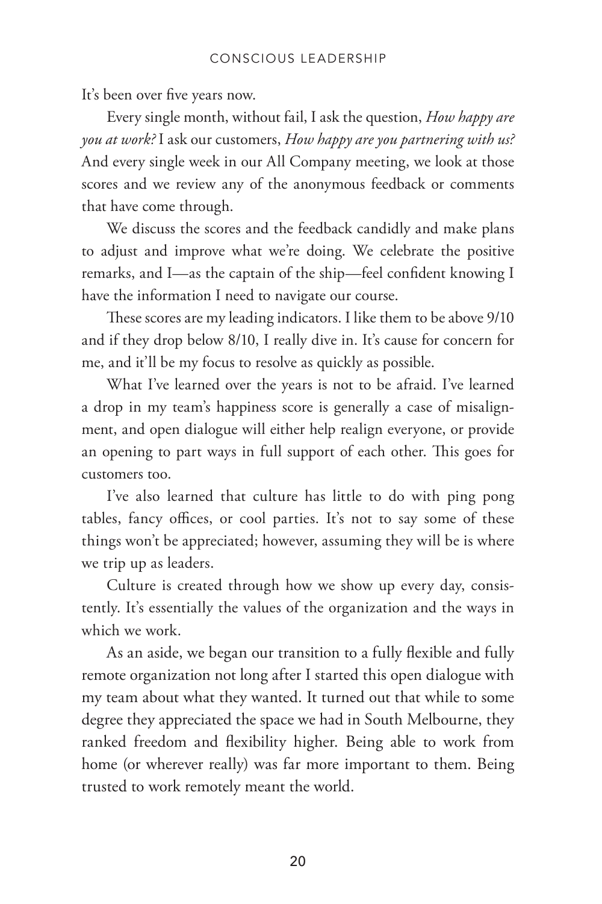It's been over five years now.

Every single month, without fail, I ask the question, *How happy are you at work?* I ask our customers, *How happy are you partnering with us?* And every single week in our All Company meeting, we look at those scores and we review any of the anonymous feedback or comments that have come through.

We discuss the scores and the feedback candidly and make plans to adjust and improve what we're doing. We celebrate the positive remarks, and I—as the captain of the ship—feel confident knowing I have the information I need to navigate our course.

These scores are my leading indicators. I like them to be above 9/10 and if they drop below 8/10, I really dive in. It's cause for concern for me, and it'll be my focus to resolve as quickly as possible.

What I've learned over the years is not to be afraid. I've learned a drop in my team's happiness score is generally a case of misalignment, and open dialogue will either help realign everyone, or provide an opening to part ways in full support of each other. This goes for customers too.

I've also learned that culture has little to do with ping pong tables, fancy offices, or cool parties. It's not to say some of these things won't be appreciated; however, assuming they will be is where we trip up as leaders.

Culture is created through how we show up every day, consistently. It's essentially the values of the organization and the ways in which we work.

As an aside, we began our transition to a fully flexible and fully remote organization not long after I started this open dialogue with my team about what they wanted. It turned out that while to some degree they appreciated the space we had in South Melbourne, they ranked freedom and flexibility higher. Being able to work from home (or wherever really) was far more important to them. Being trusted to work remotely meant the world.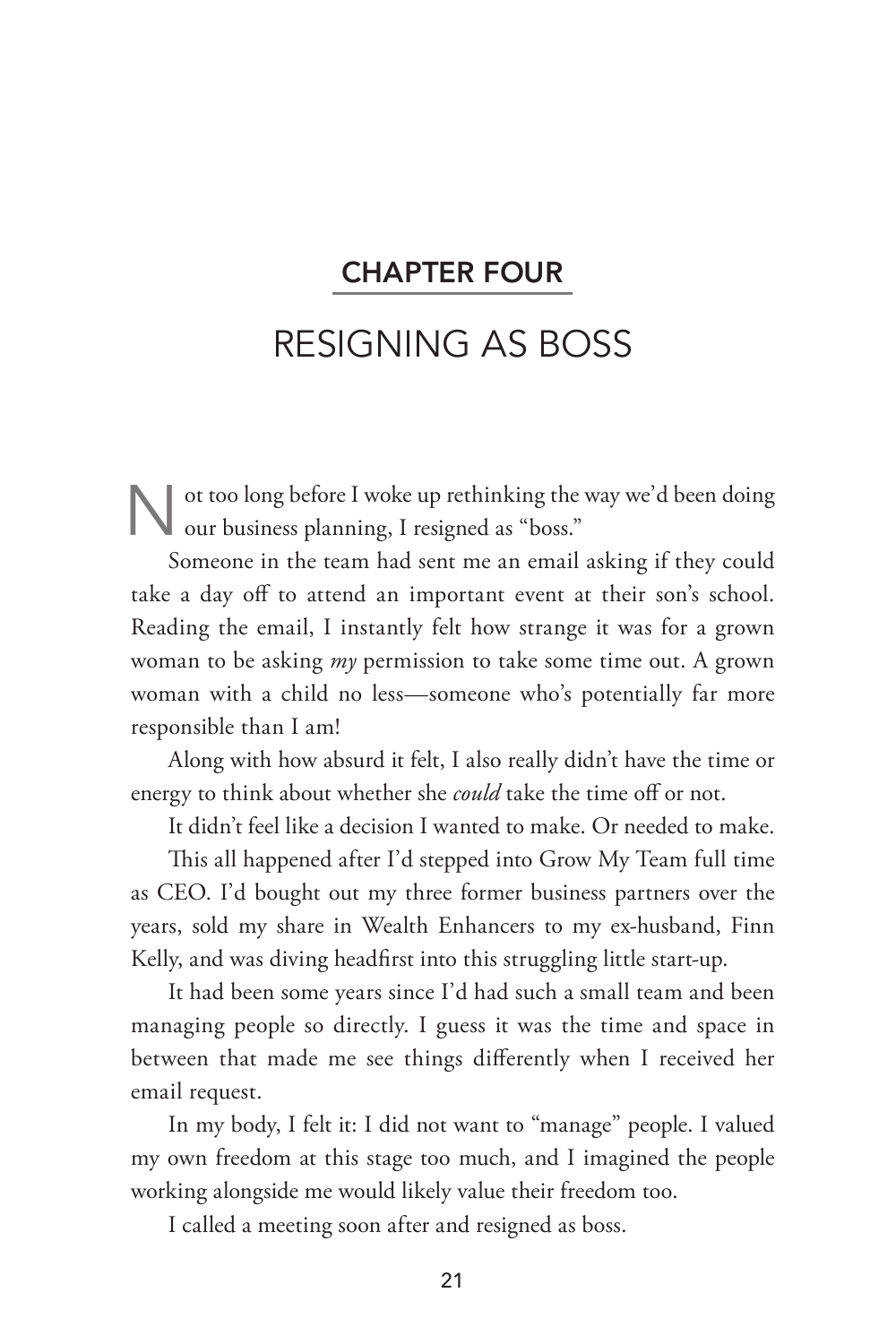## CHAPTER FOUR

# RESIGNING AS BOSS

Not too long before I woke up rethinking the way we'd been doing our business planning, I resigned as "boss."

Someone in the team had sent me an email asking if they could take a day off to attend an important event at their son's school. Reading the email, I instantly felt how strange it was for a grown woman to be asking *my* permission to take some time out. A grown woman with a child no less—someone who's potentially far more responsible than I am!

Along with how absurd it felt, I also really didn't have the time or energy to think about whether she *could* take the time off or not.

It didn't feel like a decision I wanted to make. Or needed to make.

This all happened after I'd stepped into Grow My Team full time as CEO. I'd bought out my three former business partners over the years, sold my share in Wealth Enhancers to my ex-husband, Finn Kelly, and was diving headfirst into this struggling little start-up.

It had been some years since I'd had such a small team and been managing people so directly. I guess it was the time and space in between that made me see things differently when I received her email request.

In my body, I felt it: I did not want to "manage" people. I valued my own freedom at this stage too much, and I imagined the people working alongside me would likely value their freedom too.

I called a meeting soon after and resigned as boss.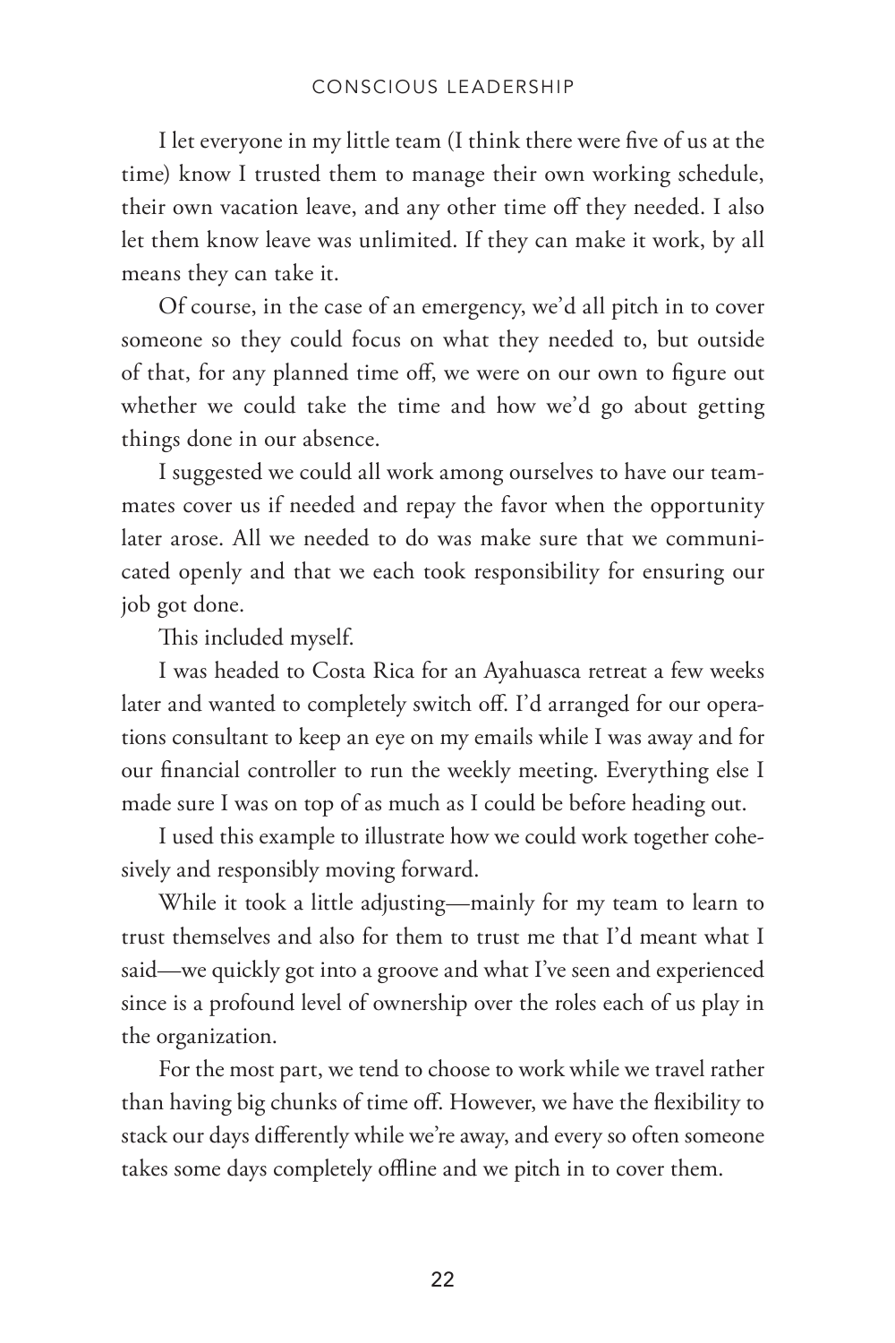I let everyone in my little team (I think there were five of us at the time) know I trusted them to manage their own working schedule, their own vacation leave, and any other time off they needed. I also let them know leave was unlimited. If they can make it work, by all means they can take it.

Of course, in the case of an emergency, we'd all pitch in to cover someone so they could focus on what they needed to, but outside of that, for any planned time off, we were on our own to figure out whether we could take the time and how we'd go about getting things done in our absence.

I suggested we could all work among ourselves to have our teammates cover us if needed and repay the favor when the opportunity later arose. All we needed to do was make sure that we communicated openly and that we each took responsibility for ensuring our job got done.

This included myself.

I was headed to Costa Rica for an Ayahuasca retreat a few weeks later and wanted to completely switch off. I'd arranged for our operations consultant to keep an eye on my emails while I was away and for our financial controller to run the weekly meeting. Everything else I made sure I was on top of as much as I could be before heading out.

I used this example to illustrate how we could work together cohesively and responsibly moving forward.

While it took a little adjusting—mainly for my team to learn to trust themselves and also for them to trust me that I'd meant what I said—we quickly got into a groove and what I've seen and experienced since is a profound level of ownership over the roles each of us play in the organization.

For the most part, we tend to choose to work while we travel rather than having big chunks of time off. However, we have the flexibility to stack our days differently while we're away, and every so often someone takes some days completely offline and we pitch in to cover them.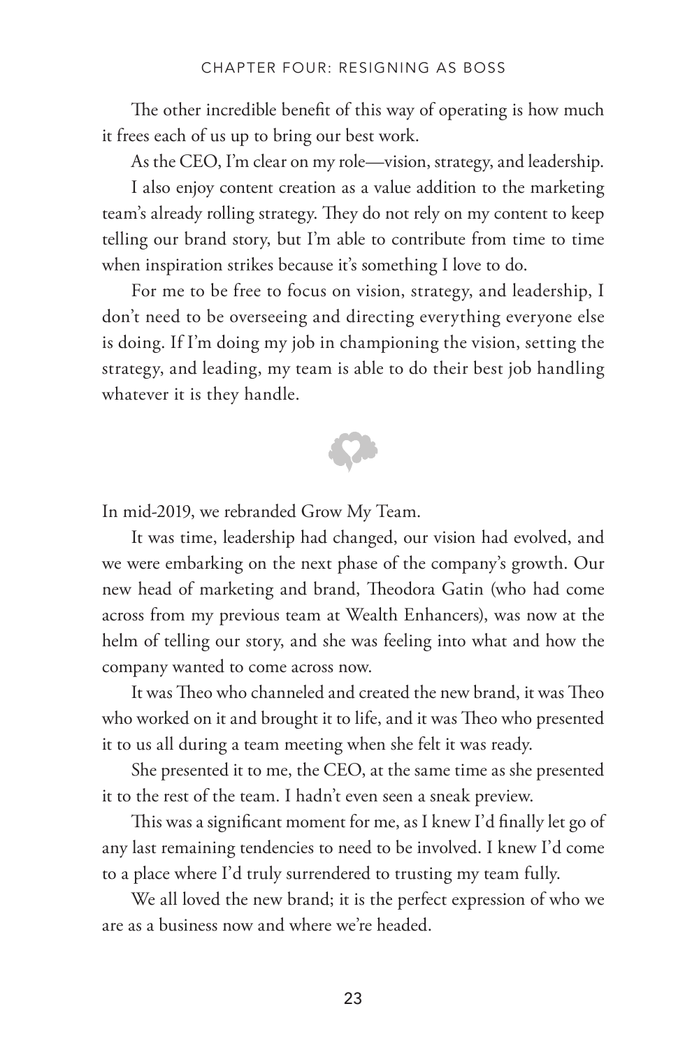The other incredible benefit of this way of operating is how much it frees each of us up to bring our best work.

As the CEO, I'm clear on my role—vision, strategy, and leadership.

I also enjoy content creation as a value addition to the marketing team's already rolling strategy. They do not rely on my content to keep telling our brand story, but I'm able to contribute from time to time when inspiration strikes because it's something I love to do.

For me to be free to focus on vision, strategy, and leadership, I don't need to be overseeing and directing everything everyone else is doing. If I'm doing my job in championing the vision, setting the strategy, and leading, my team is able to do their best job handling whatever it is they handle.

In mid-2019, we rebranded Grow My Team.

It was time, leadership had changed, our vision had evolved, and we were embarking on the next phase of the company's growth. Our new head of marketing and brand, Theodora Gatin (who had come across from my previous team at Wealth Enhancers), was now at the helm of telling our story, and she was feeling into what and how the company wanted to come across now.

It was Theo who channeled and created the new brand, it was Theo who worked on it and brought it to life, and it was Theo who presented it to us all during a team meeting when she felt it was ready.

She presented it to me, the CEO, at the same time as she presented it to the rest of the team. I hadn't even seen a sneak preview.

This was a significant moment for me, as I knew I'd finally let go of any last remaining tendencies to need to be involved. I knew I'd come to a place where I'd truly surrendered to trusting my team fully.

We all loved the new brand; it is the perfect expression of who we are as a business now and where we're headed.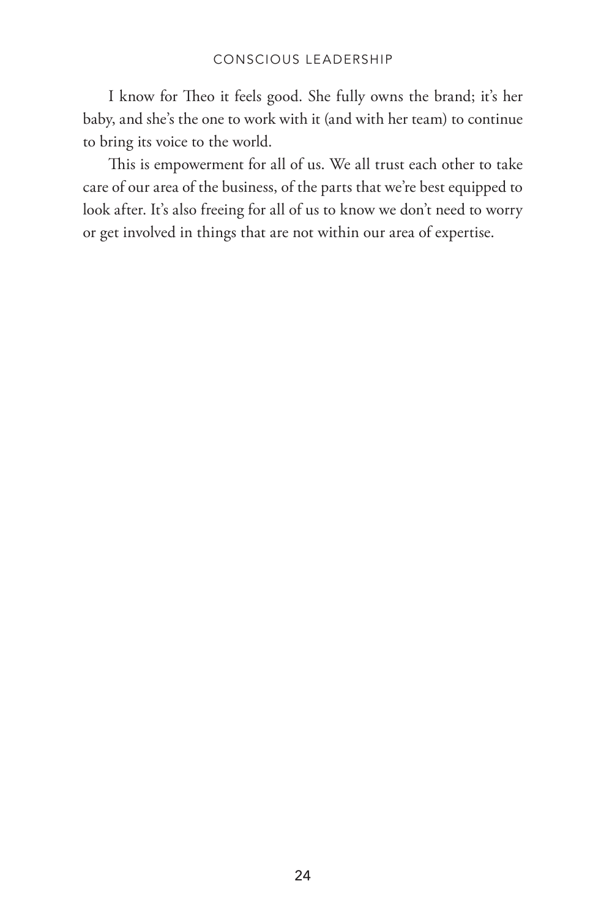I know for Theo it feels good. She fully owns the brand; it's her baby, and she's the one to work with it (and with her team) to continue to bring its voice to the world.

This is empowerment for all of us. We all trust each other to take care of our area of the business, of the parts that we're best equipped to look after. It's also freeing for all of us to know we don't need to worry or get involved in things that are not within our area of expertise.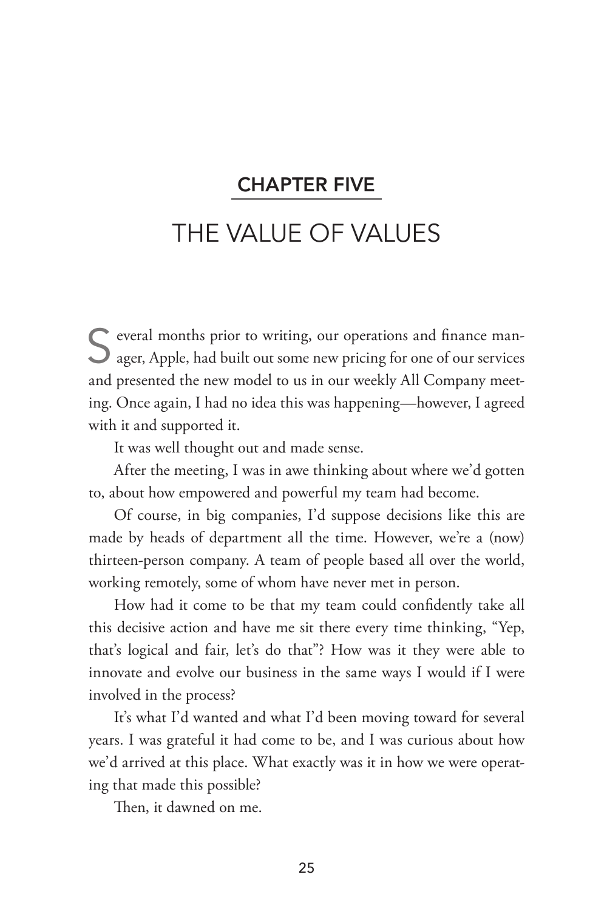## CHAPTER FIVE

# THE VALUE OF VALUES

Several months prior to writing, our operations and finance manager, Apple, had built out some new pricing for one of our services and presented the new model to us in our weekly All Company meeting. Once again, I had no idea this was happening—however, I agreed with it and supported it.

It was well thought out and made sense.

After the meeting, I was in awe thinking about where we'd gotten to, about how empowered and powerful my team had become.

Of course, in big companies, I'd suppose decisions like this are made by heads of department all the time. However, we're a (now) thirteen-person company. A team of people based all over the world, working remotely, some of whom have never met in person.

How had it come to be that my team could confidently take all this decisive action and have me sit there every time thinking, "Yep, that's logical and fair, let's do that"? How was it they were able to innovate and evolve our business in the same ways I would if I were involved in the process?

It's what I'd wanted and what I'd been moving toward for several years. I was grateful it had come to be, and I was curious about how we'd arrived at this place. What exactly was it in how we were operating that made this possible?

Then, it dawned on me.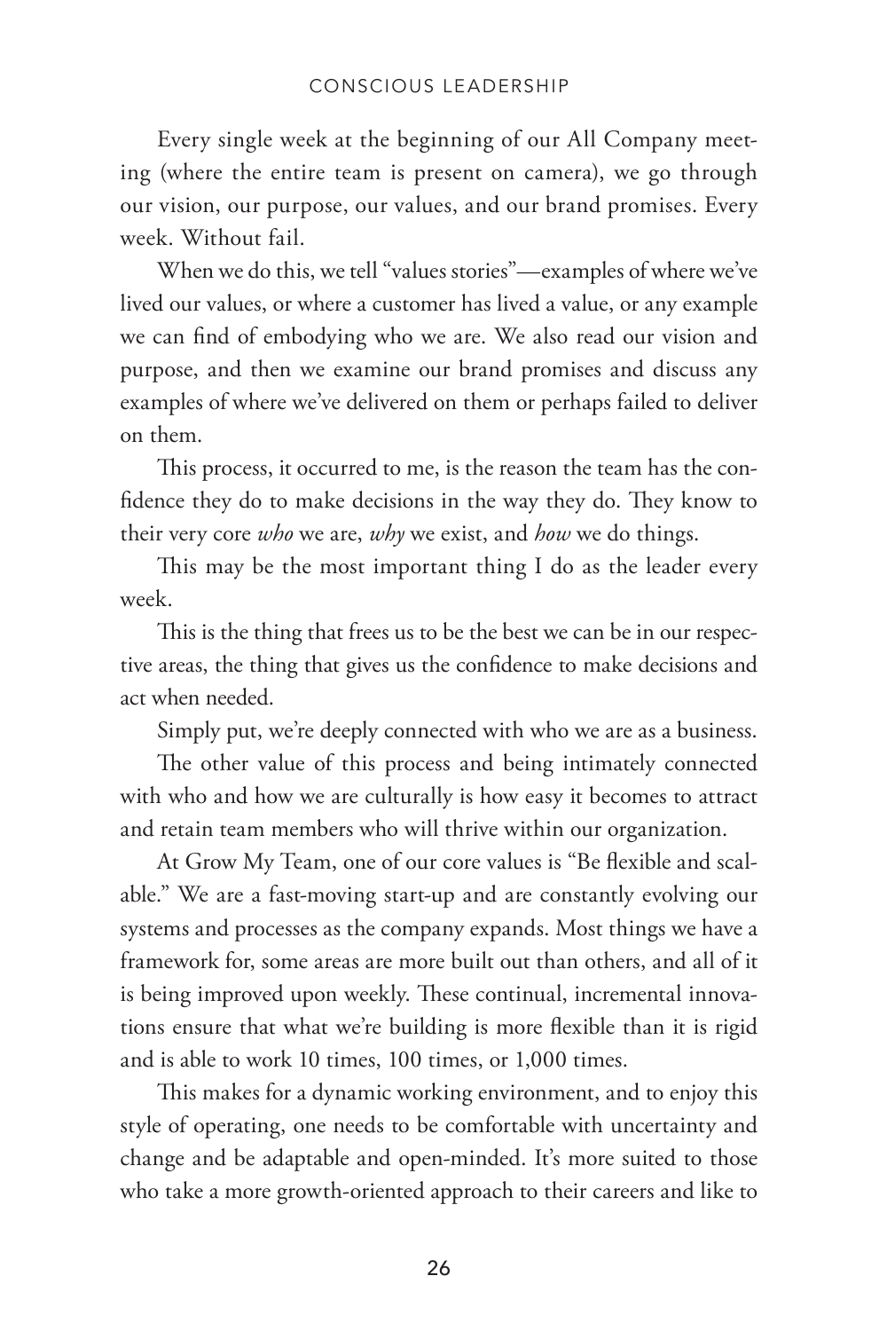Every single week at the beginning of our All Company meeting (where the entire team is present on camera), we go through our vision, our purpose, our values, and our brand promises. Every week. Without fail.

When we do this, we tell "values stories"—examples of where we've lived our values, or where a customer has lived a value, or any example we can find of embodying who we are. We also read our vision and purpose, and then we examine our brand promises and discuss any examples of where we've delivered on them or perhaps failed to deliver on them.

This process, it occurred to me, is the reason the team has the confidence they do to make decisions in the way they do. They know to their very core *who* we are, *why* we exist, and *how* we do things.

This may be the most important thing I do as the leader every week.

This is the thing that frees us to be the best we can be in our respective areas, the thing that gives us the confidence to make decisions and act when needed.

Simply put, we're deeply connected with who we are as a business.

The other value of this process and being intimately connected with who and how we are culturally is how easy it becomes to attract and retain team members who will thrive within our organization.

At Grow My Team, one of our core values is "Be flexible and scalable." We are a fast-moving start-up and are constantly evolving our systems and processes as the company expands. Most things we have a framework for, some areas are more built out than others, and all of it is being improved upon weekly. These continual, incremental innovations ensure that what we're building is more flexible than it is rigid and is able to work 10 times, 100 times, or 1,000 times.

This makes for a dynamic working environment, and to enjoy this style of operating, one needs to be comfortable with uncertainty and change and be adaptable and open-minded. It's more suited to those who take a more growth-oriented approach to their careers and like to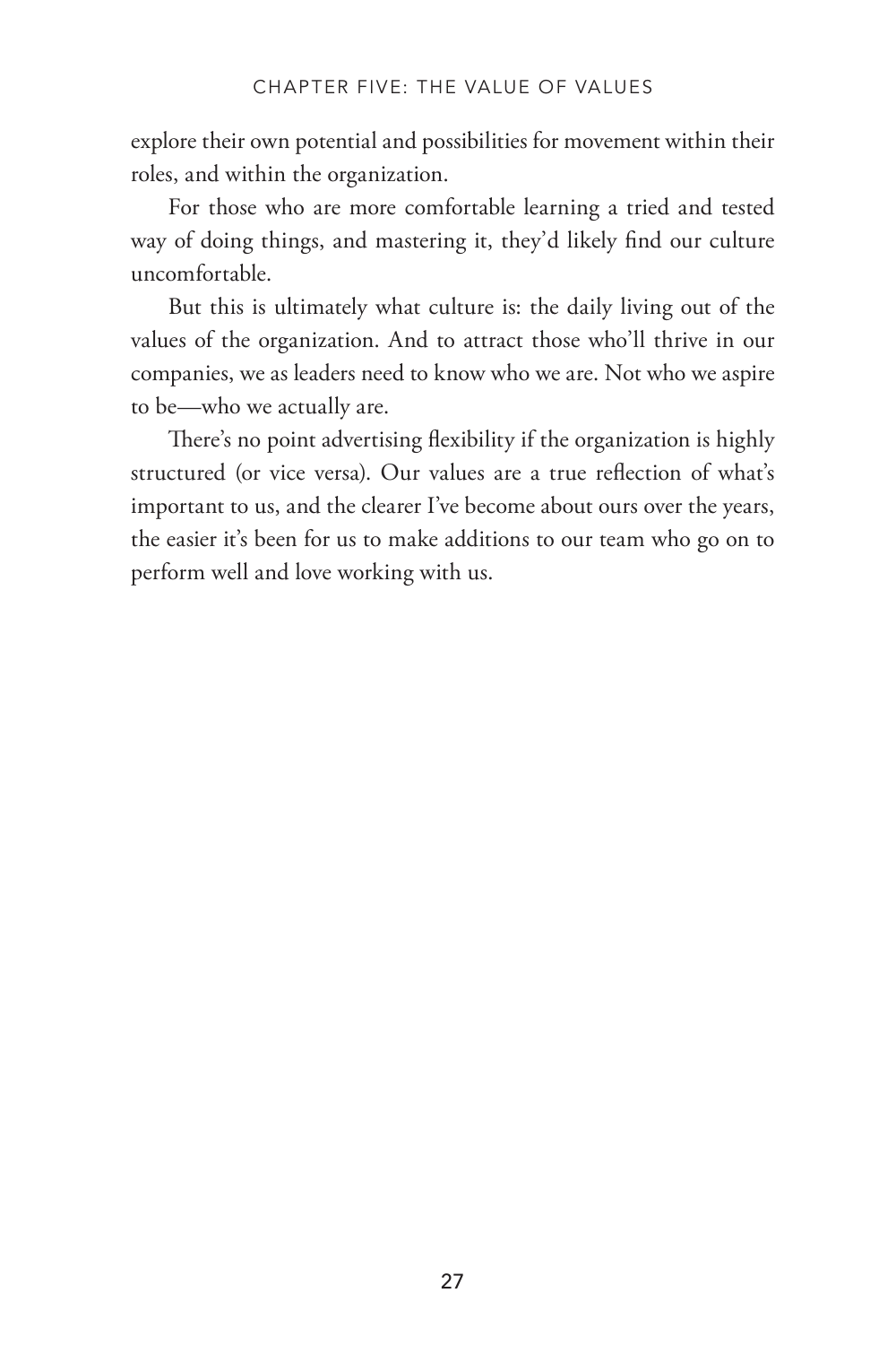explore their own potential and possibilities for movement within their roles, and within the organization.

For those who are more comfortable learning a tried and tested way of doing things, and mastering it, they'd likely find our culture uncomfortable.

But this is ultimately what culture is: the daily living out of the values of the organization. And to attract those who'll thrive in our companies, we as leaders need to know who we are. Not who we aspire to be—who we actually are.

There's no point advertising flexibility if the organization is highly structured (or vice versa). Our values are a true reflection of what's important to us, and the clearer I've become about ours over the years, the easier it's been for us to make additions to our team who go on to perform well and love working with us.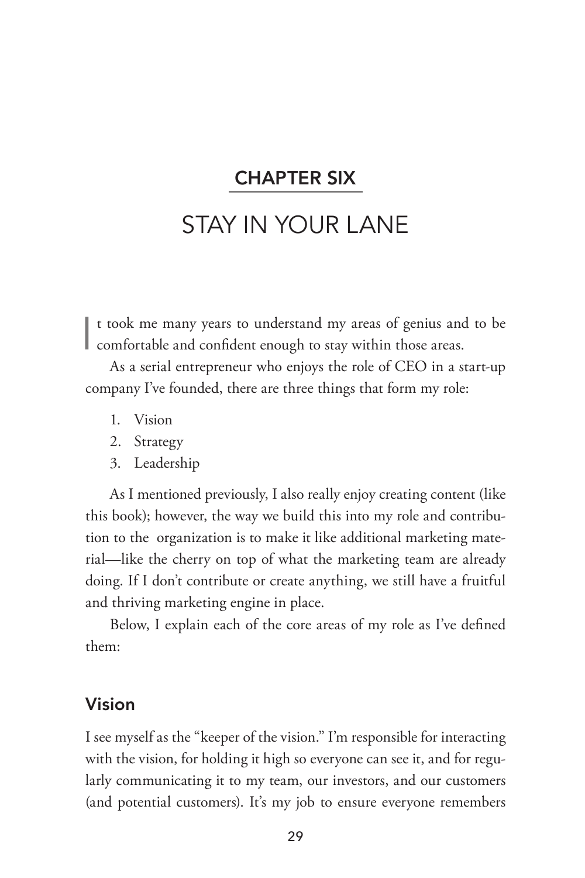# CHAPTER SIX

# STAY IN YOUR LANE

It took me many years to understand my areas of genius and to be comfortable and confident enough to stay within those areas.

As a serial entrepreneur who enjoys the role of CEO in a start-up company I've founded, there are three things that form my role:

1. Vision
2. Strategy
3. Leadership

As I mentioned previously, I also really enjoy creating content (like this book); however, the way we build this into my role and contribution to the organization is to make it like additional marketing material—like the cherry on top of what the marketing team are already doing. If I don't contribute or create anything, we still have a fruitful and thriving marketing engine in place.

Below, I explain each of the core areas of my role as I've defined them:

## Vision

I see myself as the "keeper of the vision." I'm responsible for interacting with the vision, for holding it high so everyone can see it, and for regularly communicating it to my team, our investors, and our customers (and potential customers). It's my job to ensure everyone remembers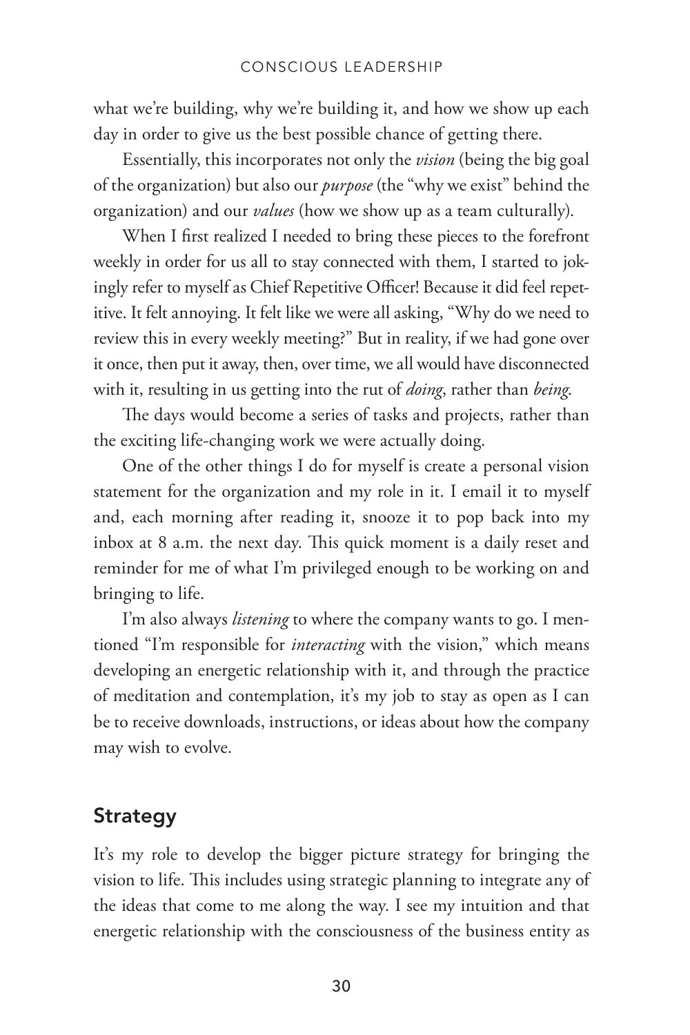what we're building, why we're building it, and how we show up each day in order to give us the best possible chance of getting there.

Essentially, this incorporates not only the *vision* (being the big goal of the organization) but also our *purpose* (the "why we exist" behind the organization) and our *values* (how we show up as a team culturally).

When I first realized I needed to bring these pieces to the forefront weekly in order for us all to stay connected with them, I started to jokingly refer to myself as Chief Repetitive Officer! Because it did feel repetitive. It felt annoying. It felt like we were all asking, "Why do we need to review this in every weekly meeting?" But in reality, if we had gone over it once, then put it away, then, over time, we all would have disconnected with it, resulting in us getting into the rut of *doing*, rather than *being*.

The days would become a series of tasks and projects, rather than the exciting life-changing work we were actually doing.

One of the other things I do for myself is create a personal vision statement for the organization and my role in it. I email it to myself and, each morning after reading it, snooze it to pop back into my inbox at 8 a.m. the next day. This quick moment is a daily reset and reminder for me of what I'm privileged enough to be working on and bringing to life.

I'm also always *listening* to where the company wants to go. I mentioned "I'm responsible for *interacting* with the vision," which means developing an energetic relationship with it, and through the practice of meditation and contemplation, it's my job to stay as open as I can be to receive downloads, instructions, or ideas about how the company may wish to evolve.

## Strategy

It's my role to develop the bigger picture strategy for bringing the vision to life. This includes using strategic planning to integrate any of the ideas that come to me along the way. I see my intuition and that energetic relationship with the consciousness of the business entity as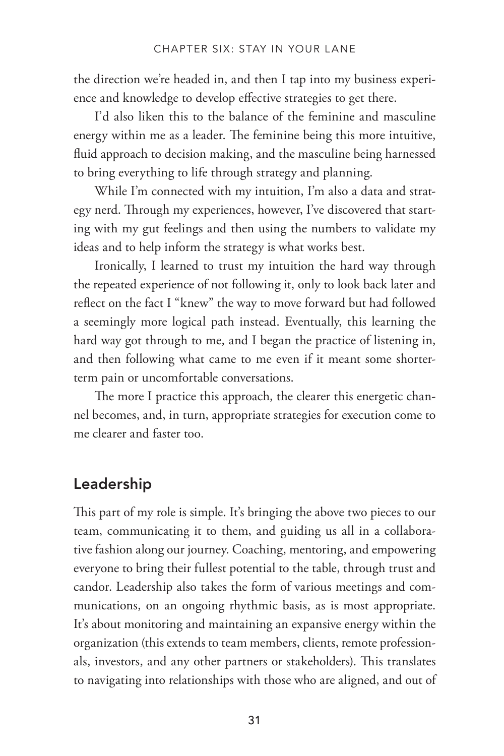the direction we're headed in, and then I tap into my business experience and knowledge to develop effective strategies to get there.

I'd also liken this to the balance of the feminine and masculine energy within me as a leader. The feminine being this more intuitive, fluid approach to decision making, and the masculine being harnessed to bring everything to life through strategy and planning.

While I'm connected with my intuition, I'm also a data and strategy nerd. Through my experiences, however, I've discovered that starting with my gut feelings and then using the numbers to validate my ideas and to help inform the strategy is what works best.

Ironically, I learned to trust my intuition the hard way through the repeated experience of not following it, only to look back later and reflect on the fact I "knew" the way to move forward but had followed a seemingly more logical path instead. Eventually, this learning the hard way got through to me, and I began the practice of listening in, and then following what came to me even if it meant some shorter-term pain or uncomfortable conversations.

The more I practice this approach, the clearer this energetic channel becomes, and, in turn, appropriate strategies for execution come to me clearer and faster too.

## Leadership

This part of my role is simple. It's bringing the above two pieces to our team, communicating it to them, and guiding us all in a collaborative fashion along our journey. Coaching, mentoring, and empowering everyone to bring their fullest potential to the table, through trust and candor. Leadership also takes the form of various meetings and communications, on an ongoing rhythmic basis, as is most appropriate. It's about monitoring and maintaining an expansive energy within the organization (this extends to team members, clients, remote professionals, investors, and any other partners or stakeholders). This translates to navigating into relationships with those who are aligned, and out of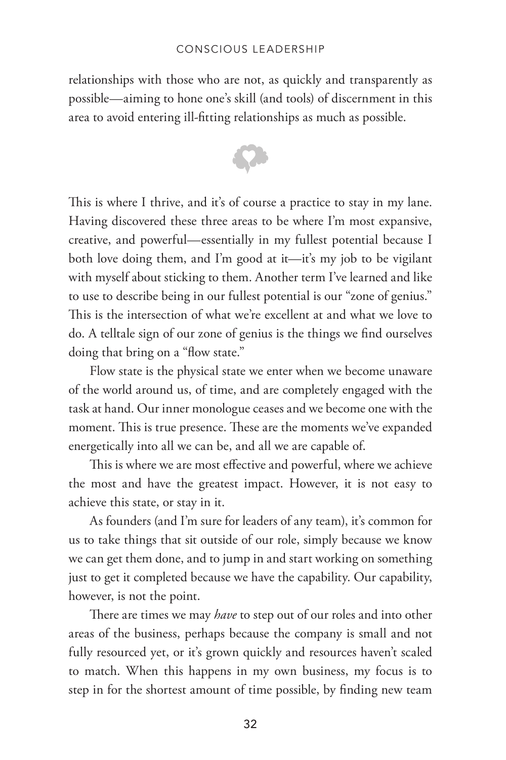relationships with those who are not, as quickly and transparently as possible—aiming to hone one's skill (and tools) of discernment in this area to avoid entering ill-fitting relationships as much as possible.

This is where I thrive, and it's of course a practice to stay in my lane. Having discovered these three areas to be where I'm most expansive, creative, and powerful—essentially in my fullest potential because I both love doing them, and I'm good at it—it's my job to be vigilant with myself about sticking to them. Another term I've learned and like to use to describe being in our fullest potential is our "zone of genius." This is the intersection of what we're excellent at and what we love to do. A telltale sign of our zone of genius is the things we find ourselves doing that bring on a "flow state."

Flow state is the physical state we enter when we become unaware of the world around us, of time, and are completely engaged with the task at hand. Our inner monologue ceases and we become one with the moment. This is true presence. These are the moments we've expanded energetically into all we can be, and all we are capable of.

This is where we are most effective and powerful, where we achieve the most and have the greatest impact. However, it is not easy to achieve this state, or stay in it.

As founders (and I'm sure for leaders of any team), it's common for us to take things that sit outside of our role, simply because we know we can get them done, and to jump in and start working on something just to get it completed because we have the capability. Our capability, however, is not the point.

There are times we may *have* to step out of our roles and into other areas of the business, perhaps because the company is small and not fully resourced yet, or it's grown quickly and resources haven't scaled to match. When this happens in my own business, my focus is to step in for the shortest amount of time possible, by finding new team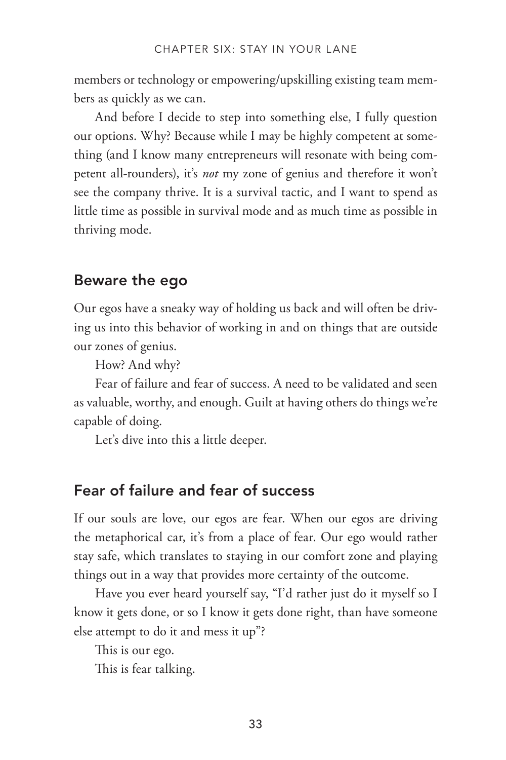members or technology or empowering/upskilling existing team members as quickly as we can.

And before I decide to step into something else, I fully question our options. Why? Because while I may be highly competent at something (and I know many entrepreneurs will resonate with being competent all-rounders), it's *not* my zone of genius and therefore it won't see the company thrive. It is a survival tactic, and I want to spend as little time as possible in survival mode and as much time as possible in thriving mode.

## Beware the ego

Our egos have a sneaky way of holding us back and will often be driving us into this behavior of working in and on things that are outside our zones of genius.

How? And why?

Fear of failure and fear of success. A need to be validated and seen as valuable, worthy, and enough. Guilt at having others do things we're capable of doing.

Let's dive into this a little deeper.

## Fear of failure and fear of success

If our souls are love, our egos are fear. When our egos are driving the metaphorical car, it's from a place of fear. Our ego would rather stay safe, which translates to staying in our comfort zone and playing things out in a way that provides more certainty of the outcome.

Have you ever heard yourself say, "I'd rather just do it myself so I know it gets done, or so I know it gets done right, than have someone else attempt to do it and mess it up"?

This is our ego.

This is fear talking.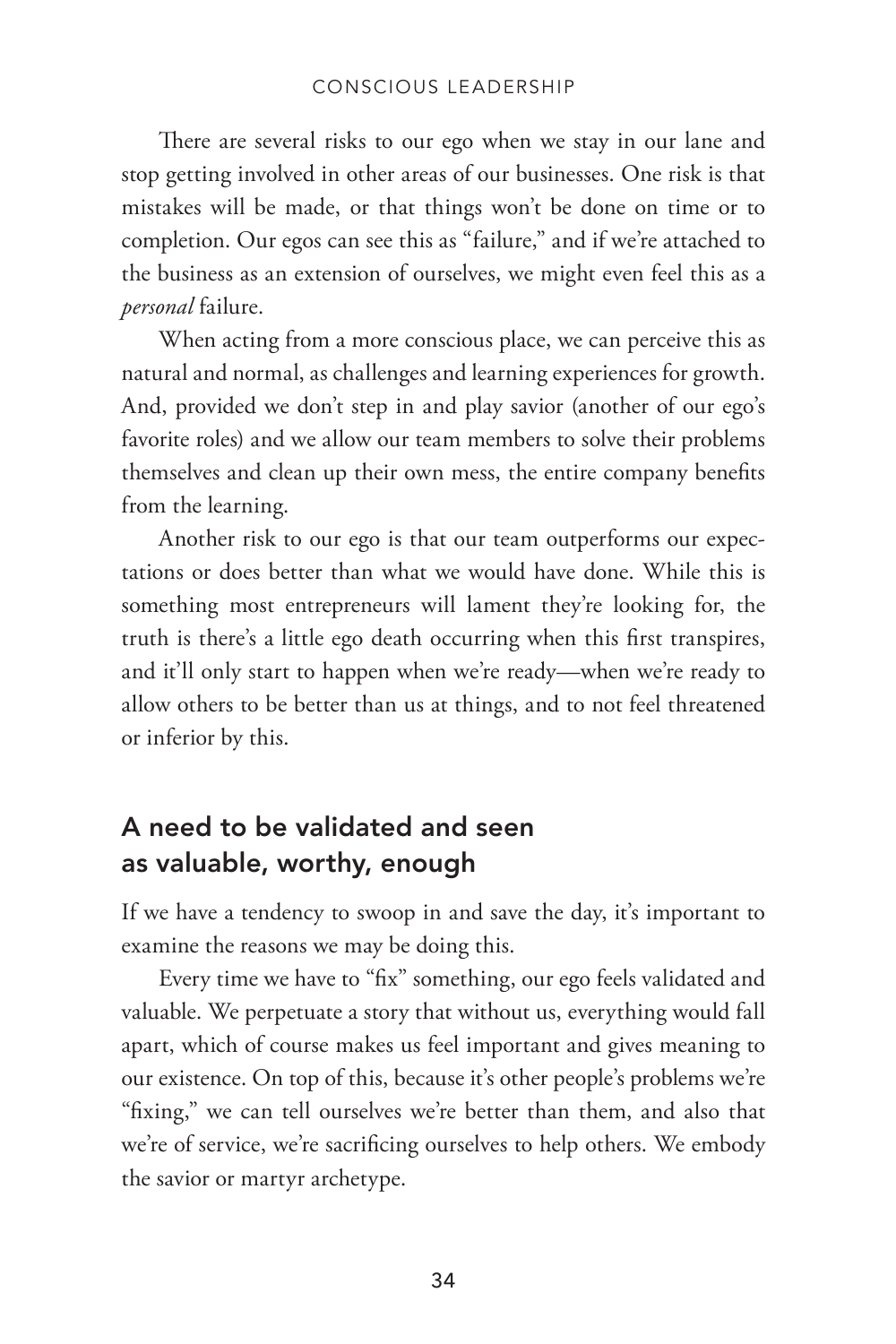There are several risks to our ego when we stay in our lane and stop getting involved in other areas of our businesses. One risk is that mistakes will be made, or that things won't be done on time or to completion. Our egos can see this as "failure," and if we're attached to the business as an extension of ourselves, we might even feel this as a *personal* failure.

When acting from a more conscious place, we can perceive this as natural and normal, as challenges and learning experiences for growth. And, provided we don't step in and play savior (another of our ego's favorite roles) and we allow our team members to solve their problems themselves and clean up their own mess, the entire company benefits from the learning.

Another risk to our ego is that our team outperforms our expectations or does better than what we would have done. While this is something most entrepreneurs will lament they're looking for, the truth is there's a little ego death occurring when this first transpires, and it'll only start to happen when we're ready—when we're ready to allow others to be better than us at things, and to not feel threatened or inferior by this.

## A need to be validated and seen as valuable, worthy, enough

If we have a tendency to swoop in and save the day, it's important to examine the reasons we may be doing this.

Every time we have to "fix" something, our ego feels validated and valuable. We perpetuate a story that without us, everything would fall apart, which of course makes us feel important and gives meaning to our existence. On top of this, because it's other people's problems we're "fixing," we can tell ourselves we're better than them, and also that we're of service, we're sacrificing ourselves to help others. We embody the savior or martyr archetype.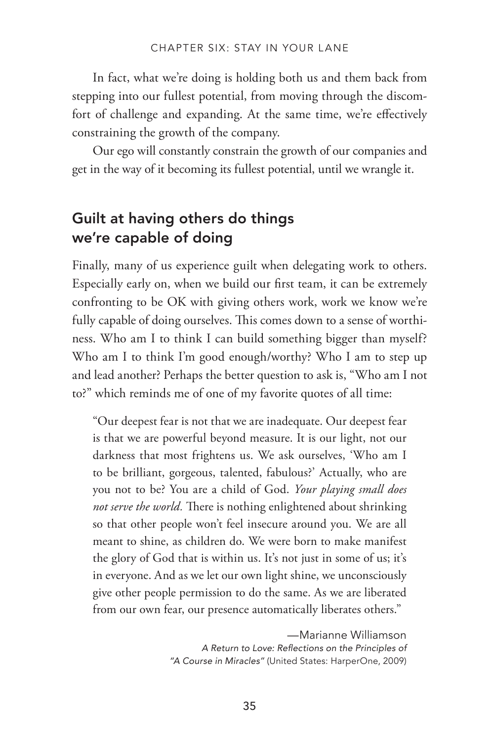In fact, what we're doing is holding both us and them back from stepping into our fullest potential, from moving through the discomfort of challenge and expanding. At the same time, we're effectively constraining the growth of the company.

Our ego will constantly constrain the growth of our companies and get in the way of it becoming its fullest potential, until we wrangle it.

## Guilt at having others do things we're capable of doing

Finally, many of us experience guilt when delegating work to others. Especially early on, when we build our first team, it can be extremely confronting to be OK with giving others work, work we know we're fully capable of doing ourselves. This comes down to a sense of worthiness. Who am I to think I can build something bigger than myself? Who am I to think I'm good enough/worthy? Who I am to step up and lead another? Perhaps the better question to ask is, "Who am I not to?" which reminds me of one of my favorite quotes of all time:

> "Our deepest fear is not that we are inadequate. Our deepest fear is that we are powerful beyond measure. It is our light, not our darkness that most frightens us. We ask ourselves, 'Who am I to be brilliant, gorgeous, talented, fabulous?' Actually, who are you not to be? You are a child of God. *Your playing small does not serve the world.* There is nothing enlightened about shrinking so that other people won't feel insecure around you. We are all meant to shine, as children do. We were born to make manifest the glory of God that is within us. It's not just in some of us; it's in everyone. And as we let our own light shine, we unconsciously give other people permission to do the same. As we are liberated from our own fear, our presence automatically liberates others."
>
> —Marianne Williamson
> *A Return to Love: Reflections on the Principles of "A Course in Miracles"* (United States: HarperOne, 2009)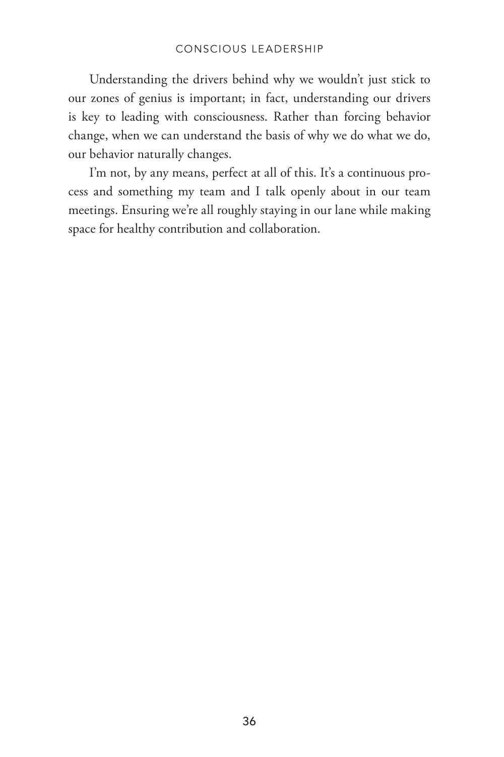Understanding the drivers behind why we wouldn't just stick to our zones of genius is important; in fact, understanding our drivers is key to leading with consciousness. Rather than forcing behavior change, when we can understand the basis of why we do what we do, our behavior naturally changes.

I'm not, by any means, perfect at all of this. It's a continuous process and something my team and I talk openly about in our team meetings. Ensuring we're all roughly staying in our lane while making space for healthy contribution and collaboration.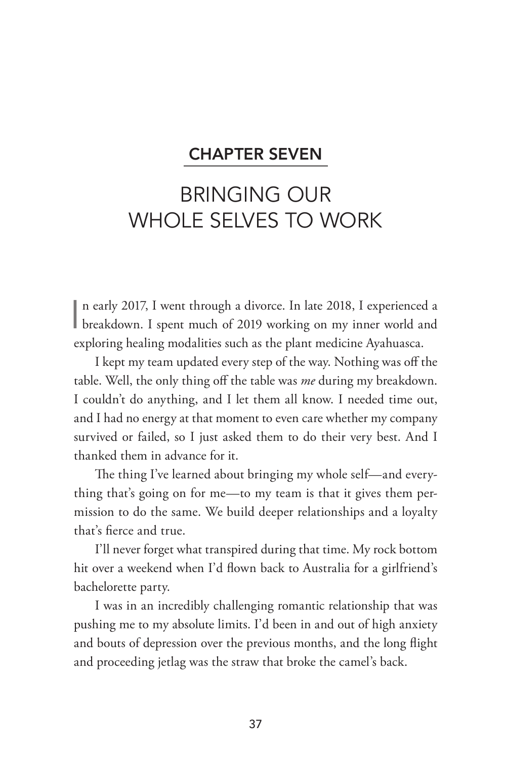## CHAPTER SEVEN

# BRINGING OUR WHOLE SELVES TO WORK

In early 2017, I went through a divorce. In late 2018, I experienced a breakdown. I spent much of 2019 working on my inner world and exploring healing modalities such as the plant medicine Ayahuasca.

I kept my team updated every step of the way. Nothing was off the table. Well, the only thing off the table was *me* during my breakdown. I couldn't do anything, and I let them all know. I needed time out, and I had no energy at that moment to even care whether my company survived or failed, so I just asked them to do their very best. And I thanked them in advance for it.

The thing I've learned about bringing my whole self—and everything that's going on for me—to my team is that it gives them permission to do the same. We build deeper relationships and a loyalty that's fierce and true.

I'll never forget what transpired during that time. My rock bottom hit over a weekend when I'd flown back to Australia for a girlfriend's bachelorette party.

I was in an incredibly challenging romantic relationship that was pushing me to my absolute limits. I'd been in and out of high anxiety and bouts of depression over the previous months, and the long flight and proceeding jetlag was the straw that broke the camel's back.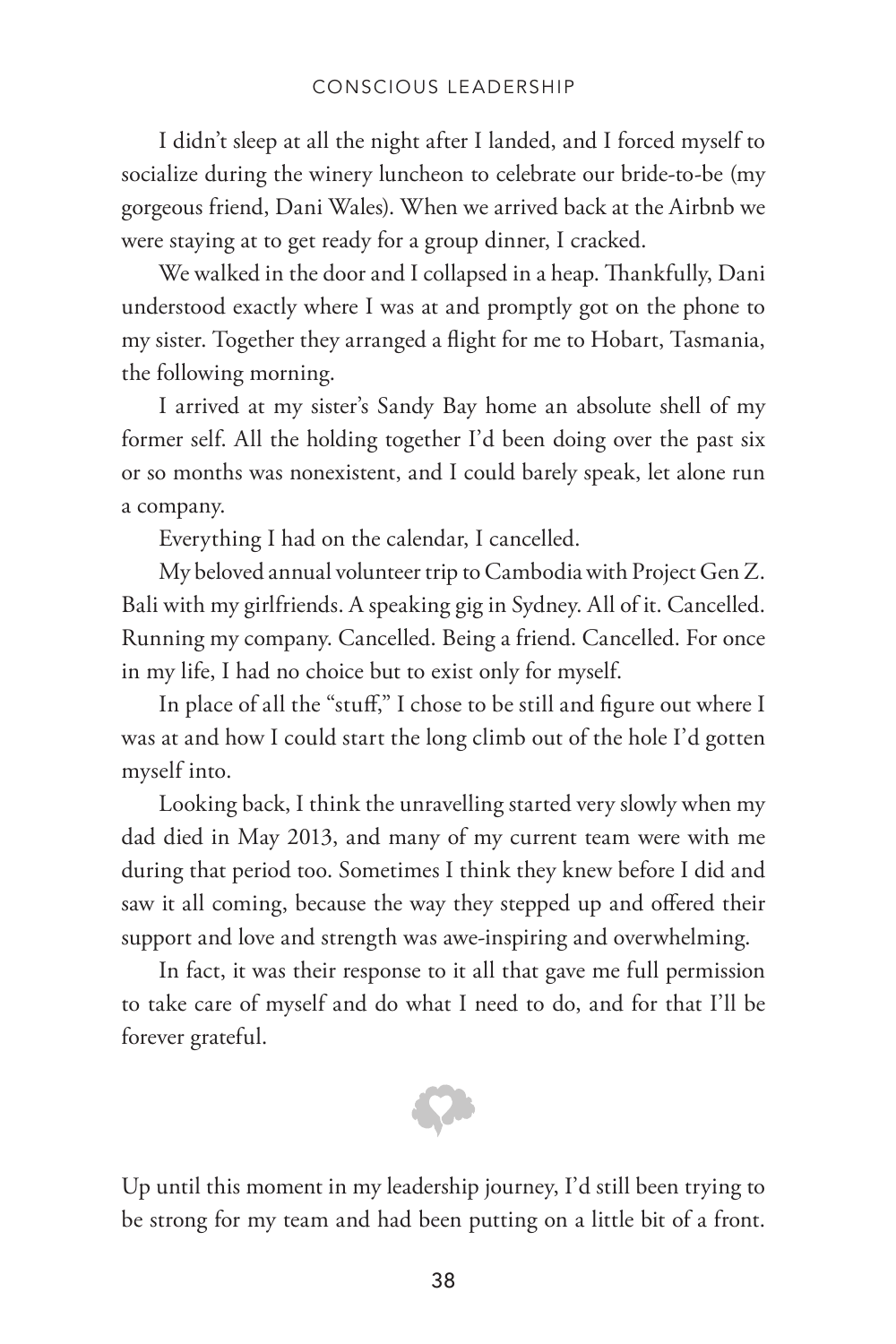I didn't sleep at all the night after I landed, and I forced myself to socialize during the winery luncheon to celebrate our bride-to-be (my gorgeous friend, Dani Wales). When we arrived back at the Airbnb we were staying at to get ready for a group dinner, I cracked.

We walked in the door and I collapsed in a heap. Thankfully, Dani understood exactly where I was at and promptly got on the phone to my sister. Together they arranged a flight for me to Hobart, Tasmania, the following morning.

I arrived at my sister's Sandy Bay home an absolute shell of my former self. All the holding together I'd been doing over the past six or so months was nonexistent, and I could barely speak, let alone run a company.

Everything I had on the calendar, I cancelled.

My beloved annual volunteer trip to Cambodia with Project Gen Z. Bali with my girlfriends. A speaking gig in Sydney. All of it. Cancelled. Running my company. Cancelled. Being a friend. Cancelled. For once in my life, I had no choice but to exist only for myself.

In place of all the "stuff," I chose to be still and figure out where I was at and how I could start the long climb out of the hole I'd gotten myself into.

Looking back, I think the unravelling started very slowly when my dad died in May 2013, and many of my current team were with me during that period too. Sometimes I think they knew before I did and saw it all coming, because the way they stepped up and offered their support and love and strength was awe-inspiring and overwhelming.

In fact, it was their response to it all that gave me full permission to take care of myself and do what I need to do, and for that I'll be forever grateful.

Up until this moment in my leadership journey, I'd still been trying to be strong for my team and had been putting on a little bit of a front.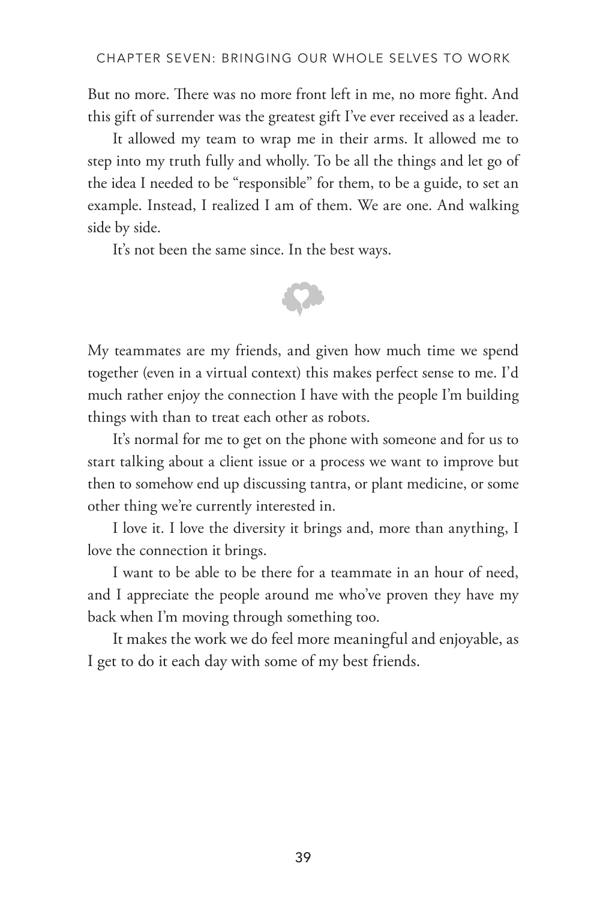But no more. There was no more front left in me, no more fight. And this gift of surrender was the greatest gift I've ever received as a leader.

It allowed my team to wrap me in their arms. It allowed me to step into my truth fully and wholly. To be all the things and let go of the idea I needed to be "responsible" for them, to be a guide, to set an example. Instead, I realized I am of them. We are one. And walking side by side.

It's not been the same since. In the best ways.

My teammates are my friends, and given how much time we spend together (even in a virtual context) this makes perfect sense to me. I'd much rather enjoy the connection I have with the people I'm building things with than to treat each other as robots.

It's normal for me to get on the phone with someone and for us to start talking about a client issue or a process we want to improve but then to somehow end up discussing tantra, or plant medicine, or some other thing we're currently interested in.

I love it. I love the diversity it brings and, more than anything, I love the connection it brings.

I want to be able to be there for a teammate in an hour of need, and I appreciate the people around me who've proven they have my back when I'm moving through something too.

It makes the work we do feel more meaningful and enjoyable, as I get to do it each day with some of my best friends.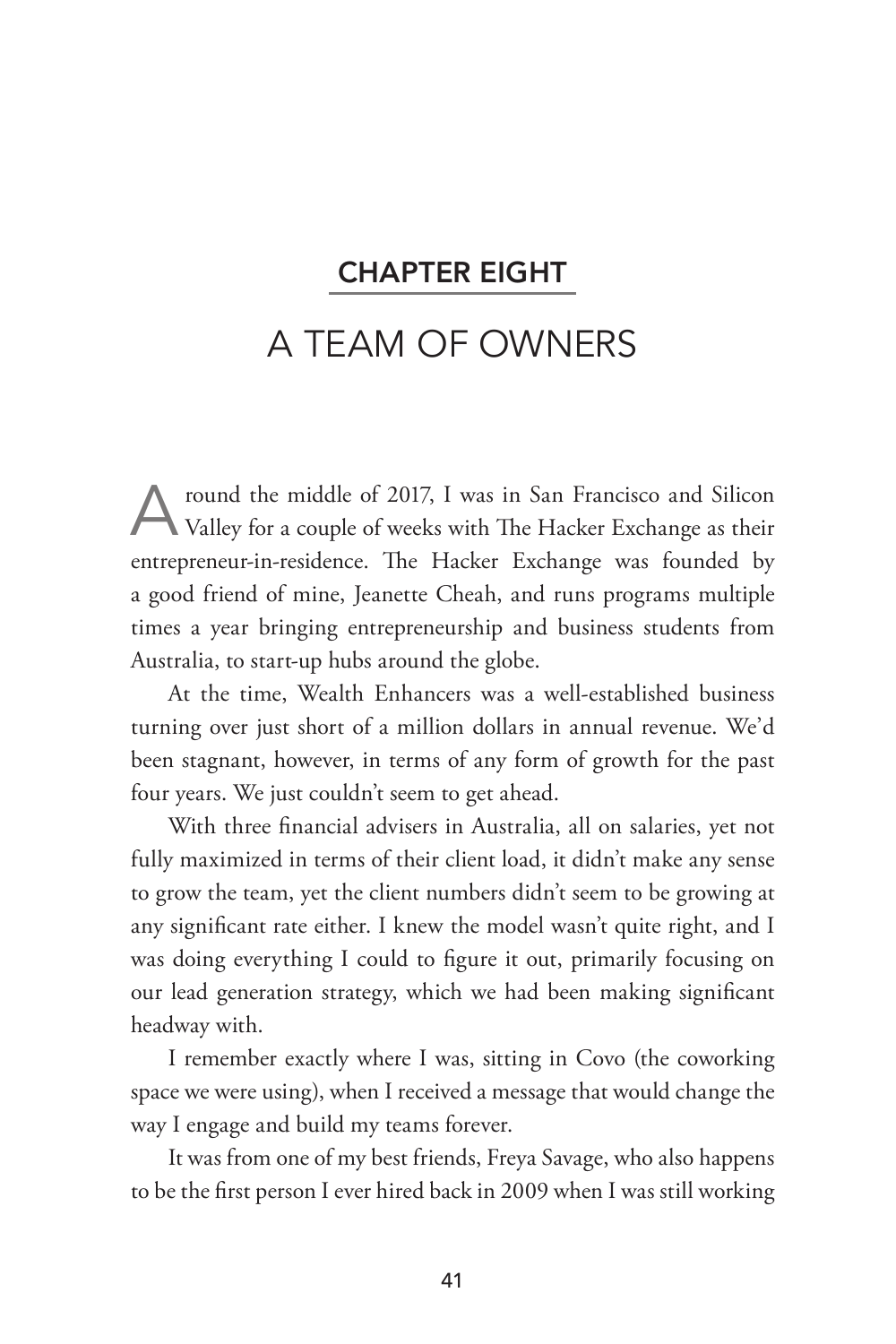## CHAPTER EIGHT

# A TEAM OF OWNERS

Around the middle of 2017, I was in San Francisco and Silicon Valley for a couple of weeks with The Hacker Exchange as their entrepreneur-in-residence. The Hacker Exchange was founded by a good friend of mine, Jeanette Cheah, and runs programs multiple times a year bringing entrepreneurship and business students from Australia, to start-up hubs around the globe.

At the time, Wealth Enhancers was a well-established business turning over just short of a million dollars in annual revenue. We'd been stagnant, however, in terms of any form of growth for the past four years. We just couldn't seem to get ahead.

With three financial advisers in Australia, all on salaries, yet not fully maximized in terms of their client load, it didn't make any sense to grow the team, yet the client numbers didn't seem to be growing at any significant rate either. I knew the model wasn't quite right, and I was doing everything I could to figure it out, primarily focusing on our lead generation strategy, which we had been making significant headway with.

I remember exactly where I was, sitting in Covo (the coworking space we were using), when I received a message that would change the way I engage and build my teams forever.

It was from one of my best friends, Freya Savage, who also happens to be the first person I ever hired back in 2009 when I was still working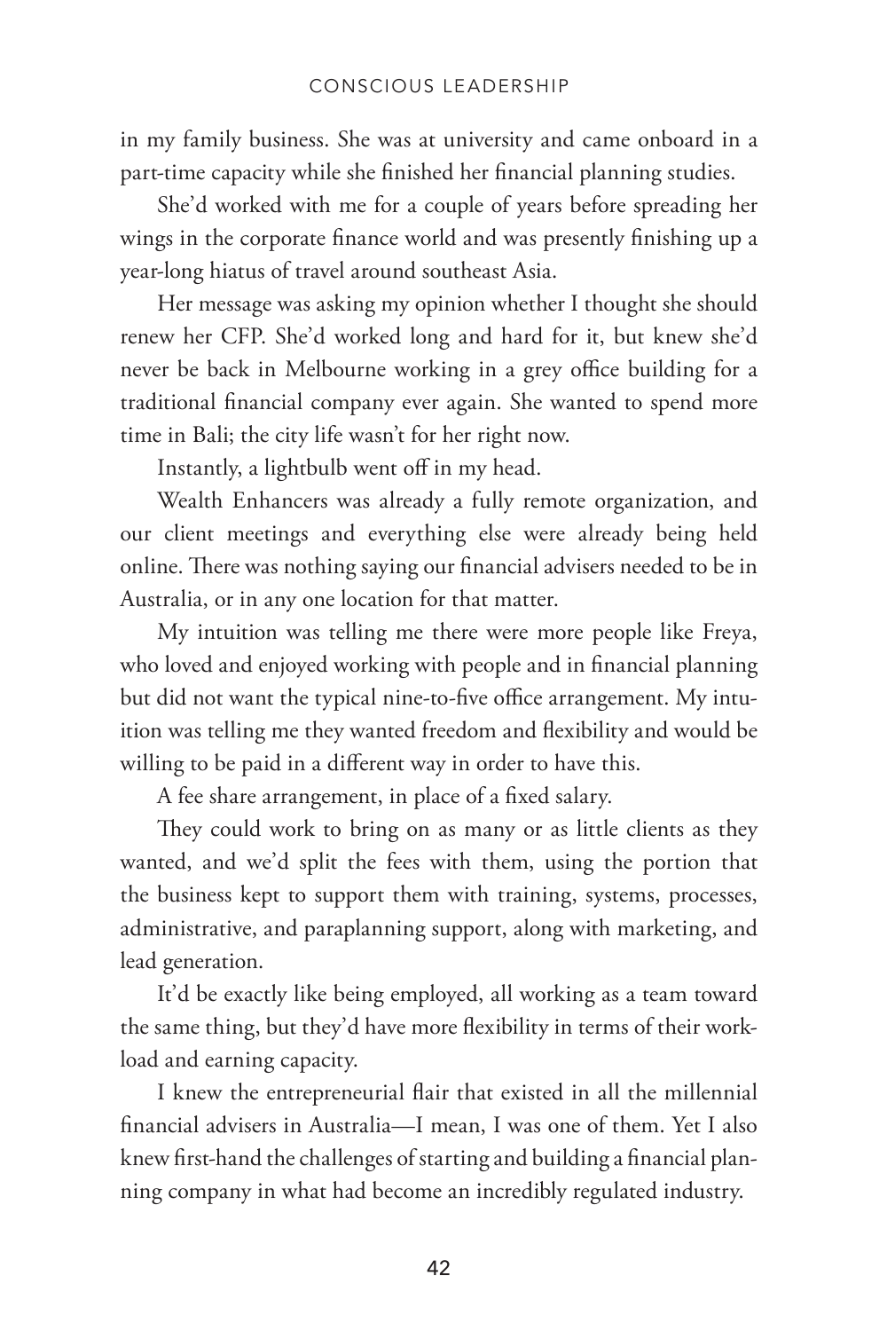in my family business. She was at university and came onboard in a part-time capacity while she finished her financial planning studies.

She'd worked with me for a couple of years before spreading her wings in the corporate finance world and was presently finishing up a year-long hiatus of travel around southeast Asia.

Her message was asking my opinion whether I thought she should renew her CFP. She'd worked long and hard for it, but knew she'd never be back in Melbourne working in a grey office building for a traditional financial company ever again. She wanted to spend more time in Bali; the city life wasn't for her right now.

Instantly, a lightbulb went off in my head.

Wealth Enhancers was already a fully remote organization, and our client meetings and everything else were already being held online. There was nothing saying our financial advisers needed to be in Australia, or in any one location for that matter.

My intuition was telling me there were more people like Freya, who loved and enjoyed working with people and in financial planning but did not want the typical nine-to-five office arrangement. My intuition was telling me they wanted freedom and flexibility and would be willing to be paid in a different way in order to have this.

A fee share arrangement, in place of a fixed salary.

They could work to bring on as many or as little clients as they wanted, and we'd split the fees with them, using the portion that the business kept to support them with training, systems, processes, administrative, and paraplanning support, along with marketing, and lead generation.

It'd be exactly like being employed, all working as a team toward the same thing, but they'd have more flexibility in terms of their workload and earning capacity.

I knew the entrepreneurial flair that existed in all the millennial financial advisers in Australia—I mean, I was one of them. Yet I also knew first-hand the challenges of starting and building a financial planning company in what had become an incredibly regulated industry.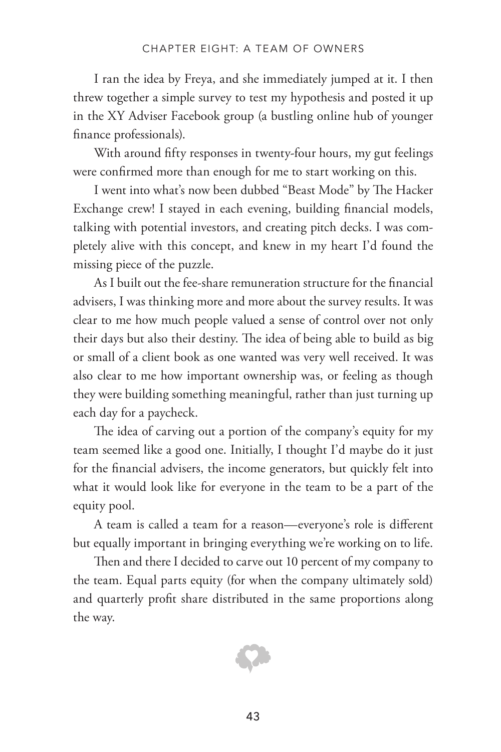I ran the idea by Freya, and she immediately jumped at it. I then threw together a simple survey to test my hypothesis and posted it up in the XY Adviser Facebook group (a bustling online hub of younger finance professionals).

With around fifty responses in twenty-four hours, my gut feelings were confirmed more than enough for me to start working on this.

I went into what's now been dubbed "Beast Mode" by The Hacker Exchange crew! I stayed in each evening, building financial models, talking with potential investors, and creating pitch decks. I was completely alive with this concept, and knew in my heart I'd found the missing piece of the puzzle.

As I built out the fee-share remuneration structure for the financial advisers, I was thinking more and more about the survey results. It was clear to me how much people valued a sense of control over not only their days but also their destiny. The idea of being able to build as big or small of a client book as one wanted was very well received. It was also clear to me how important ownership was, or feeling as though they were building something meaningful, rather than just turning up each day for a paycheck.

The idea of carving out a portion of the company's equity for my team seemed like a good one. Initially, I thought I'd maybe do it just for the financial advisers, the income generators, but quickly felt into what it would look like for everyone in the team to be a part of the equity pool.

A team is called a team for a reason—everyone's role is different but equally important in bringing everything we're working on to life.

Then and there I decided to carve out 10 percent of my company to the team. Equal parts equity (for when the company ultimately sold) and quarterly profit share distributed in the same proportions along the way.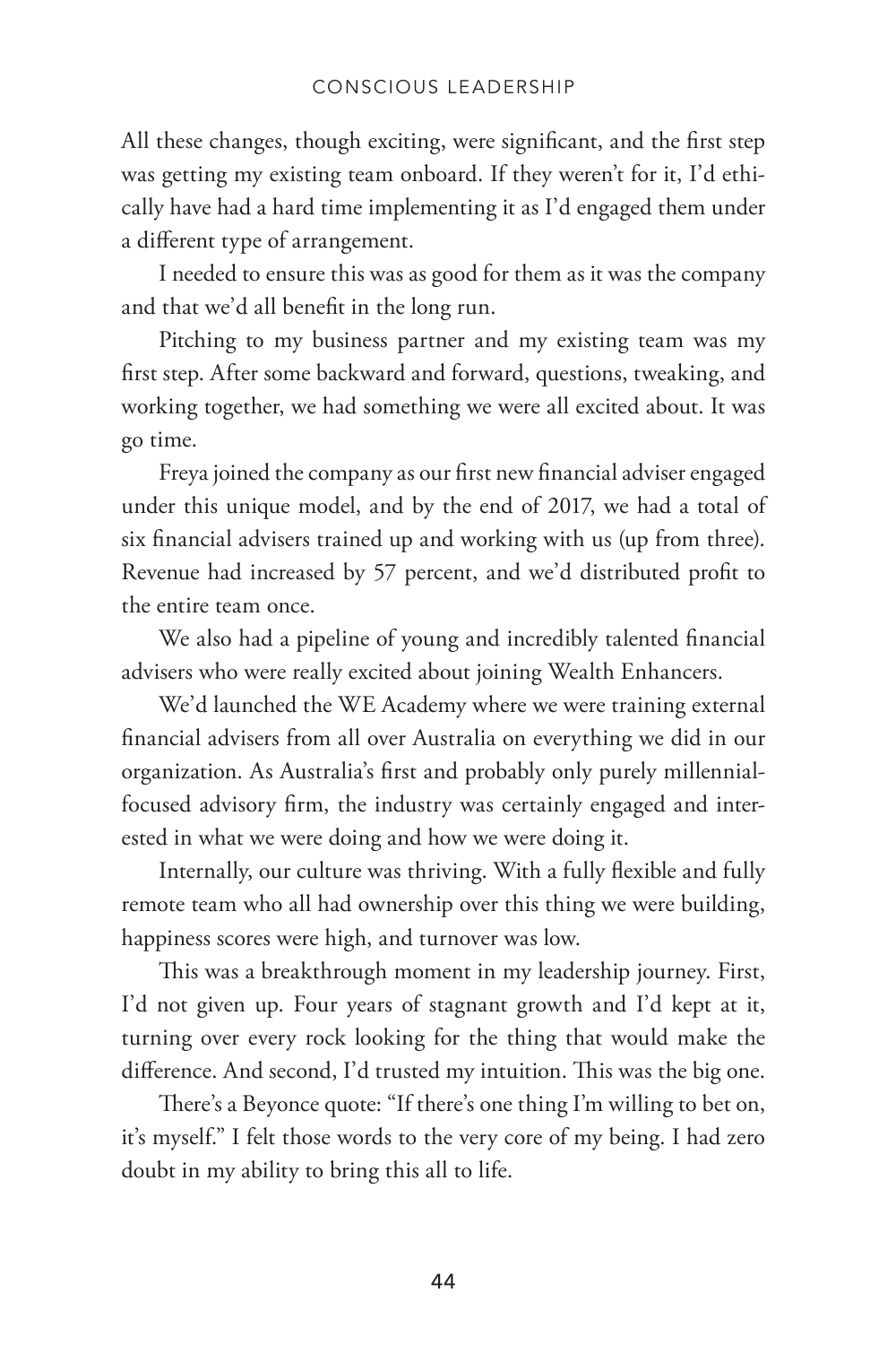All these changes, though exciting, were significant, and the first step was getting my existing team onboard. If they weren't for it, I'd ethically have had a hard time implementing it as I'd engaged them under a different type of arrangement.

I needed to ensure this was as good for them as it was the company and that we'd all benefit in the long run.

Pitching to my business partner and my existing team was my first step. After some backward and forward, questions, tweaking, and working together, we had something we were all excited about. It was go time.

Freya joined the company as our first new financial adviser engaged under this unique model, and by the end of 2017, we had a total of six financial advisers trained up and working with us (up from three). Revenue had increased by 57 percent, and we'd distributed profit to the entire team once.

We also had a pipeline of young and incredibly talented financial advisers who were really excited about joining Wealth Enhancers.

We'd launched the WE Academy where we were training external financial advisers from all over Australia on everything we did in our organization. As Australia's first and probably only purely millennial-focused advisory firm, the industry was certainly engaged and interested in what we were doing and how we were doing it.

Internally, our culture was thriving. With a fully flexible and fully remote team who all had ownership over this thing we were building, happiness scores were high, and turnover was low.

This was a breakthrough moment in my leadership journey. First, I'd not given up. Four years of stagnant growth and I'd kept at it, turning over every rock looking for the thing that would make the difference. And second, I'd trusted my intuition. This was the big one.

There's a Beyonce quote: "If there's one thing I'm willing to bet on, it's myself." I felt those words to the very core of my being. I had zero doubt in my ability to bring this all to life.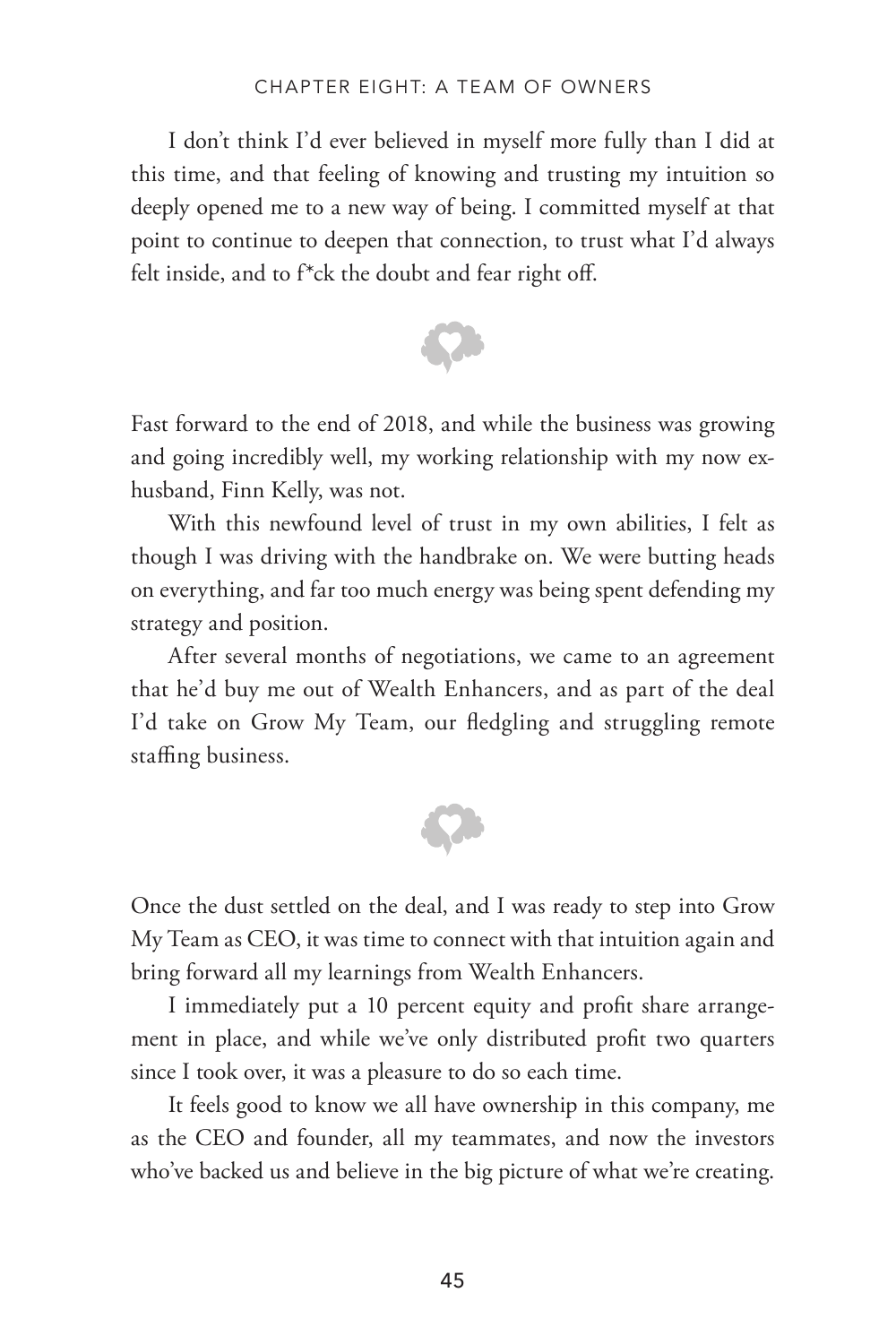I don't think I'd ever believed in myself more fully than I did at this time, and that feeling of knowing and trusting my intuition so deeply opened me to a new way of being. I committed myself at that point to continue to deepen that connection, to trust what I'd always felt inside, and to f*ck the doubt and fear right off.

Fast forward to the end of 2018, and while the business was growing and going incredibly well, my working relationship with my now ex-husband, Finn Kelly, was not.

With this newfound level of trust in my own abilities, I felt as though I was driving with the handbrake on. We were butting heads on everything, and far too much energy was being spent defending my strategy and position.

After several months of negotiations, we came to an agreement that he'd buy me out of Wealth Enhancers, and as part of the deal I'd take on Grow My Team, our fledgling and struggling remote staffing business.

Once the dust settled on the deal, and I was ready to step into Grow My Team as CEO, it was time to connect with that intuition again and bring forward all my learnings from Wealth Enhancers.

I immediately put a 10 percent equity and profit share arrangement in place, and while we've only distributed profit two quarters since I took over, it was a pleasure to do so each time.

It feels good to know we all have ownership in this company, me as the CEO and founder, all my teammates, and now the investors who've backed us and believe in the big picture of what we're creating.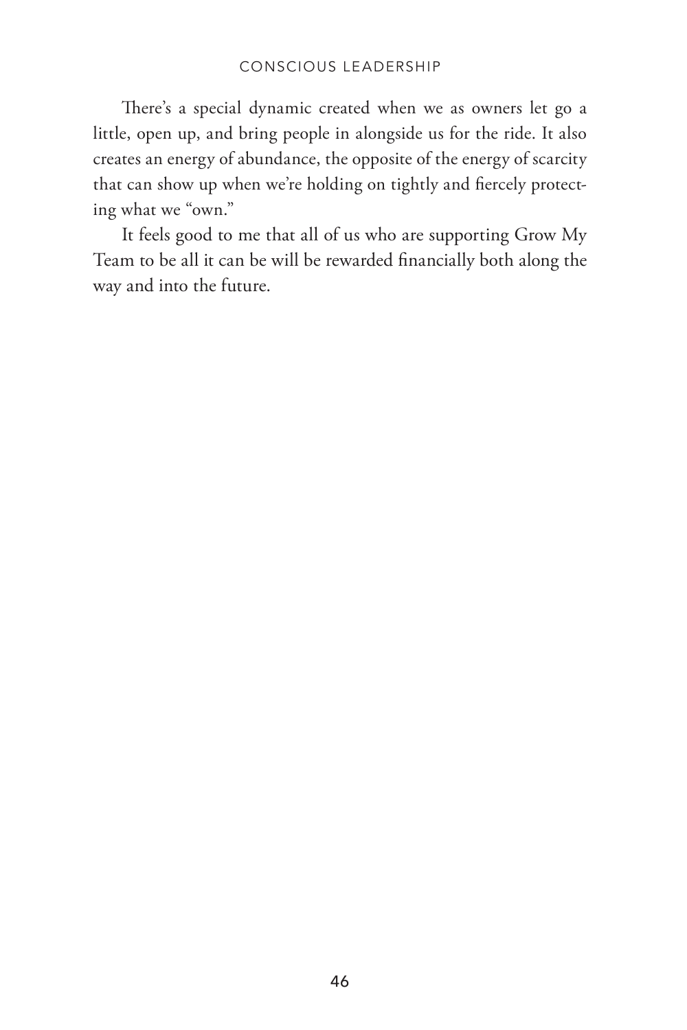There's a special dynamic created when we as owners let go a little, open up, and bring people in alongside us for the ride. It also creates an energy of abundance, the opposite of the energy of scarcity that can show up when we're holding on tightly and fiercely protecting what we "own."

It feels good to me that all of us who are supporting Grow My Team to be all it can be will be rewarded financially both along the way and into the future.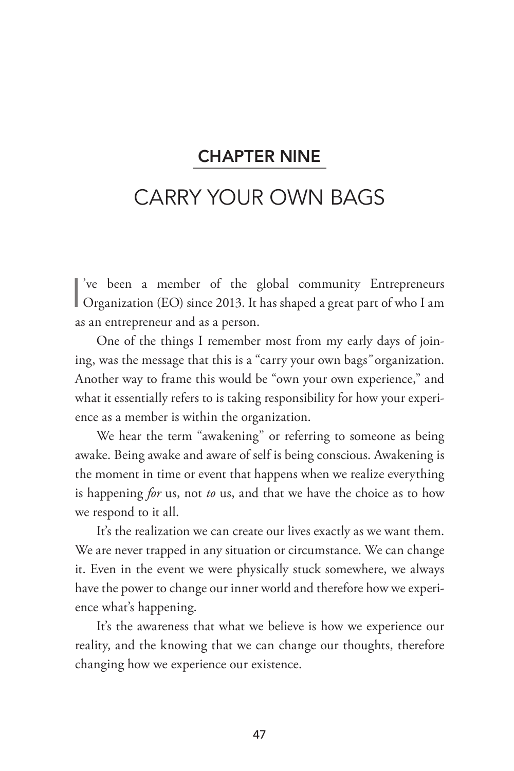## CHAPTER NINE

# CARRY YOUR OWN BAGS

I've been a member of the global community Entrepreneurs Organization (EO) since 2013. It has shaped a great part of who I am as an entrepreneur and as a person.

One of the things I remember most from my early days of joining, was the message that this is a "carry your own bags" organization. Another way to frame this would be "own your own experience," and what it essentially refers to is taking responsibility for how your experience as a member is within the organization.

We hear the term "awakening" or referring to someone as being awake. Being awake and aware of self is being conscious. Awakening is the moment in time or event that happens when we realize everything is happening *for* us, not *to* us, and that we have the choice as to how we respond to it all.

It's the realization we can create our lives exactly as we want them. We are never trapped in any situation or circumstance. We can change it. Even in the event we were physically stuck somewhere, we always have the power to change our inner world and therefore how we experience what's happening.

It's the awareness that what we believe is how we experience our reality, and the knowing that we can change our thoughts, therefore changing how we experience our existence.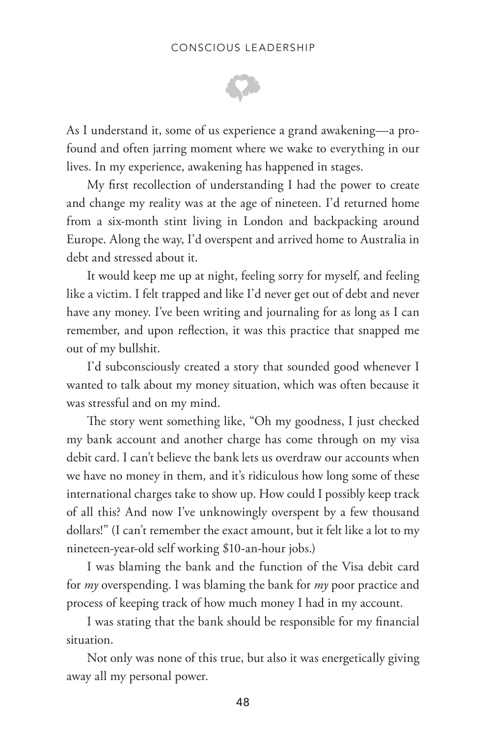As I understand it, some of us experience a grand awakening—a profound and often jarring moment where we wake to everything in our lives. In my experience, awakening has happened in stages.

My first recollection of understanding I had the power to create and change my reality was at the age of nineteen. I'd returned home from a six-month stint living in London and backpacking around Europe. Along the way, I'd overspent and arrived home to Australia in debt and stressed about it.

It would keep me up at night, feeling sorry for myself, and feeling like a victim. I felt trapped and like I'd never get out of debt and never have any money. I've been writing and journaling for as long as I can remember, and upon reflection, it was this practice that snapped me out of my bullshit.

I'd subconsciously created a story that sounded good whenever I wanted to talk about my money situation, which was often because it was stressful and on my mind.

The story went something like, "Oh my goodness, I just checked my bank account and another charge has come through on my visa debit card. I can't believe the bank lets us overdraw our accounts when we have no money in them, and it's ridiculous how long some of these international charges take to show up. How could I possibly keep track of all this? And now I've unknowingly overspent by a few thousand dollars!" (I can't remember the exact amount, but it felt like a lot to my nineteen-year-old self working $10-an-hour jobs.)

I was blaming the bank and the function of the Visa debit card for *my* overspending. I was blaming the bank for *my* poor practice and process of keeping track of how much money I had in my account.

I was stating that the bank should be responsible for my financial situation.

Not only was none of this true, but also it was energetically giving away all my personal power.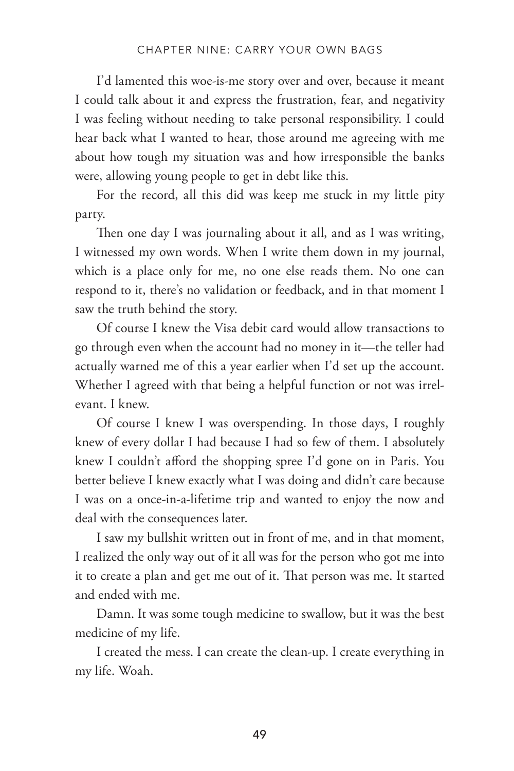I'd lamented this woe-is-me story over and over, because it meant I could talk about it and express the frustration, fear, and negativity I was feeling without needing to take personal responsibility. I could hear back what I wanted to hear, those around me agreeing with me about how tough my situation was and how irresponsible the banks were, allowing young people to get in debt like this.

For the record, all this did was keep me stuck in my little pity party.

Then one day I was journaling about it all, and as I was writing, I witnessed my own words. When I write them down in my journal, which is a place only for me, no one else reads them. No one can respond to it, there's no validation or feedback, and in that moment I saw the truth behind the story.

Of course I knew the Visa debit card would allow transactions to go through even when the account had no money in it—the teller had actually warned me of this a year earlier when I'd set up the account. Whether I agreed with that being a helpful function or not was irrelevant. I knew.

Of course I knew I was overspending. In those days, I roughly knew of every dollar I had because I had so few of them. I absolutely knew I couldn't afford the shopping spree I'd gone on in Paris. You better believe I knew exactly what I was doing and didn't care because I was on a once-in-a-lifetime trip and wanted to enjoy the now and deal with the consequences later.

I saw my bullshit written out in front of me, and in that moment, I realized the only way out of it all was for the person who got me into it to create a plan and get me out of it. That person was me. It started and ended with me.

Damn. It was some tough medicine to swallow, but it was the best medicine of my life.

I created the mess. I can create the clean-up. I create everything in my life. Woah.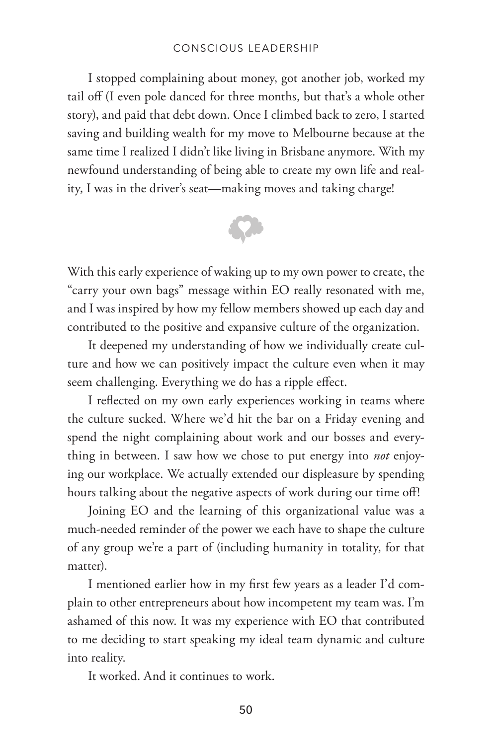I stopped complaining about money, got another job, worked my tail off (I even pole danced for three months, but that's a whole other story), and paid that debt down. Once I climbed back to zero, I started saving and building wealth for my move to Melbourne because at the same time I realized I didn't like living in Brisbane anymore. With my newfound understanding of being able to create my own life and reality, I was in the driver's seat—making moves and taking charge!

With this early experience of waking up to my own power to create, the "carry your own bags" message within EO really resonated with me, and I was inspired by how my fellow members showed up each day and contributed to the positive and expansive culture of the organization.

It deepened my understanding of how we individually create culture and how we can positively impact the culture even when it may seem challenging. Everything we do has a ripple effect.

I reflected on my own early experiences working in teams where the culture sucked. Where we'd hit the bar on a Friday evening and spend the night complaining about work and our bosses and everything in between. I saw how we chose to put energy into *not* enjoying our workplace. We actually extended our displeasure by spending hours talking about the negative aspects of work during our time off!

Joining EO and the learning of this organizational value was a much-needed reminder of the power we each have to shape the culture of any group we're a part of (including humanity in totality, for that matter).

I mentioned earlier how in my first few years as a leader I'd complain to other entrepreneurs about how incompetent my team was. I'm ashamed of this now. It was my experience with EO that contributed to me deciding to start speaking my ideal team dynamic and culture into reality.

It worked. And it continues to work.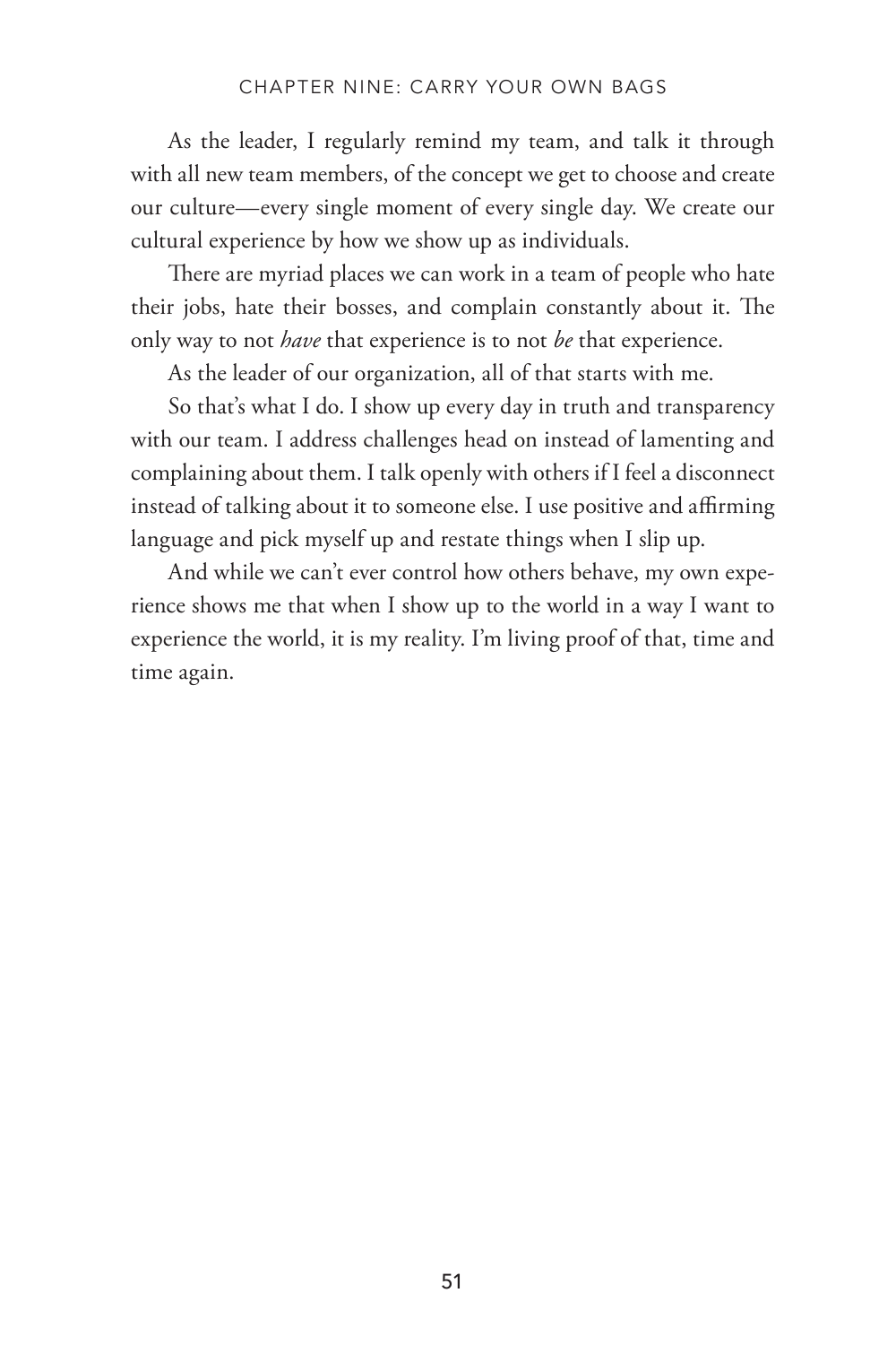As the leader, I regularly remind my team, and talk it through with all new team members, of the concept we get to choose and create our culture—every single moment of every single day. We create our cultural experience by how we show up as individuals.

There are myriad places we can work in a team of people who hate their jobs, hate their bosses, and complain constantly about it. The only way to not *have* that experience is to not *be* that experience.

As the leader of our organization, all of that starts with me.

So that's what I do. I show up every day in truth and transparency with our team. I address challenges head on instead of lamenting and complaining about them. I talk openly with others if I feel a disconnect instead of talking about it to someone else. I use positive and affirming language and pick myself up and restate things when I slip up.

And while we can't ever control how others behave, my own experience shows me that when I show up to the world in a way I want to experience the world, it is my reality. I'm living proof of that, time and time again.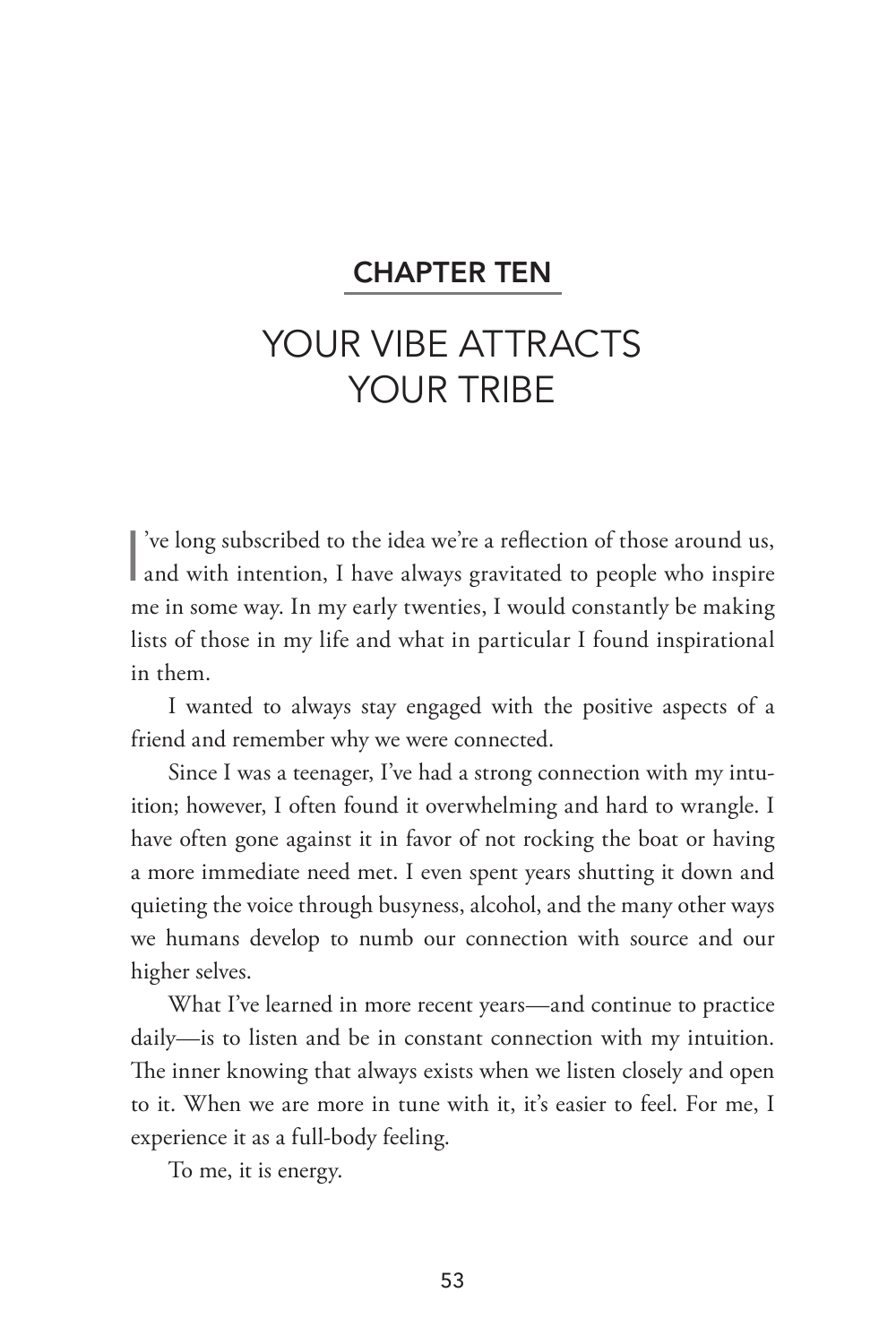## CHAPTER TEN

# YOUR VIBE ATTRACTS YOUR TRIBE

I've long subscribed to the idea we're a reflection of those around us, and with intention, I have always gravitated to people who inspire me in some way. In my early twenties, I would constantly be making lists of those in my life and what in particular I found inspirational in them.

I wanted to always stay engaged with the positive aspects of a friend and remember why we were connected.

Since I was a teenager, I've had a strong connection with my intuition; however, I often found it overwhelming and hard to wrangle. I have often gone against it in favor of not rocking the boat or having a more immediate need met. I even spent years shutting it down and quieting the voice through busyness, alcohol, and the many other ways we humans develop to numb our connection with source and our higher selves.

What I've learned in more recent years—and continue to practice daily—is to listen and be in constant connection with my intuition. The inner knowing that always exists when we listen closely and open to it. When we are more in tune with it, it's easier to feel. For me, I experience it as a full-body feeling.

To me, it is energy.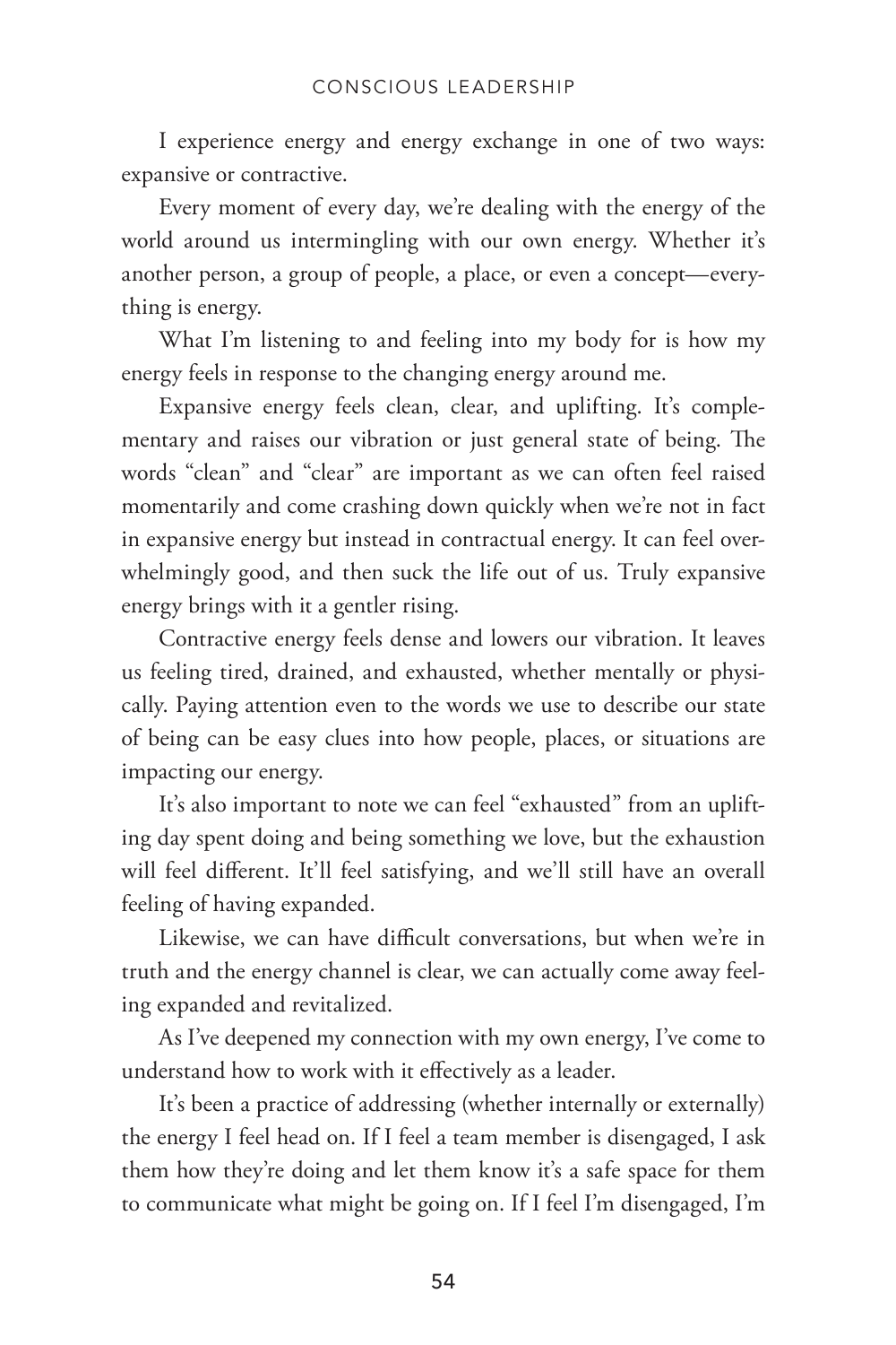I experience energy and energy exchange in one of two ways: expansive or contractive.

Every moment of every day, we're dealing with the energy of the world around us intermingling with our own energy. Whether it's another person, a group of people, a place, or even a concept—everything is energy.

What I'm listening to and feeling into my body for is how my energy feels in response to the changing energy around me.

Expansive energy feels clean, clear, and uplifting. It's complementary and raises our vibration or just general state of being. The words "clean" and "clear" are important as we can often feel raised momentarily and come crashing down quickly when we're not in fact in expansive energy but instead in contractual energy. It can feel overwhelmingly good, and then suck the life out of us. Truly expansive energy brings with it a gentler rising.

Contractive energy feels dense and lowers our vibration. It leaves us feeling tired, drained, and exhausted, whether mentally or physically. Paying attention even to the words we use to describe our state of being can be easy clues into how people, places, or situations are impacting our energy.

It's also important to note we can feel "exhausted" from an uplifting day spent doing and being something we love, but the exhaustion will feel different. It'll feel satisfying, and we'll still have an overall feeling of having expanded.

Likewise, we can have difficult conversations, but when we're in truth and the energy channel is clear, we can actually come away feeling expanded and revitalized.

As I've deepened my connection with my own energy, I've come to understand how to work with it effectively as a leader.

It's been a practice of addressing (whether internally or externally) the energy I feel head on. If I feel a team member is disengaged, I ask them how they're doing and let them know it's a safe space for them to communicate what might be going on. If I feel I'm disengaged, I'm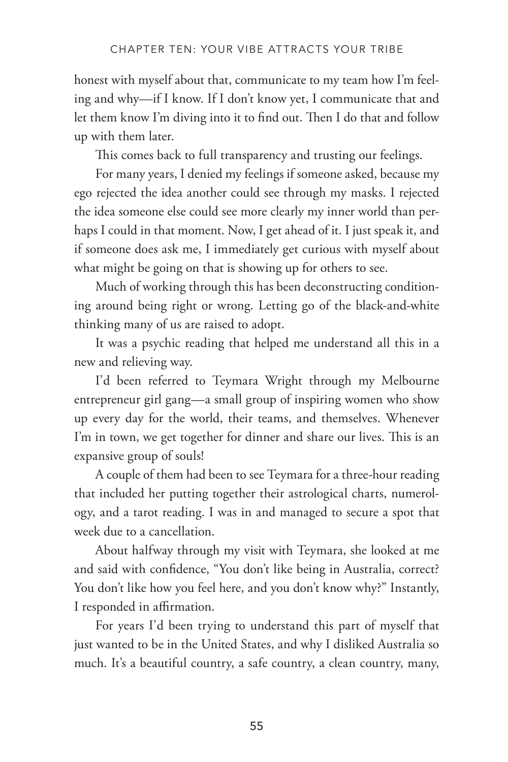honest with myself about that, communicate to my team how I'm feeling and why—if I know. If I don't know yet, I communicate that and let them know I'm diving into it to find out. Then I do that and follow up with them later.

This comes back to full transparency and trusting our feelings.

For many years, I denied my feelings if someone asked, because my ego rejected the idea another could see through my masks. I rejected the idea someone else could see more clearly my inner world than perhaps I could in that moment. Now, I get ahead of it. I just speak it, and if someone does ask me, I immediately get curious with myself about what might be going on that is showing up for others to see.

Much of working through this has been deconstructing conditioning around being right or wrong. Letting go of the black-and-white thinking many of us are raised to adopt.

It was a psychic reading that helped me understand all this in a new and relieving way.

I'd been referred to Teymara Wright through my Melbourne entrepreneur girl gang—a small group of inspiring women who show up every day for the world, their teams, and themselves. Whenever I'm in town, we get together for dinner and share our lives. This is an expansive group of souls!

A couple of them had been to see Teymara for a three-hour reading that included her putting together their astrological charts, numerology, and a tarot reading. I was in and managed to secure a spot that week due to a cancellation.

About halfway through my visit with Teymara, she looked at me and said with confidence, "You don't like being in Australia, correct? You don't like how you feel here, and you don't know why?" Instantly, I responded in affirmation.

For years I'd been trying to understand this part of myself that just wanted to be in the United States, and why I disliked Australia so much. It's a beautiful country, a safe country, a clean country, many,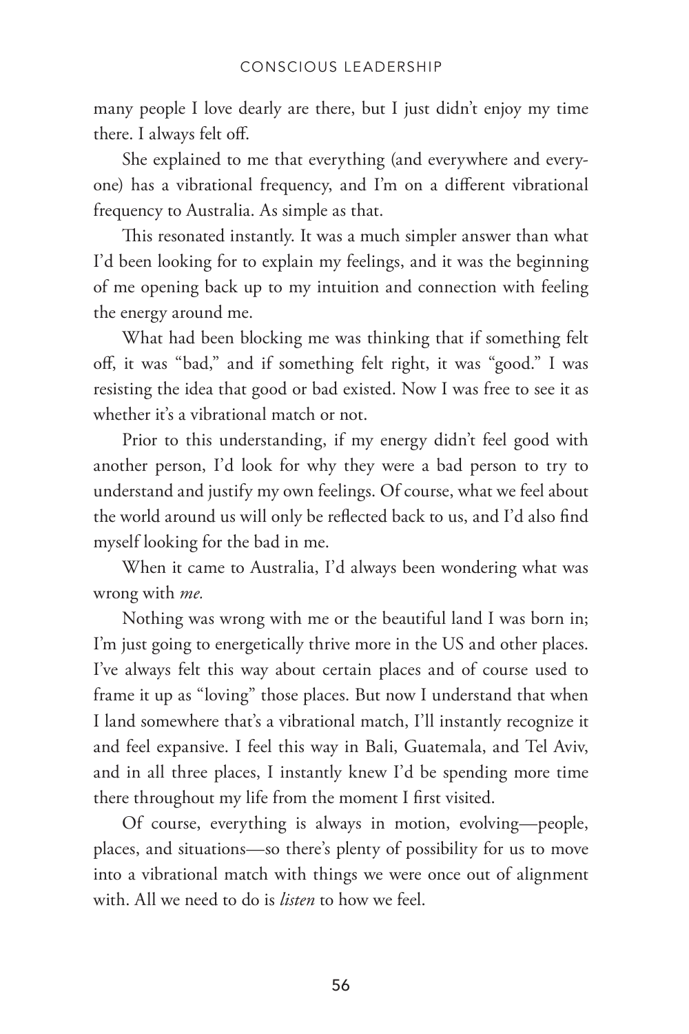many people I love dearly are there, but I just didn't enjoy my time there. I always felt off.

She explained to me that everything (and everywhere and everyone) has a vibrational frequency, and I'm on a different vibrational frequency to Australia. As simple as that.

This resonated instantly. It was a much simpler answer than what I'd been looking for to explain my feelings, and it was the beginning of me opening back up to my intuition and connection with feeling the energy around me.

What had been blocking me was thinking that if something felt off, it was "bad," and if something felt right, it was "good." I was resisting the idea that good or bad existed. Now I was free to see it as whether it's a vibrational match or not.

Prior to this understanding, if my energy didn't feel good with another person, I'd look for why they were a bad person to try to understand and justify my own feelings. Of course, what we feel about the world around us will only be reflected back to us, and I'd also find myself looking for the bad in me.

When it came to Australia, I'd always been wondering what was wrong with *me.*

Nothing was wrong with me or the beautiful land I was born in; I'm just going to energetically thrive more in the US and other places. I've always felt this way about certain places and of course used to frame it up as "loving" those places. But now I understand that when I land somewhere that's a vibrational match, I'll instantly recognize it and feel expansive. I feel this way in Bali, Guatemala, and Tel Aviv, and in all three places, I instantly knew I'd be spending more time there throughout my life from the moment I first visited.

Of course, everything is always in motion, evolving—people, places, and situations—so there's plenty of possibility for us to move into a vibrational match with things we were once out of alignment with. All we need to do is *listen* to how we feel.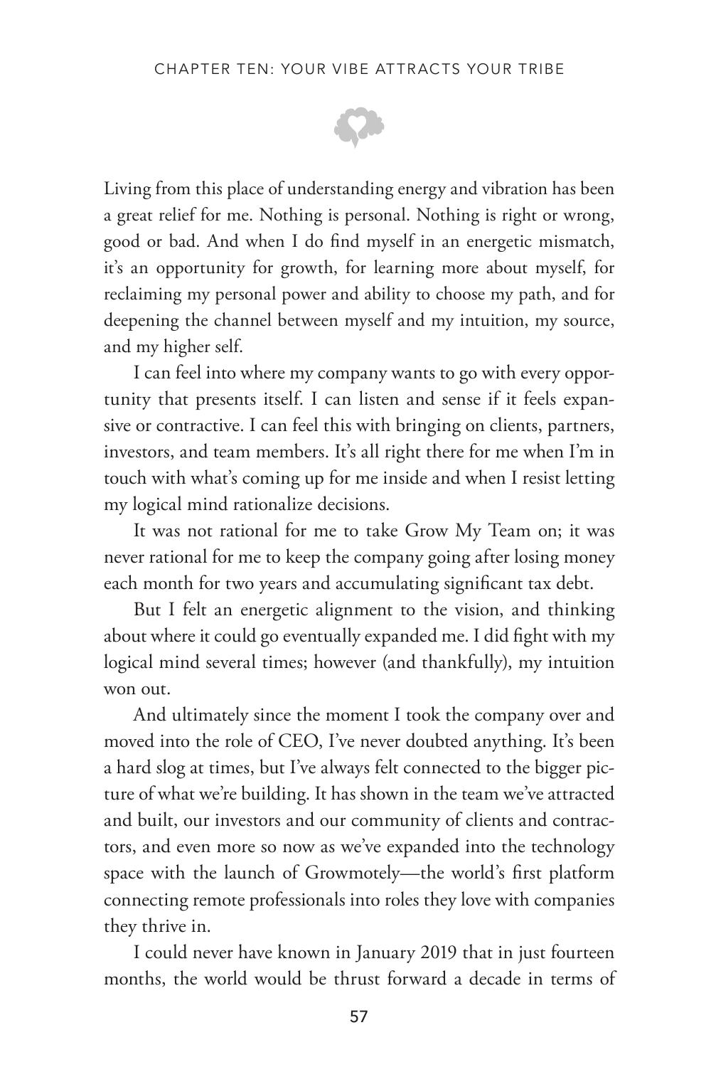Living from this place of understanding energy and vibration has been a great relief for me. Nothing is personal. Nothing is right or wrong, good or bad. And when I do find myself in an energetic mismatch, it's an opportunity for growth, for learning more about myself, for reclaiming my personal power and ability to choose my path, and for deepening the channel between myself and my intuition, my source, and my higher self.

I can feel into where my company wants to go with every opportunity that presents itself. I can listen and sense if it feels expansive or contractive. I can feel this with bringing on clients, partners, investors, and team members. It's all right there for me when I'm in touch with what's coming up for me inside and when I resist letting my logical mind rationalize decisions.

It was not rational for me to take Grow My Team on; it was never rational for me to keep the company going after losing money each month for two years and accumulating significant tax debt.

But I felt an energetic alignment to the vision, and thinking about where it could go eventually expanded me. I did fight with my logical mind several times; however (and thankfully), my intuition won out.

And ultimately since the moment I took the company over and moved into the role of CEO, I've never doubted anything. It's been a hard slog at times, but I've always felt connected to the bigger picture of what we're building. It has shown in the team we've attracted and built, our investors and our community of clients and contractors, and even more so now as we've expanded into the technology space with the launch of Growmotely—the world's first platform connecting remote professionals into roles they love with companies they thrive in.

I could never have known in January 2019 that in just fourteen months, the world would be thrust forward a decade in terms of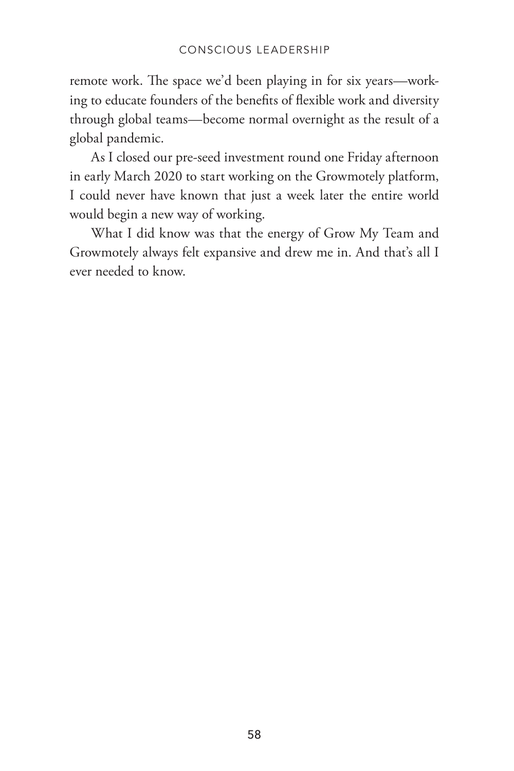remote work. The space we'd been playing in for six years—working to educate founders of the benefits of flexible work and diversity through global teams—become normal overnight as the result of a global pandemic.

As I closed our pre-seed investment round one Friday afternoon in early March 2020 to start working on the Growmotely platform, I could never have known that just a week later the entire world would begin a new way of working.

What I did know was that the energy of Grow My Team and Growmotely always felt expansive and drew me in. And that's all I ever needed to know.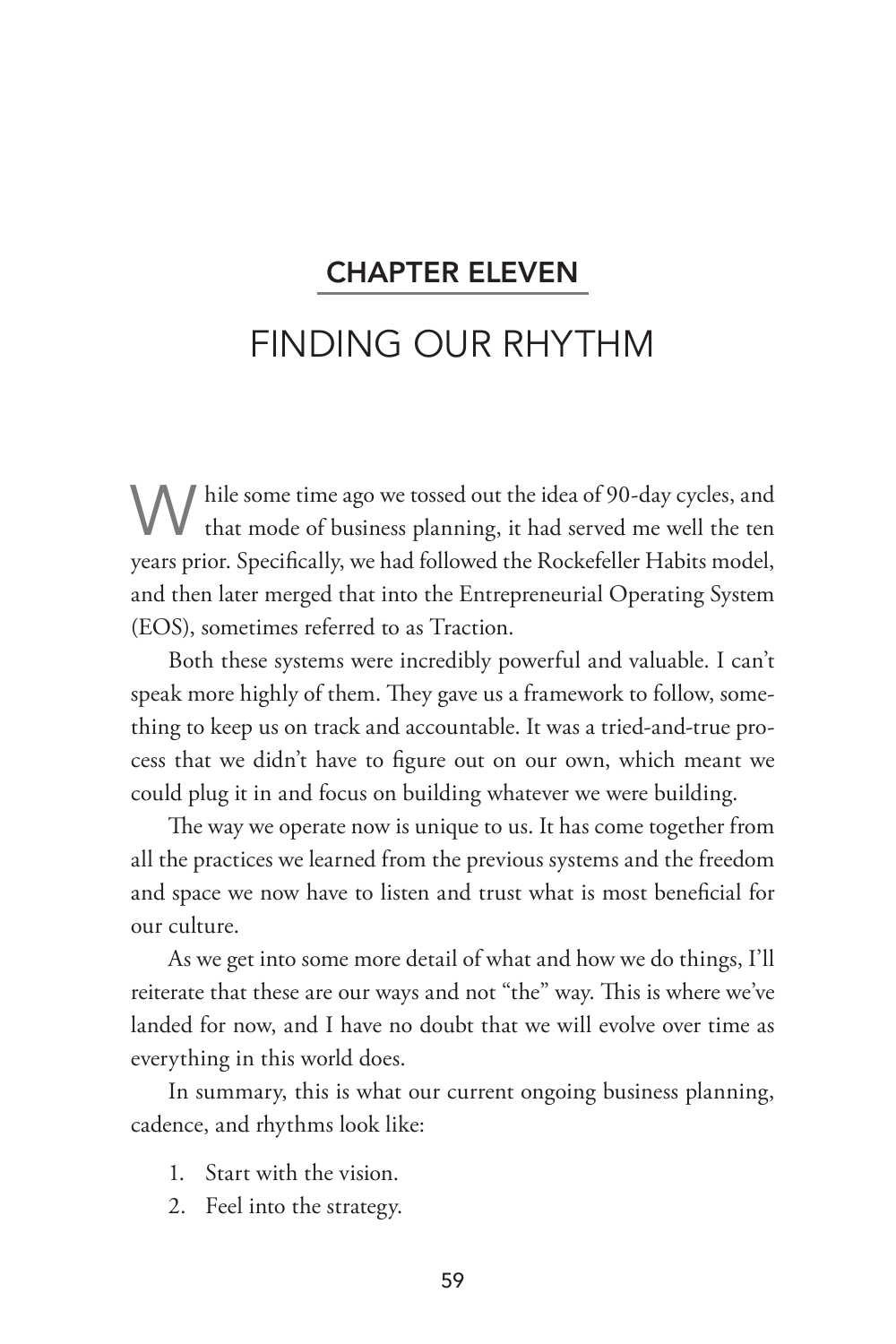## CHAPTER ELEVEN

# FINDING OUR RHYTHM

While some time ago we tossed out the idea of 90-day cycles, and that mode of business planning, it had served me well the ten years prior. Specifically, we had followed the Rockefeller Habits model, and then later merged that into the Entrepreneurial Operating System (EOS), sometimes referred to as Traction.

Both these systems were incredibly powerful and valuable. I can't speak more highly of them. They gave us a framework to follow, something to keep us on track and accountable. It was a tried-and-true process that we didn't have to figure out on our own, which meant we could plug it in and focus on building whatever we were building.

The way we operate now is unique to us. It has come together from all the practices we learned from the previous systems and the freedom and space we now have to listen and trust what is most beneficial for our culture.

As we get into some more detail of what and how we do things, I'll reiterate that these are our ways and not "the" way. This is where we've landed for now, and I have no doubt that we will evolve over time as everything in this world does.

In summary, this is what our current ongoing business planning, cadence, and rhythms look like:

1. Start with the vision.
2. Feel into the strategy.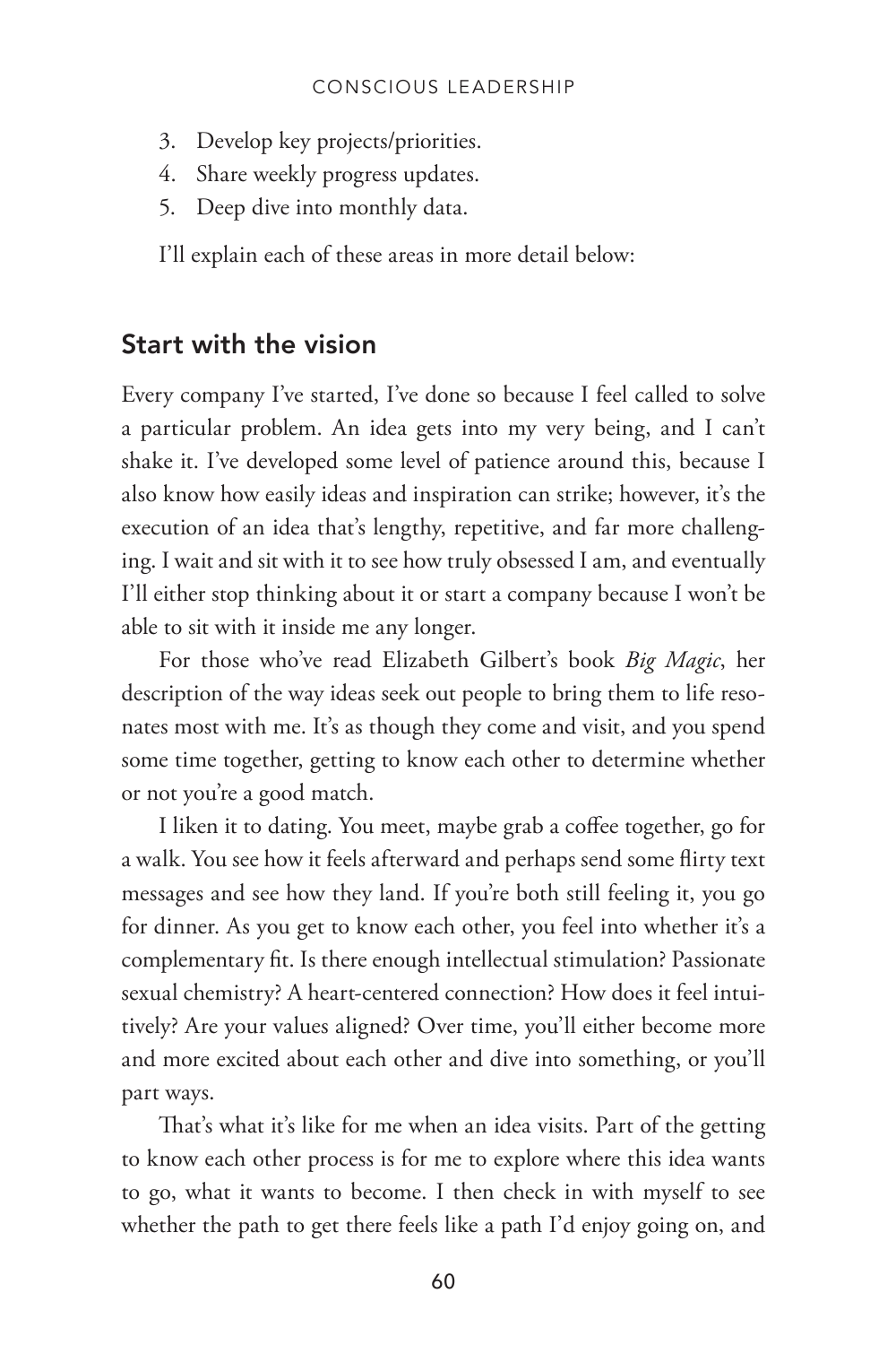3. Develop key projects/priorities.
4. Share weekly progress updates.
5. Deep dive into monthly data.

I'll explain each of these areas in more detail below:

## Start with the vision

Every company I've started, I've done so because I feel called to solve a particular problem. An idea gets into my very being, and I can't shake it. I've developed some level of patience around this, because I also know how easily ideas and inspiration can strike; however, it's the execution of an idea that's lengthy, repetitive, and far more challenging. I wait and sit with it to see how truly obsessed I am, and eventually I'll either stop thinking about it or start a company because I won't be able to sit with it inside me any longer.

For those who've read Elizabeth Gilbert's book *Big Magic*, her description of the way ideas seek out people to bring them to life resonates most with me. It's as though they come and visit, and you spend some time together, getting to know each other to determine whether or not you're a good match.

I liken it to dating. You meet, maybe grab a coffee together, go for a walk. You see how it feels afterward and perhaps send some flirty text messages and see how they land. If you're both still feeling it, you go for dinner. As you get to know each other, you feel into whether it's a complementary fit. Is there enough intellectual stimulation? Passionate sexual chemistry? A heart-centered connection? How does it feel intuitively? Are your values aligned? Over time, you'll either become more and more excited about each other and dive into something, or you'll part ways.

That's what it's like for me when an idea visits. Part of the getting to know each other process is for me to explore where this idea wants to go, what it wants to become. I then check in with myself to see whether the path to get there feels like a path I'd enjoy going on, and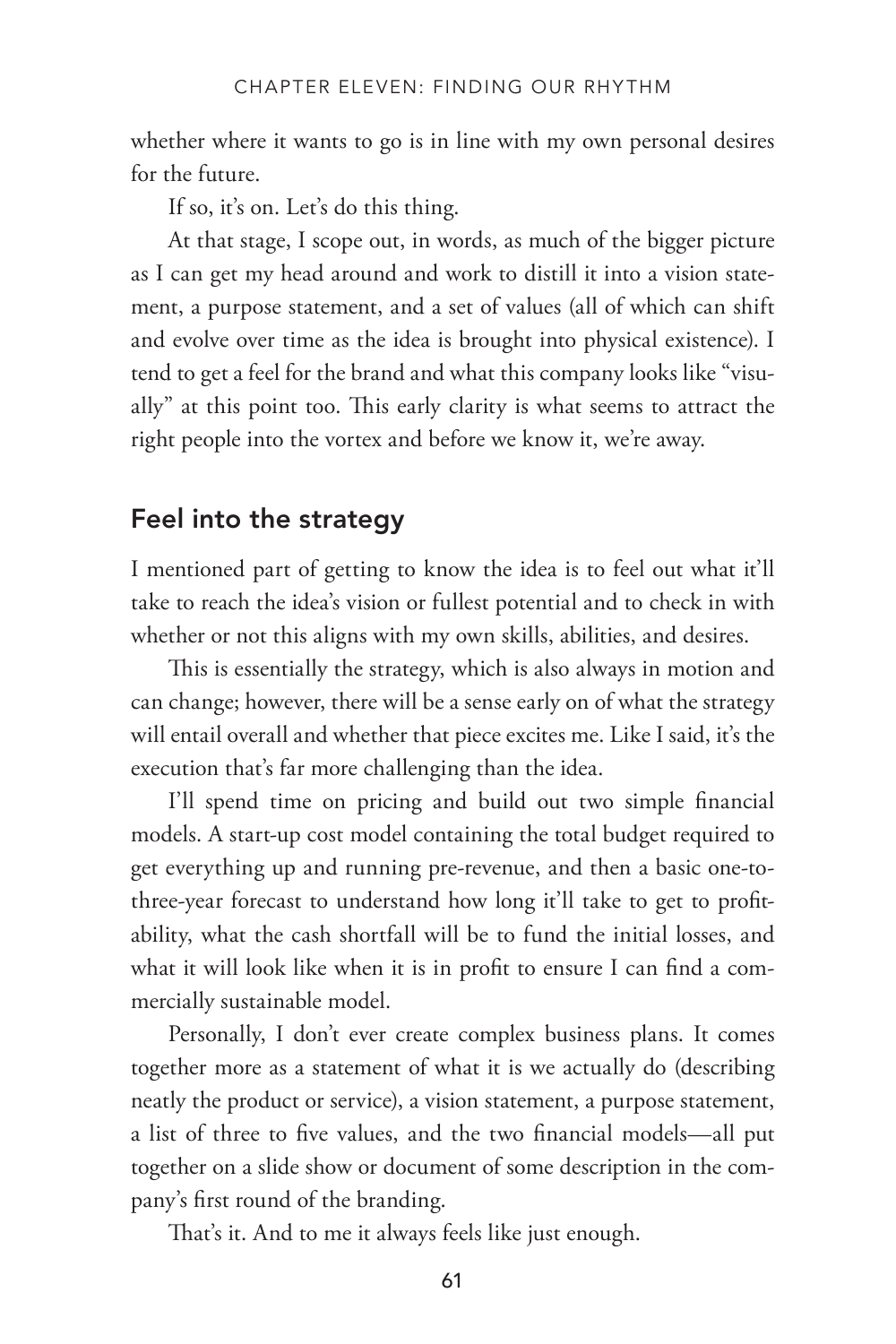whether where it wants to go is in line with my own personal desires for the future.

If so, it's on. Let's do this thing.

At that stage, I scope out, in words, as much of the bigger picture as I can get my head around and work to distill it into a vision statement, a purpose statement, and a set of values (all of which can shift and evolve over time as the idea is brought into physical existence). I tend to get a feel for the brand and what this company looks like "visually" at this point too. This early clarity is what seems to attract the right people into the vortex and before we know it, we're away.

## Feel into the strategy

I mentioned part of getting to know the idea is to feel out what it'll take to reach the idea's vision or fullest potential and to check in with whether or not this aligns with my own skills, abilities, and desires.

This is essentially the strategy, which is also always in motion and can change; however, there will be a sense early on of what the strategy will entail overall and whether that piece excites me. Like I said, it's the execution that's far more challenging than the idea.

I'll spend time on pricing and build out two simple financial models. A start-up cost model containing the total budget required to get everything up and running pre-revenue, and then a basic one-to-three-year forecast to understand how long it'll take to get to profitability, what the cash shortfall will be to fund the initial losses, and what it will look like when it is in profit to ensure I can find a commercially sustainable model.

Personally, I don't ever create complex business plans. It comes together more as a statement of what it is we actually do (describing neatly the product or service), a vision statement, a purpose statement, a list of three to five values, and the two financial models—all put together on a slide show or document of some description in the company's first round of the branding.

That's it. And to me it always feels like just enough.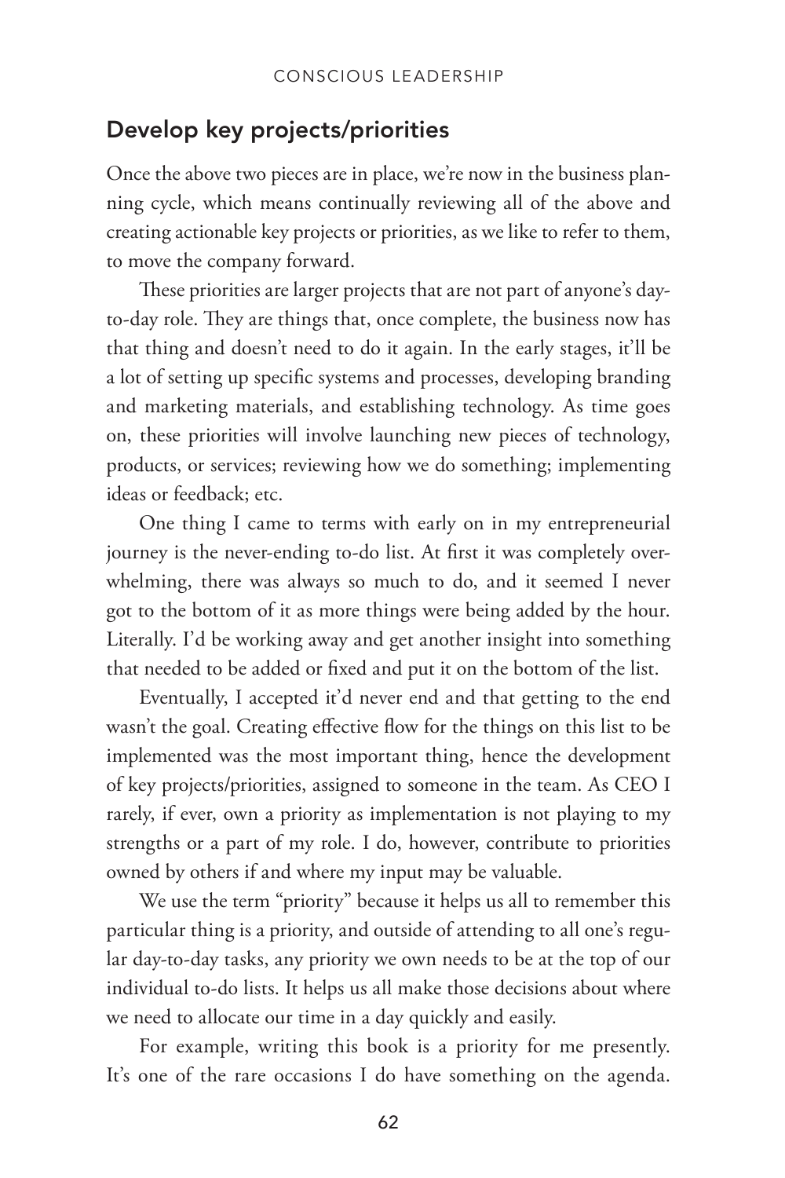## Develop key projects/priorities

Once the above two pieces are in place, we're now in the business planning cycle, which means continually reviewing all of the above and creating actionable key projects or priorities, as we like to refer to them, to move the company forward.

These priorities are larger projects that are not part of anyone's day-to-day role. They are things that, once complete, the business now has that thing and doesn't need to do it again. In the early stages, it'll be a lot of setting up specific systems and processes, developing branding and marketing materials, and establishing technology. As time goes on, these priorities will involve launching new pieces of technology, products, or services; reviewing how we do something; implementing ideas or feedback; etc.

One thing I came to terms with early on in my entrepreneurial journey is the never-ending to-do list. At first it was completely overwhelming, there was always so much to do, and it seemed I never got to the bottom of it as more things were being added by the hour. Literally. I'd be working away and get another insight into something that needed to be added or fixed and put it on the bottom of the list.

Eventually, I accepted it'd never end and that getting to the end wasn't the goal. Creating effective flow for the things on this list to be implemented was the most important thing, hence the development of key projects/priorities, assigned to someone in the team. As CEO I rarely, if ever, own a priority as implementation is not playing to my strengths or a part of my role. I do, however, contribute to priorities owned by others if and where my input may be valuable.

We use the term "priority" because it helps us all to remember this particular thing is a priority, and outside of attending to all one's regular day-to-day tasks, any priority we own needs to be at the top of our individual to-do lists. It helps us all make those decisions about where we need to allocate our time in a day quickly and easily.

For example, writing this book is a priority for me presently. It's one of the rare occasions I do have something on the agenda.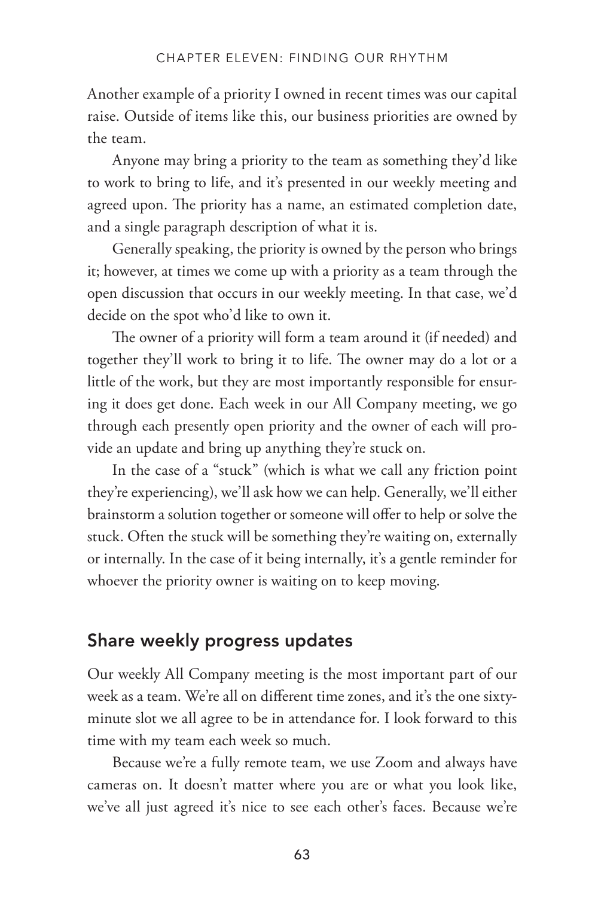Another example of a priority I owned in recent times was our capital raise. Outside of items like this, our business priorities are owned by the team.

Anyone may bring a priority to the team as something they'd like to work to bring to life, and it's presented in our weekly meeting and agreed upon. The priority has a name, an estimated completion date, and a single paragraph description of what it is.

Generally speaking, the priority is owned by the person who brings it; however, at times we come up with a priority as a team through the open discussion that occurs in our weekly meeting. In that case, we'd decide on the spot who'd like to own it.

The owner of a priority will form a team around it (if needed) and together they'll work to bring it to life. The owner may do a lot or a little of the work, but they are most importantly responsible for ensuring it does get done. Each week in our All Company meeting, we go through each presently open priority and the owner of each will provide an update and bring up anything they're stuck on.

In the case of a "stuck" (which is what we call any friction point they're experiencing), we'll ask how we can help. Generally, we'll either brainstorm a solution together or someone will offer to help or solve the stuck. Often the stuck will be something they're waiting on, externally or internally. In the case of it being internally, it's a gentle reminder for whoever the priority owner is waiting on to keep moving.

## Share weekly progress updates

Our weekly All Company meeting is the most important part of our week as a team. We're all on different time zones, and it's the one sixty-minute slot we all agree to be in attendance for. I look forward to this time with my team each week so much.

Because we're a fully remote team, we use Zoom and always have cameras on. It doesn't matter where you are or what you look like, we've all just agreed it's nice to see each other's faces. Because we're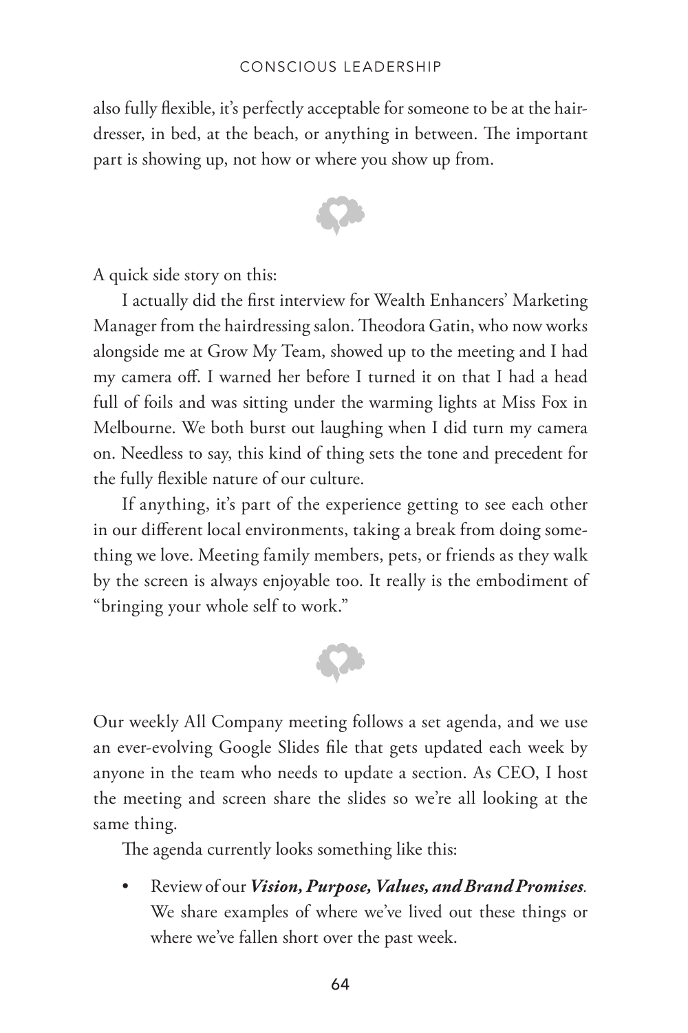also fully flexible, it's perfectly acceptable for someone to be at the hairdresser, in bed, at the beach, or anything in between. The important part is showing up, not how or where you show up from.

A quick side story on this:

I actually did the first interview for Wealth Enhancers' Marketing Manager from the hairdressing salon. Theodora Gatin, who now works alongside me at Grow My Team, showed up to the meeting and I had my camera off. I warned her before I turned it on that I had a head full of foils and was sitting under the warming lights at Miss Fox in Melbourne. We both burst out laughing when I did turn my camera on. Needless to say, this kind of thing sets the tone and precedent for the fully flexible nature of our culture.

If anything, it's part of the experience getting to see each other in our different local environments, taking a break from doing something we love. Meeting family members, pets, or friends as they walk by the screen is always enjoyable too. It really is the embodiment of "bringing your whole self to work."

Our weekly All Company meeting follows a set agenda, and we use an ever-evolving Google Slides file that gets updated each week by anyone in the team who needs to update a section. As CEO, I host the meeting and screen share the slides so we're all looking at the same thing.

The agenda currently looks something like this:

- Review of our ***Vision, Purpose, Values, and Brand Promises****.* We share examples of where we've lived out these things or where we've fallen short over the past week.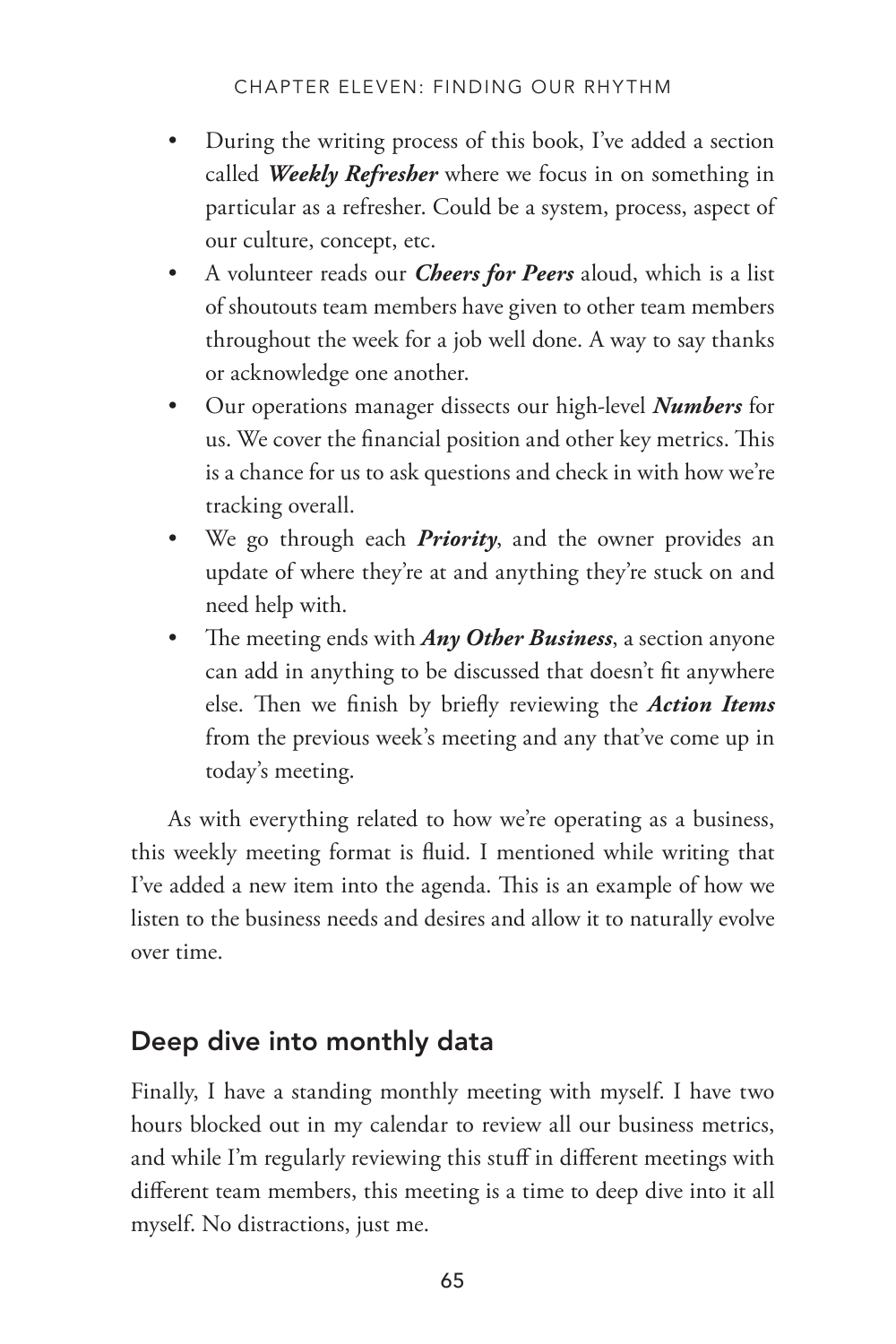- During the writing process of this book, I've added a section called ***Weekly Refresher*** where we focus in on something in particular as a refresher. Could be a system, process, aspect of our culture, concept, etc.
- A volunteer reads our ***Cheers for Peers*** aloud, which is a list of shoutouts team members have given to other team members throughout the week for a job well done. A way to say thanks or acknowledge one another.
- Our operations manager dissects our high-level ***Numbers*** for us. We cover the financial position and other key metrics. This is a chance for us to ask questions and check in with how we're tracking overall.
- We go through each ***Priority***, and the owner provides an update of where they're at and anything they're stuck on and need help with.
- The meeting ends with ***Any Other Business***, a section anyone can add in anything to be discussed that doesn't fit anywhere else. Then we finish by briefly reviewing the ***Action Items*** from the previous week's meeting and any that've come up in today's meeting.

As with everything related to how we're operating as a business, this weekly meeting format is fluid. I mentioned while writing that I've added a new item into the agenda. This is an example of how we listen to the business needs and desires and allow it to naturally evolve over time.

## Deep dive into monthly data

Finally, I have a standing monthly meeting with myself. I have two hours blocked out in my calendar to review all our business metrics, and while I'm regularly reviewing this stuff in different meetings with different team members, this meeting is a time to deep dive into it all myself. No distractions, just me.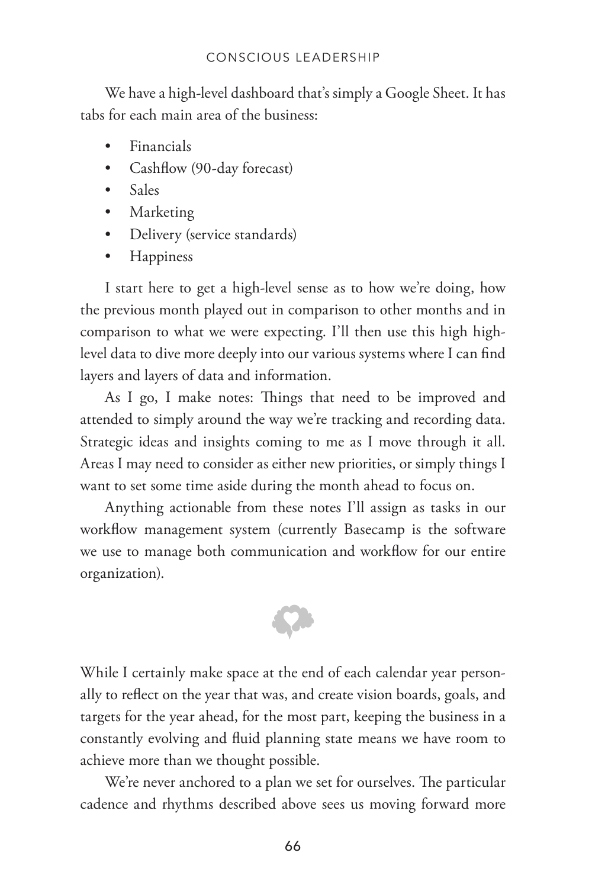We have a high-level dashboard that's simply a Google Sheet. It has tabs for each main area of the business:

- Financials
- Cashflow (90-day forecast)
- Sales
- Marketing
- Delivery (service standards)
- Happiness

I start here to get a high-level sense as to how we're doing, how the previous month played out in comparison to other months and in comparison to what we were expecting. I'll then use this high high-level data to dive more deeply into our various systems where I can find layers and layers of data and information.

As I go, I make notes: Things that need to be improved and attended to simply around the way we're tracking and recording data. Strategic ideas and insights coming to me as I move through it all. Areas I may need to consider as either new priorities, or simply things I want to set some time aside during the month ahead to focus on.

Anything actionable from these notes I'll assign as tasks in our workflow management system (currently Basecamp is the software we use to manage both communication and workflow for our entire organization).

While I certainly make space at the end of each calendar year personally to reflect on the year that was, and create vision boards, goals, and targets for the year ahead, for the most part, keeping the business in a constantly evolving and fluid planning state means we have room to achieve more than we thought possible.

We're never anchored to a plan we set for ourselves. The particular cadence and rhythms described above sees us moving forward more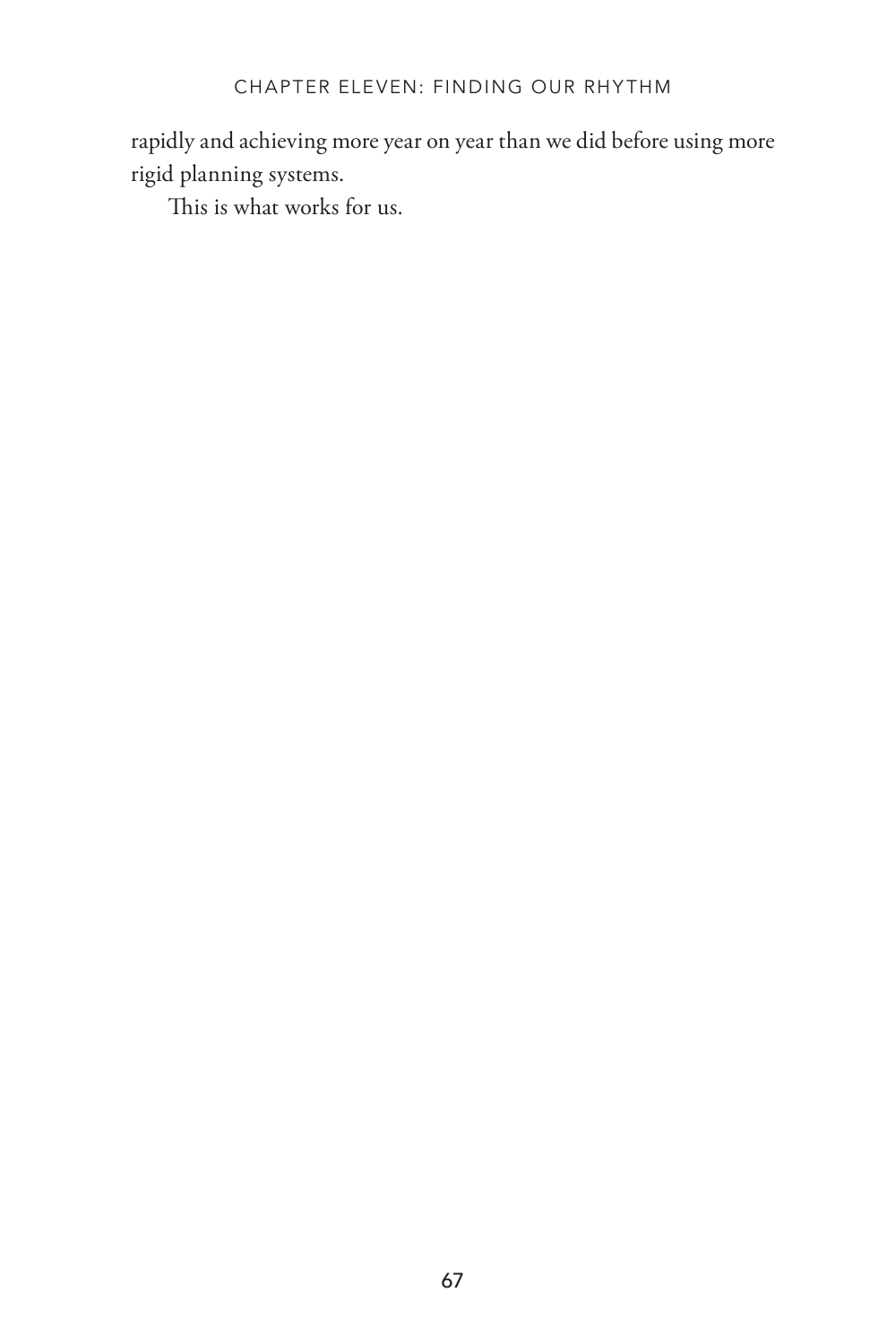rapidly and achieving more year on year than we did before using more rigid planning systems.

This is what works for us.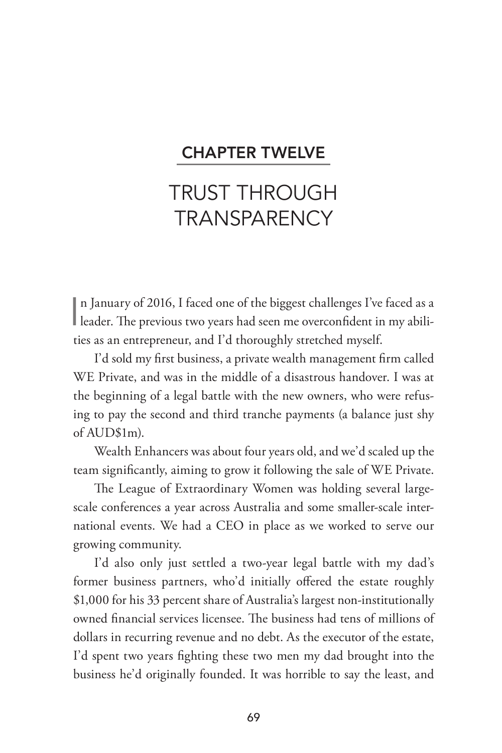## CHAPTER TWELVE

# TRUST THROUGH TRANSPARENCY

In January of 2016, I faced one of the biggest challenges I've faced as a leader. The previous two years had seen me overconfident in my abilities as an entrepreneur, and I'd thoroughly stretched myself.

I'd sold my first business, a private wealth management firm called WE Private, and was in the middle of a disastrous handover. I was at the beginning of a legal battle with the new owners, who were refusing to pay the second and third tranche payments (a balance just shy of AUD$1m).

Wealth Enhancers was about four years old, and we'd scaled up the team significantly, aiming to grow it following the sale of WE Private.

The League of Extraordinary Women was holding several large-scale conferences a year across Australia and some smaller-scale international events. We had a CEO in place as we worked to serve our growing community.

I'd also only just settled a two-year legal battle with my dad's former business partners, who'd initially offered the estate roughly $1,000 for his 33 percent share of Australia's largest non-institutionally owned financial services licensee. The business had tens of millions of dollars in recurring revenue and no debt. As the executor of the estate, I'd spent two years fighting these two men my dad brought into the business he'd originally founded. It was horrible to say the least, and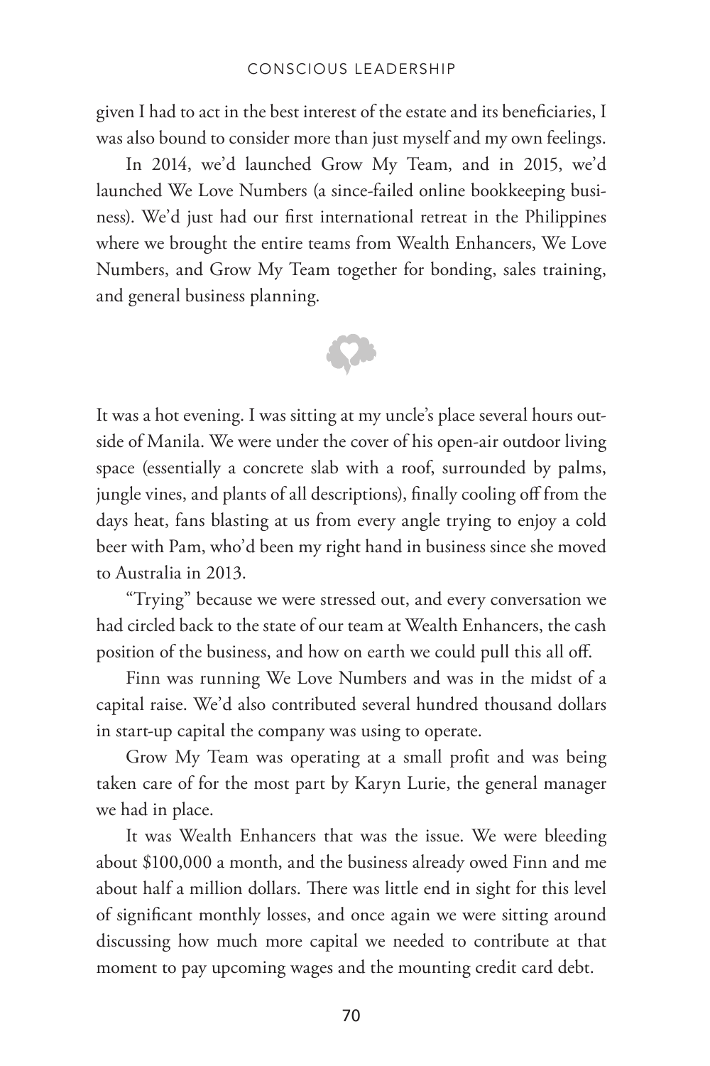given I had to act in the best interest of the estate and its beneficiaries, I was also bound to consider more than just myself and my own feelings.

In 2014, we'd launched Grow My Team, and in 2015, we'd launched We Love Numbers (a since-failed online bookkeeping business). We'd just had our first international retreat in the Philippines where we brought the entire teams from Wealth Enhancers, We Love Numbers, and Grow My Team together for bonding, sales training, and general business planning.

It was a hot evening. I was sitting at my uncle's place several hours outside of Manila. We were under the cover of his open-air outdoor living space (essentially a concrete slab with a roof, surrounded by palms, jungle vines, and plants of all descriptions), finally cooling off from the days heat, fans blasting at us from every angle trying to enjoy a cold beer with Pam, who'd been my right hand in business since she moved to Australia in 2013.

"Trying" because we were stressed out, and every conversation we had circled back to the state of our team at Wealth Enhancers, the cash position of the business, and how on earth we could pull this all off.

Finn was running We Love Numbers and was in the midst of a capital raise. We'd also contributed several hundred thousand dollars in start-up capital the company was using to operate.

Grow My Team was operating at a small profit and was being taken care of for the most part by Karyn Lurie, the general manager we had in place.

It was Wealth Enhancers that was the issue. We were bleeding about $100,000 a month, and the business already owed Finn and me about half a million dollars. There was little end in sight for this level of significant monthly losses, and once again we were sitting around discussing how much more capital we needed to contribute at that moment to pay upcoming wages and the mounting credit card debt.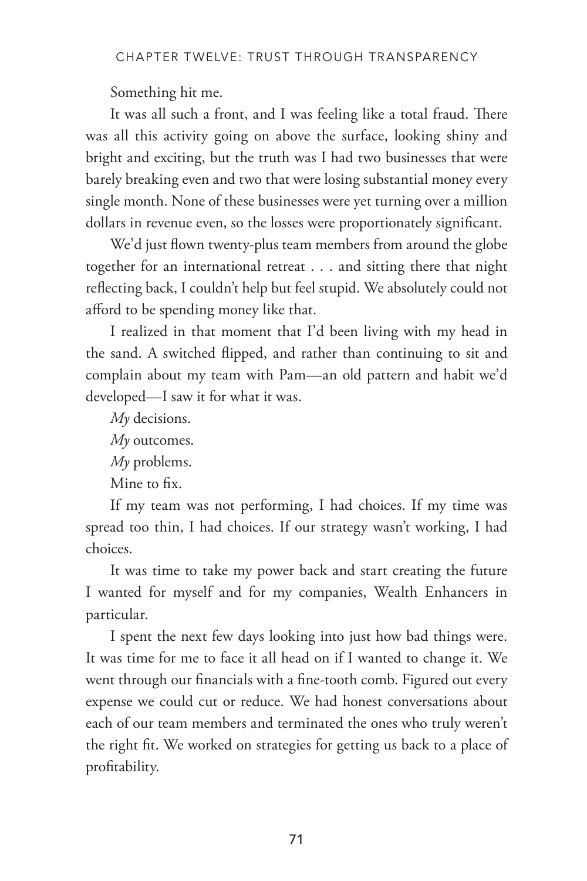Something hit me.

It was all such a front, and I was feeling like a total fraud. There was all this activity going on above the surface, looking shiny and bright and exciting, but the truth was I had two businesses that were barely breaking even and two that were losing substantial money every single month. None of these businesses were yet turning over a million dollars in revenue even, so the losses were proportionately significant.

We'd just flown twenty-plus team members from around the globe together for an international retreat . . . and sitting there that night reflecting back, I couldn't help but feel stupid. We absolutely could not afford to be spending money like that.

I realized in that moment that I'd been living with my head in the sand. A switched flipped, and rather than continuing to sit and complain about my team with Pam—an old pattern and habit we'd developed—I saw it for what it was.

*My* decisions.

*My* outcomes.

*My* problems.

Mine to fix.

If my team was not performing, I had choices. If my time was spread too thin, I had choices. If our strategy wasn't working, I had choices.

It was time to take my power back and start creating the future I wanted for myself and for my companies, Wealth Enhancers in particular.

I spent the next few days looking into just how bad things were. It was time for me to face it all head on if I wanted to change it. We went through our financials with a fine-tooth comb. Figured out every expense we could cut or reduce. We had honest conversations about each of our team members and terminated the ones who truly weren't the right fit. We worked on strategies for getting us back to a place of profitability.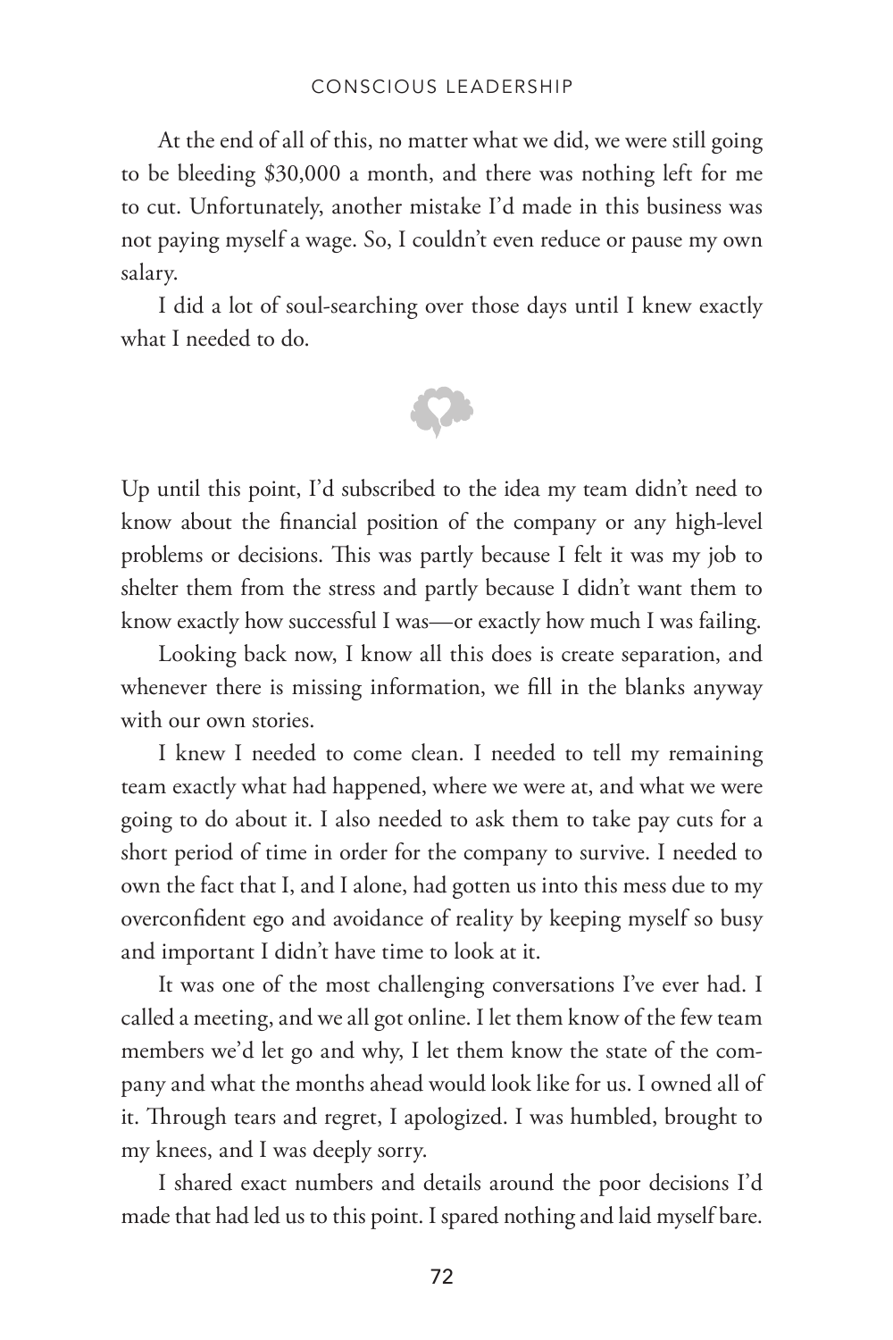At the end of all of this, no matter what we did, we were still going to be bleeding $30,000 a month, and there was nothing left for me to cut. Unfortunately, another mistake I'd made in this business was not paying myself a wage. So, I couldn't even reduce or pause my own salary.

I did a lot of soul-searching over those days until I knew exactly what I needed to do.

Up until this point, I'd subscribed to the idea my team didn't need to know about the financial position of the company or any high-level problems or decisions. This was partly because I felt it was my job to shelter them from the stress and partly because I didn't want them to know exactly how successful I was—or exactly how much I was failing.

Looking back now, I know all this does is create separation, and whenever there is missing information, we fill in the blanks anyway with our own stories.

I knew I needed to come clean. I needed to tell my remaining team exactly what had happened, where we were at, and what we were going to do about it. I also needed to ask them to take pay cuts for a short period of time in order for the company to survive. I needed to own the fact that I, and I alone, had gotten us into this mess due to my overconfident ego and avoidance of reality by keeping myself so busy and important I didn't have time to look at it.

It was one of the most challenging conversations I've ever had. I called a meeting, and we all got online. I let them know of the few team members we'd let go and why, I let them know the state of the company and what the months ahead would look like for us. I owned all of it. Through tears and regret, I apologized. I was humbled, brought to my knees, and I was deeply sorry.

I shared exact numbers and details around the poor decisions I'd made that had led us to this point. I spared nothing and laid myself bare.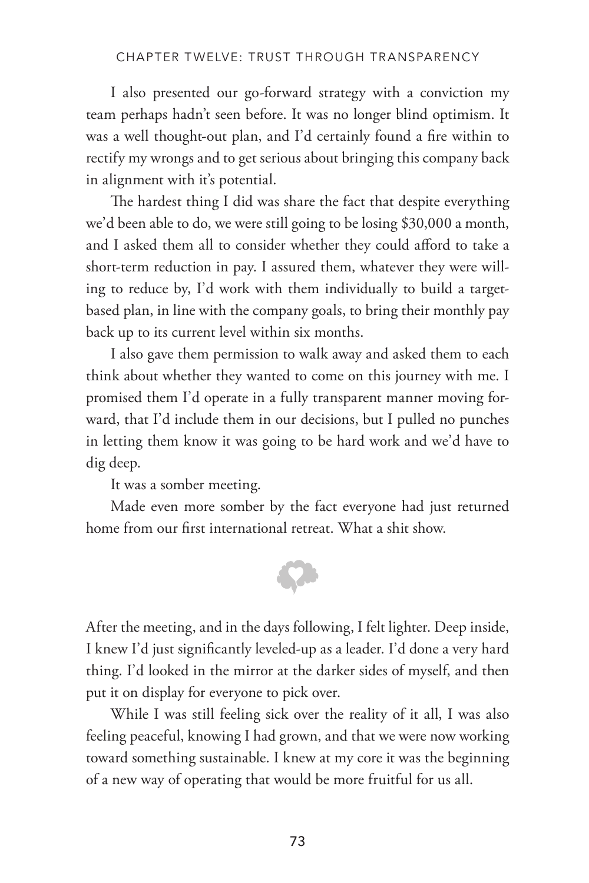I also presented our go-forward strategy with a conviction my team perhaps hadn't seen before. It was no longer blind optimism. It was a well thought-out plan, and I'd certainly found a fire within to rectify my wrongs and to get serious about bringing this company back in alignment with it's potential.

The hardest thing I did was share the fact that despite everything we'd been able to do, we were still going to be losing $30,000 a month, and I asked them all to consider whether they could afford to take a short-term reduction in pay. I assured them, whatever they were willing to reduce by, I'd work with them individually to build a target-based plan, in line with the company goals, to bring their monthly pay back up to its current level within six months.

I also gave them permission to walk away and asked them to each think about whether they wanted to come on this journey with me. I promised them I'd operate in a fully transparent manner moving forward, that I'd include them in our decisions, but I pulled no punches in letting them know it was going to be hard work and we'd have to dig deep.

It was a somber meeting.

Made even more somber by the fact everyone had just returned home from our first international retreat. What a shit show.

After the meeting, and in the days following, I felt lighter. Deep inside, I knew I'd just significantly leveled-up as a leader. I'd done a very hard thing. I'd looked in the mirror at the darker sides of myself, and then put it on display for everyone to pick over.

While I was still feeling sick over the reality of it all, I was also feeling peaceful, knowing I had grown, and that we were now working toward something sustainable. I knew at my core it was the beginning of a new way of operating that would be more fruitful for us all.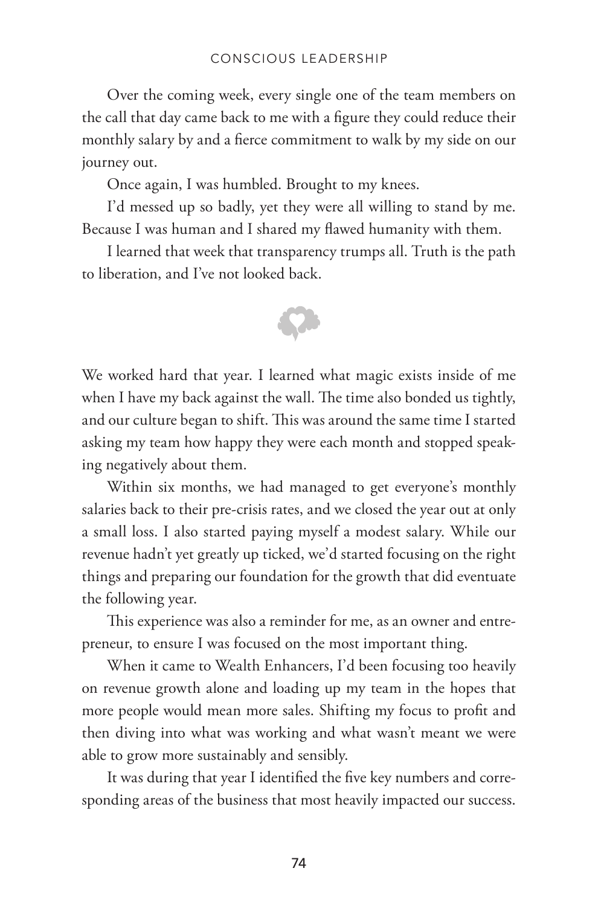Over the coming week, every single one of the team members on the call that day came back to me with a figure they could reduce their monthly salary by and a fierce commitment to walk by my side on our journey out.

Once again, I was humbled. Brought to my knees.

I'd messed up so badly, yet they were all willing to stand by me. Because I was human and I shared my flawed humanity with them.

I learned that week that transparency trumps all. Truth is the path to liberation, and I've not looked back.

We worked hard that year. I learned what magic exists inside of me when I have my back against the wall. The time also bonded us tightly, and our culture began to shift. This was around the same time I started asking my team how happy they were each month and stopped speaking negatively about them.

Within six months, we had managed to get everyone's monthly salaries back to their pre-crisis rates, and we closed the year out at only a small loss. I also started paying myself a modest salary. While our revenue hadn't yet greatly up ticked, we'd started focusing on the right things and preparing our foundation for the growth that did eventuate the following year.

This experience was also a reminder for me, as an owner and entrepreneur, to ensure I was focused on the most important thing.

When it came to Wealth Enhancers, I'd been focusing too heavily on revenue growth alone and loading up my team in the hopes that more people would mean more sales. Shifting my focus to profit and then diving into what was working and what wasn't meant we were able to grow more sustainably and sensibly.

It was during that year I identified the five key numbers and corresponding areas of the business that most heavily impacted our success.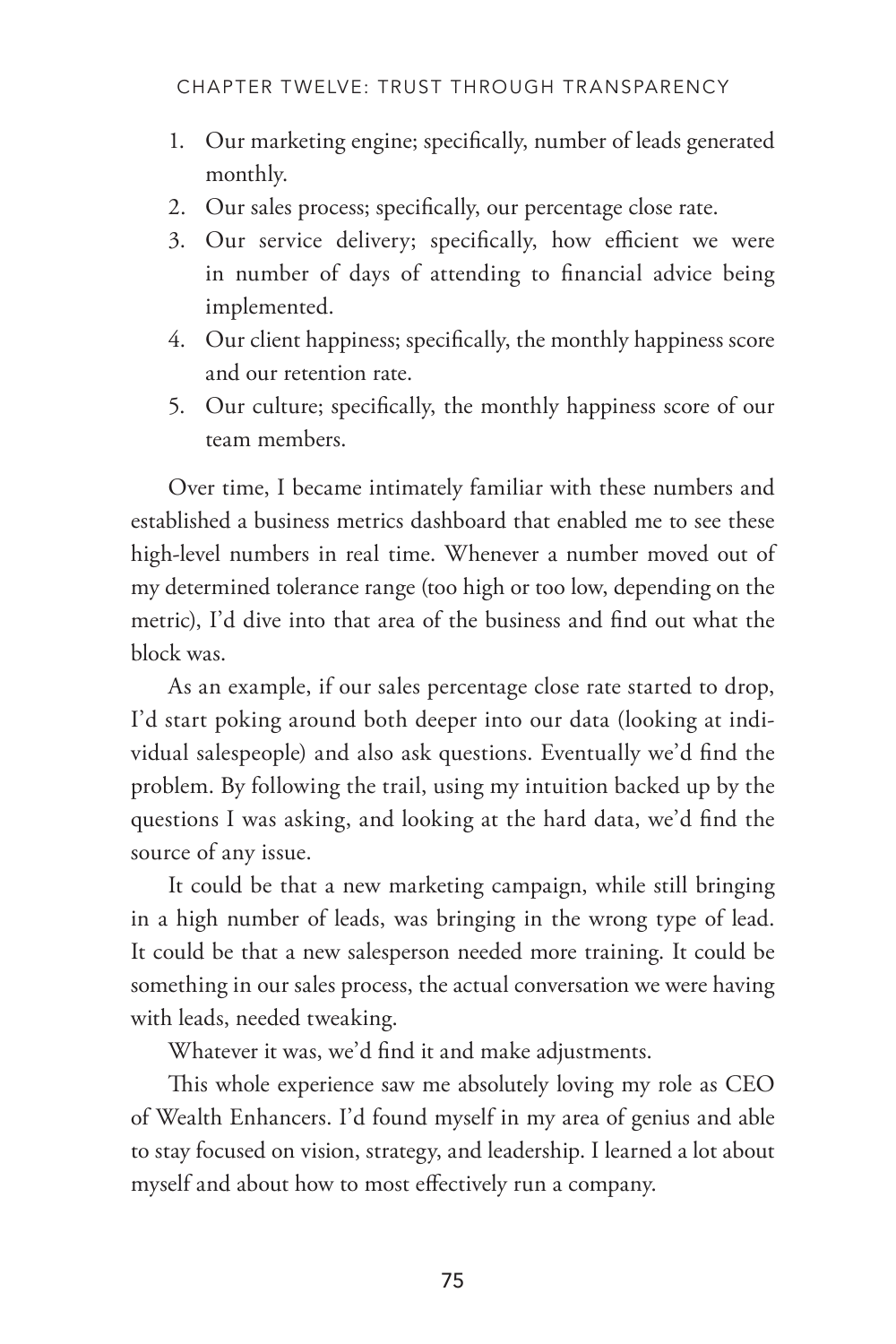1. Our marketing engine; specifically, number of leads generated monthly.
2. Our sales process; specifically, our percentage close rate.
3. Our service delivery; specifically, how efficient we were in number of days of attending to financial advice being implemented.
4. Our client happiness; specifically, the monthly happiness score and our retention rate.
5. Our culture; specifically, the monthly happiness score of our team members.

Over time, I became intimately familiar with these numbers and established a business metrics dashboard that enabled me to see these high-level numbers in real time. Whenever a number moved out of my determined tolerance range (too high or too low, depending on the metric), I'd dive into that area of the business and find out what the block was.

As an example, if our sales percentage close rate started to drop, I'd start poking around both deeper into our data (looking at individual salespeople) and also ask questions. Eventually we'd find the problem. By following the trail, using my intuition backed up by the questions I was asking, and looking at the hard data, we'd find the source of any issue.

It could be that a new marketing campaign, while still bringing in a high number of leads, was bringing in the wrong type of lead. It could be that a new salesperson needed more training. It could be something in our sales process, the actual conversation we were having with leads, needed tweaking.

Whatever it was, we'd find it and make adjustments.

This whole experience saw me absolutely loving my role as CEO of Wealth Enhancers. I'd found myself in my area of genius and able to stay focused on vision, strategy, and leadership. I learned a lot about myself and about how to most effectively run a company.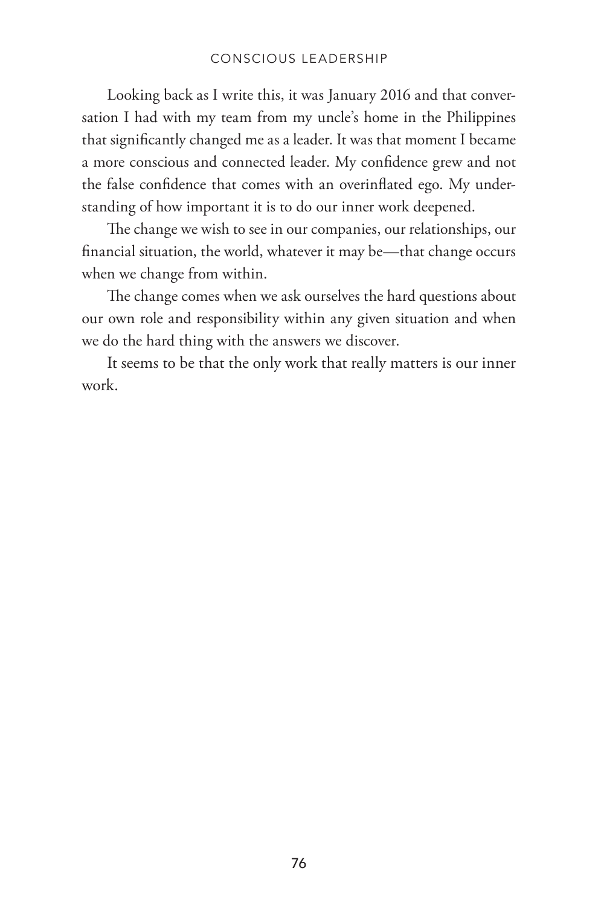Looking back as I write this, it was January 2016 and that conversation I had with my team from my uncle's home in the Philippines that significantly changed me as a leader. It was that moment I became a more conscious and connected leader. My confidence grew and not the false confidence that comes with an overinflated ego. My understanding of how important it is to do our inner work deepened.

The change we wish to see in our companies, our relationships, our financial situation, the world, whatever it may be—that change occurs when we change from within.

The change comes when we ask ourselves the hard questions about our own role and responsibility within any given situation and when we do the hard thing with the answers we discover.

It seems to be that the only work that really matters is our inner work.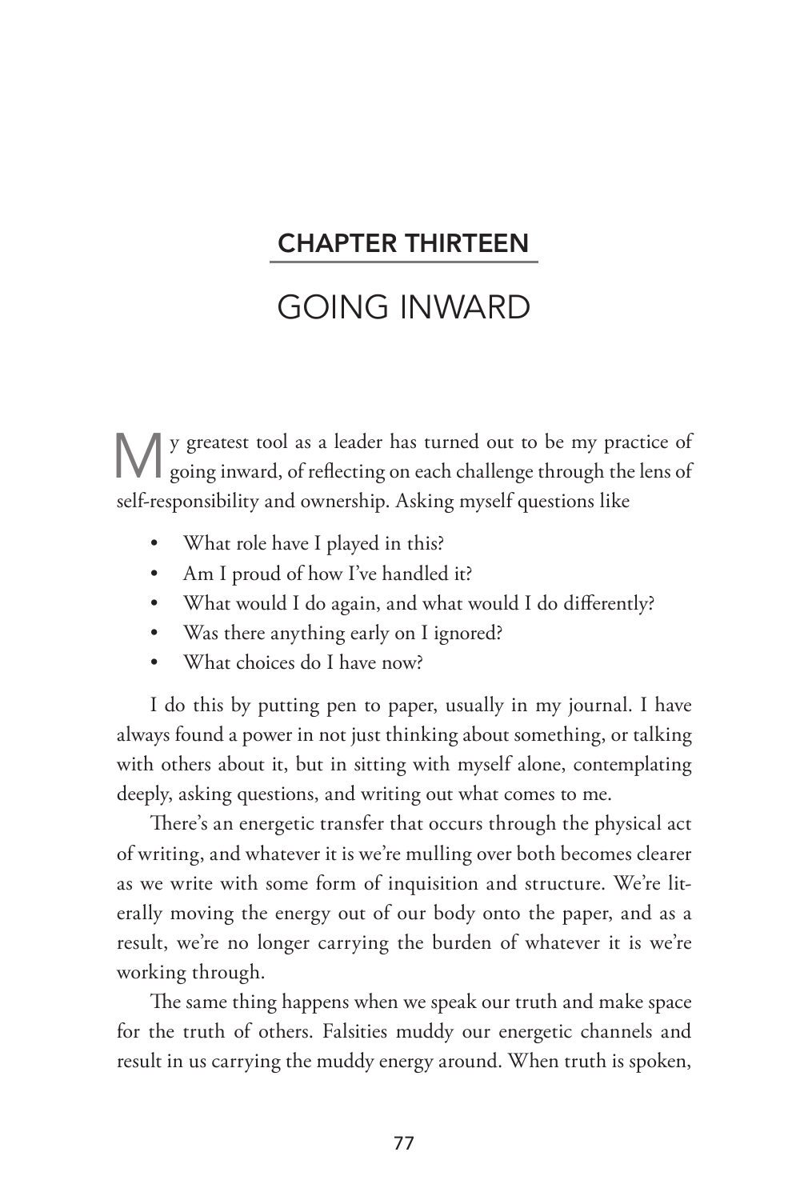## CHAPTER THIRTEEN

# GOING INWARD

My greatest tool as a leader has turned out to be my practice of going inward, of reflecting on each challenge through the lens of self-responsibility and ownership. Asking myself questions like

- What role have I played in this?
- Am I proud of how I've handled it?
- What would I do again, and what would I do differently?
- Was there anything early on I ignored?
- What choices do I have now?

I do this by putting pen to paper, usually in my journal. I have always found a power in not just thinking about something, or talking with others about it, but in sitting with myself alone, contemplating deeply, asking questions, and writing out what comes to me.

There's an energetic transfer that occurs through the physical act of writing, and whatever it is we're mulling over both becomes clearer as we write with some form of inquisition and structure. We're literally moving the energy out of our body onto the paper, and as a result, we're no longer carrying the burden of whatever it is we're working through.

The same thing happens when we speak our truth and make space for the truth of others. Falsities muddy our energetic channels and result in us carrying the muddy energy around. When truth is spoken,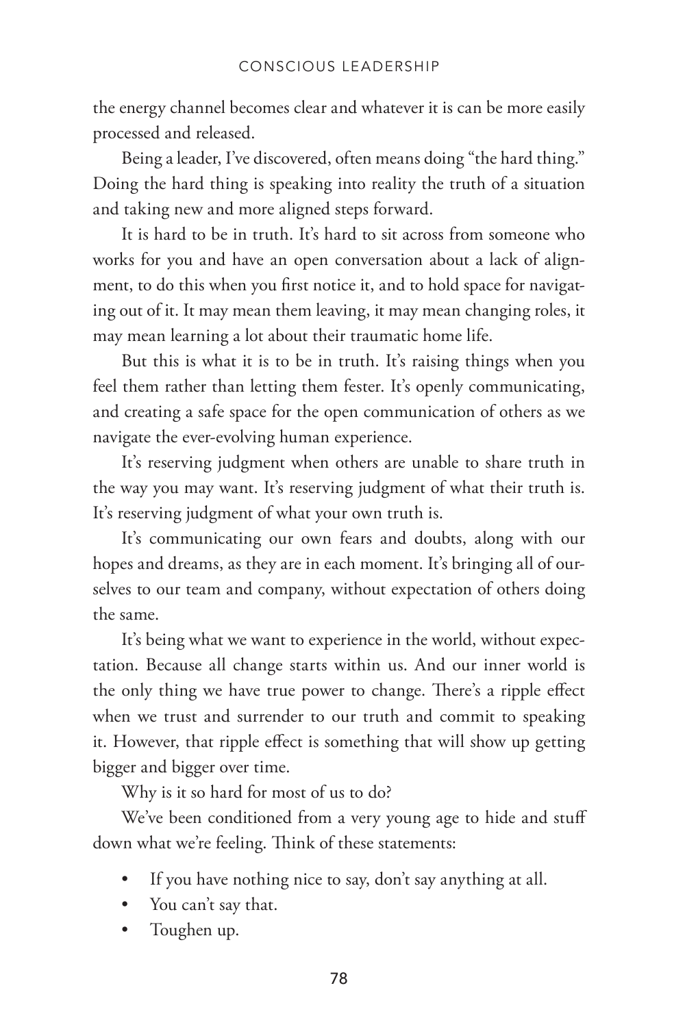the energy channel becomes clear and whatever it is can be more easily processed and released.

Being a leader, I've discovered, often means doing "the hard thing." Doing the hard thing is speaking into reality the truth of a situation and taking new and more aligned steps forward.

It is hard to be in truth. It's hard to sit across from someone who works for you and have an open conversation about a lack of alignment, to do this when you first notice it, and to hold space for navigating out of it. It may mean them leaving, it may mean changing roles, it may mean learning a lot about their traumatic home life.

But this is what it is to be in truth. It's raising things when you feel them rather than letting them fester. It's openly communicating, and creating a safe space for the open communication of others as we navigate the ever-evolving human experience.

It's reserving judgment when others are unable to share truth in the way you may want. It's reserving judgment of what their truth is. It's reserving judgment of what your own truth is.

It's communicating our own fears and doubts, along with our hopes and dreams, as they are in each moment. It's bringing all of ourselves to our team and company, without expectation of others doing the same.

It's being what we want to experience in the world, without expectation. Because all change starts within us. And our inner world is the only thing we have true power to change. There's a ripple effect when we trust and surrender to our truth and commit to speaking it. However, that ripple effect is something that will show up getting bigger and bigger over time.

Why is it so hard for most of us to do?

We've been conditioned from a very young age to hide and stuff down what we're feeling. Think of these statements:

- If you have nothing nice to say, don't say anything at all.
- You can't say that.
- Toughen up.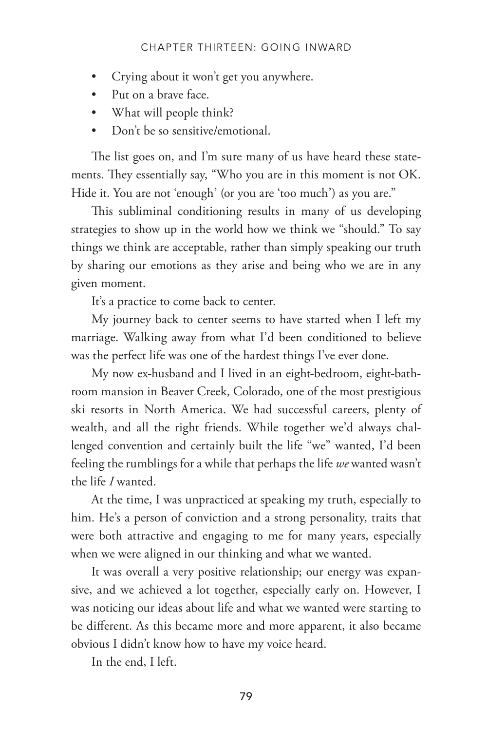- Crying about it won't get you anywhere.
- Put on a brave face.
- What will people think?
- Don't be so sensitive/emotional.

The list goes on, and I'm sure many of us have heard these statements. They essentially say, "Who you are in this moment is not OK. Hide it. You are not 'enough' (or you are 'too much') as you are."

This subliminal conditioning results in many of us developing strategies to show up in the world how we think we "should." To say things we think are acceptable, rather than simply speaking our truth by sharing our emotions as they arise and being who we are in any given moment.

It's a practice to come back to center.

My journey back to center seems to have started when I left my marriage. Walking away from what I'd been conditioned to believe was the perfect life was one of the hardest things I've ever done.

My now ex-husband and I lived in an eight-bedroom, eight-bathroom mansion in Beaver Creek, Colorado, one of the most prestigious ski resorts in North America. We had successful careers, plenty of wealth, and all the right friends. While together we'd always challenged convention and certainly built the life "we" wanted, I'd been feeling the rumblings for a while that perhaps the life *we* wanted wasn't the life *I* wanted.

At the time, I was unpracticed at speaking my truth, especially to him. He's a person of conviction and a strong personality, traits that were both attractive and engaging to me for many years, especially when we were aligned in our thinking and what we wanted.

It was overall a very positive relationship; our energy was expansive, and we achieved a lot together, especially early on. However, I was noticing our ideas about life and what we wanted were starting to be different. As this became more and more apparent, it also became obvious I didn't know how to have my voice heard.

In the end, I left.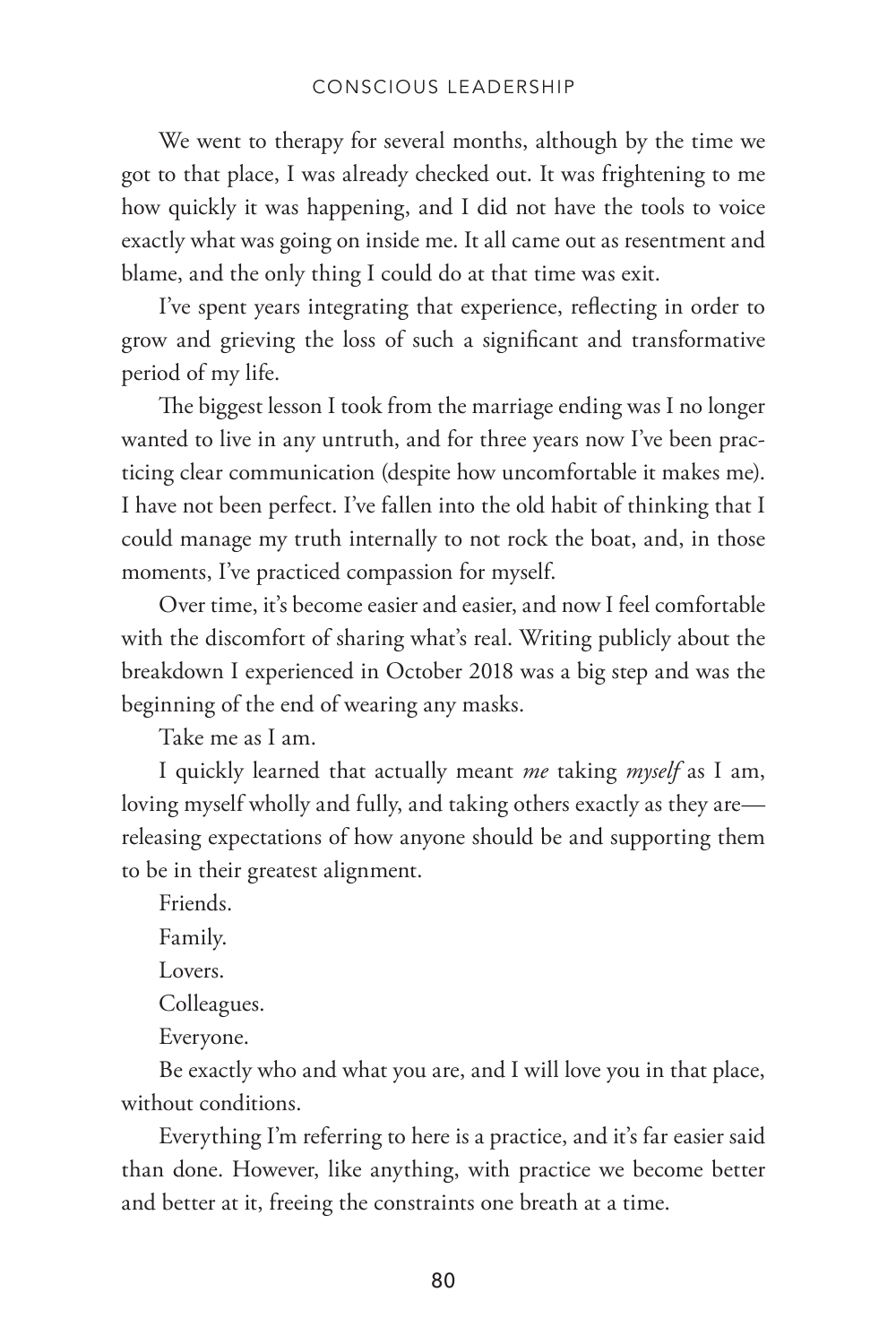We went to therapy for several months, although by the time we got to that place, I was already checked out. It was frightening to me how quickly it was happening, and I did not have the tools to voice exactly what was going on inside me. It all came out as resentment and blame, and the only thing I could do at that time was exit.

I've spent years integrating that experience, reflecting in order to grow and grieving the loss of such a significant and transformative period of my life.

The biggest lesson I took from the marriage ending was I no longer wanted to live in any untruth, and for three years now I've been practicing clear communication (despite how uncomfortable it makes me). I have not been perfect. I've fallen into the old habit of thinking that I could manage my truth internally to not rock the boat, and, in those moments, I've practiced compassion for myself.

Over time, it's become easier and easier, and now I feel comfortable with the discomfort of sharing what's real. Writing publicly about the breakdown I experienced in October 2018 was a big step and was the beginning of the end of wearing any masks.

Take me as I am.

I quickly learned that actually meant *me* taking *myself* as I am, loving myself wholly and fully, and taking others exactly as they are—releasing expectations of how anyone should be and supporting them to be in their greatest alignment.

Friends.

Family.

Lovers.

Colleagues.

Everyone.

Be exactly who and what you are, and I will love you in that place, without conditions.

Everything I'm referring to here is a practice, and it's far easier said than done. However, like anything, with practice we become better and better at it, freeing the constraints one breath at a time.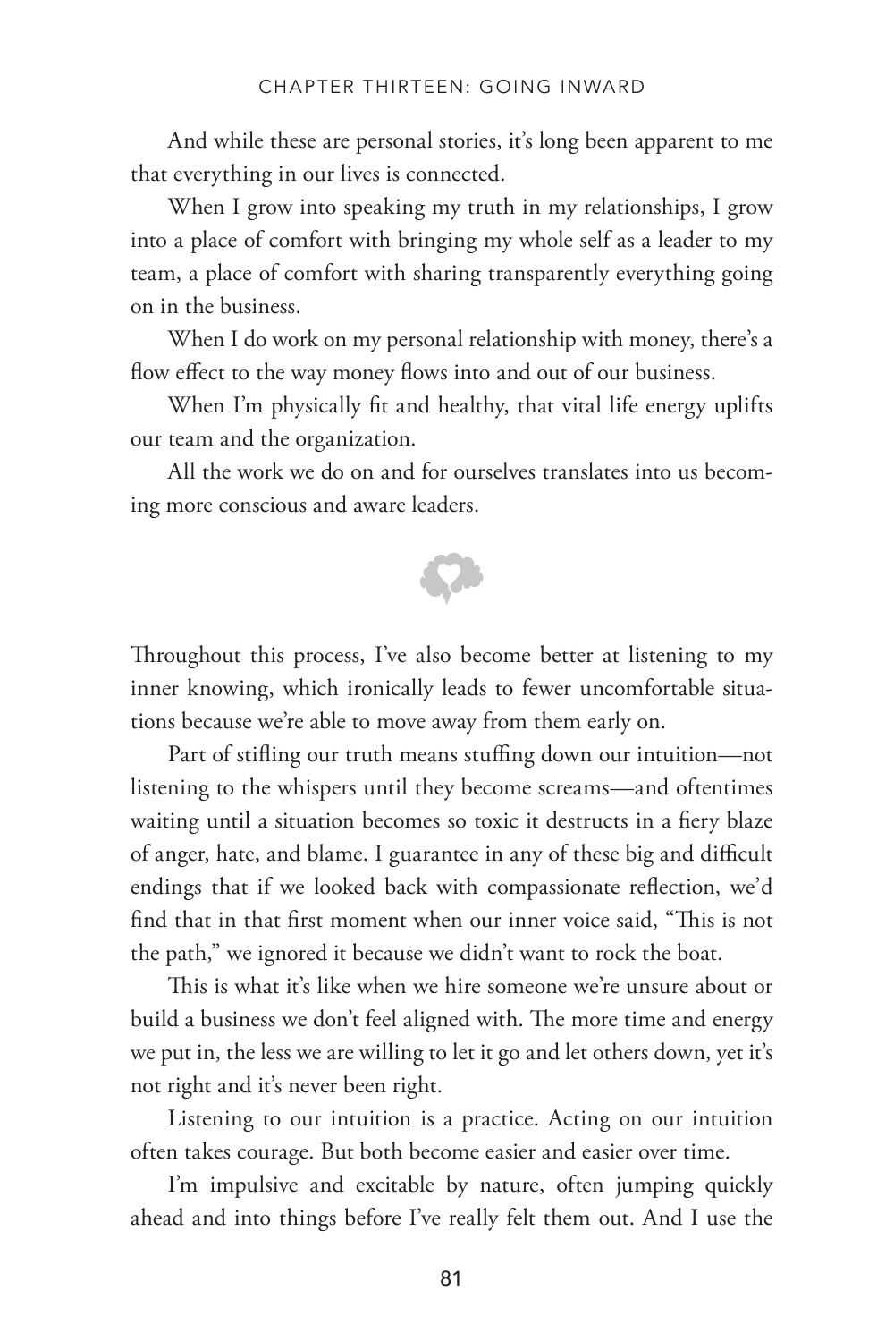And while these are personal stories, it's long been apparent to me that everything in our lives is connected.

When I grow into speaking my truth in my relationships, I grow into a place of comfort with bringing my whole self as a leader to my team, a place of comfort with sharing transparently everything going on in the business.

When I do work on my personal relationship with money, there's a flow effect to the way money flows into and out of our business.

When I'm physically fit and healthy, that vital life energy uplifts our team and the organization.

All the work we do on and for ourselves translates into us becoming more conscious and aware leaders.

Throughout this process, I've also become better at listening to my inner knowing, which ironically leads to fewer uncomfortable situations because we're able to move away from them early on.

Part of stifling our truth means stuffing down our intuition—not listening to the whispers until they become screams—and oftentimes waiting until a situation becomes so toxic it destructs in a fiery blaze of anger, hate, and blame. I guarantee in any of these big and difficult endings that if we looked back with compassionate reflection, we'd find that in that first moment when our inner voice said, "This is not the path," we ignored it because we didn't want to rock the boat.

This is what it's like when we hire someone we're unsure about or build a business we don't feel aligned with. The more time and energy we put in, the less we are willing to let it go and let others down, yet it's not right and it's never been right.

Listening to our intuition is a practice. Acting on our intuition often takes courage. But both become easier and easier over time.

I'm impulsive and excitable by nature, often jumping quickly ahead and into things before I've really felt them out. And I use the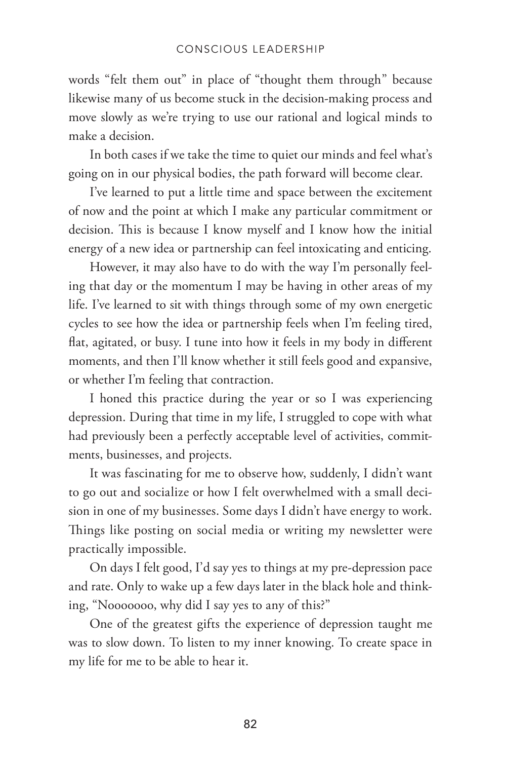words "felt them out" in place of "thought them through" because likewise many of us become stuck in the decision-making process and move slowly as we're trying to use our rational and logical minds to make a decision.

In both cases if we take the time to quiet our minds and feel what's going on in our physical bodies, the path forward will become clear.

I've learned to put a little time and space between the excitement of now and the point at which I make any particular commitment or decision. This is because I know myself and I know how the initial energy of a new idea or partnership can feel intoxicating and enticing.

However, it may also have to do with the way I'm personally feeling that day or the momentum I may be having in other areas of my life. I've learned to sit with things through some of my own energetic cycles to see how the idea or partnership feels when I'm feeling tired, flat, agitated, or busy. I tune into how it feels in my body in different moments, and then I'll know whether it still feels good and expansive, or whether I'm feeling that contraction.

I honed this practice during the year or so I was experiencing depression. During that time in my life, I struggled to cope with what had previously been a perfectly acceptable level of activities, commitments, businesses, and projects.

It was fascinating for me to observe how, suddenly, I didn't want to go out and socialize or how I felt overwhelmed with a small decision in one of my businesses. Some days I didn't have energy to work. Things like posting on social media or writing my newsletter were practically impossible.

On days I felt good, I'd say yes to things at my pre-depression pace and rate. Only to wake up a few days later in the black hole and thinking, "Nooooooo, why did I say yes to any of this?"

One of the greatest gifts the experience of depression taught me was to slow down. To listen to my inner knowing. To create space in my life for me to be able to hear it.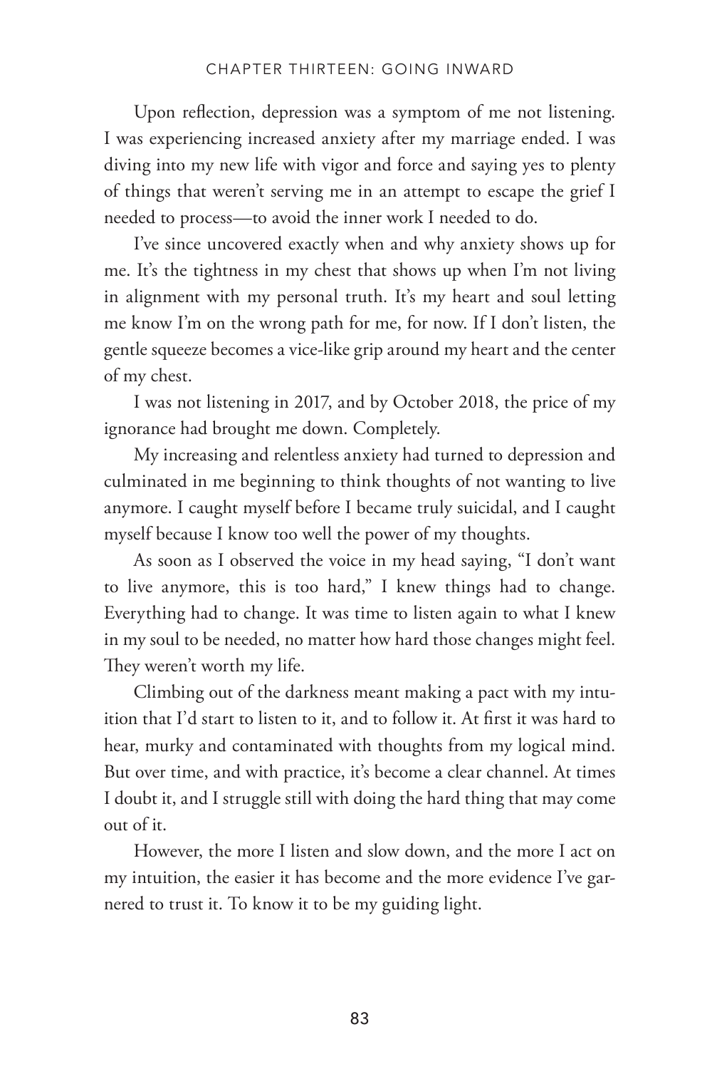Upon reflection, depression was a symptom of me not listening. I was experiencing increased anxiety after my marriage ended. I was diving into my new life with vigor and force and saying yes to plenty of things that weren't serving me in an attempt to escape the grief I needed to process—to avoid the inner work I needed to do.

I've since uncovered exactly when and why anxiety shows up for me. It's the tightness in my chest that shows up when I'm not living in alignment with my personal truth. It's my heart and soul letting me know I'm on the wrong path for me, for now. If I don't listen, the gentle squeeze becomes a vice-like grip around my heart and the center of my chest.

I was not listening in 2017, and by October 2018, the price of my ignorance had brought me down. Completely.

My increasing and relentless anxiety had turned to depression and culminated in me beginning to think thoughts of not wanting to live anymore. I caught myself before I became truly suicidal, and I caught myself because I know too well the power of my thoughts.

As soon as I observed the voice in my head saying, "I don't want to live anymore, this is too hard," I knew things had to change. Everything had to change. It was time to listen again to what I knew in my soul to be needed, no matter how hard those changes might feel. They weren't worth my life.

Climbing out of the darkness meant making a pact with my intuition that I'd start to listen to it, and to follow it. At first it was hard to hear, murky and contaminated with thoughts from my logical mind. But over time, and with practice, it's become a clear channel. At times I doubt it, and I struggle still with doing the hard thing that may come out of it.

However, the more I listen and slow down, and the more I act on my intuition, the easier it has become and the more evidence I've garnered to trust it. To know it to be my guiding light.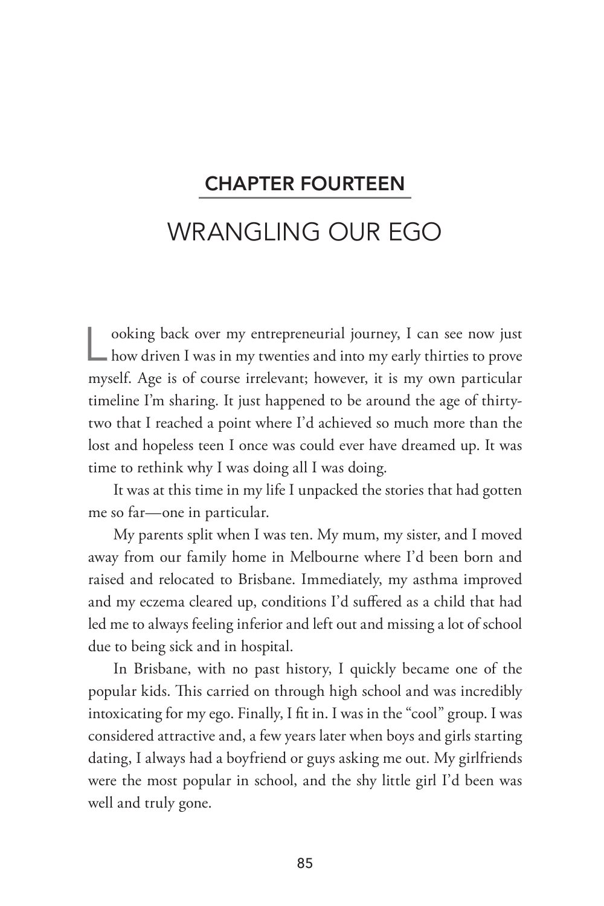## CHAPTER FOURTEEN

# WRANGLING OUR EGO

Looking back over my entrepreneurial journey, I can see now just how driven I was in my twenties and into my early thirties to prove myself. Age is of course irrelevant; however, it is my own particular timeline I'm sharing. It just happened to be around the age of thirty-two that I reached a point where I'd achieved so much more than the lost and hopeless teen I once was could ever have dreamed up. It was time to rethink why I was doing all I was doing.

It was at this time in my life I unpacked the stories that had gotten me so far—one in particular.

My parents split when I was ten. My mum, my sister, and I moved away from our family home in Melbourne where I'd been born and raised and relocated to Brisbane. Immediately, my asthma improved and my eczema cleared up, conditions I'd suffered as a child that had led me to always feeling inferior and left out and missing a lot of school due to being sick and in hospital.

In Brisbane, with no past history, I quickly became one of the popular kids. This carried on through high school and was incredibly intoxicating for my ego. Finally, I fit in. I was in the "cool" group. I was considered attractive and, a few years later when boys and girls starting dating, I always had a boyfriend or guys asking me out. My girlfriends were the most popular in school, and the shy little girl I'd been was well and truly gone.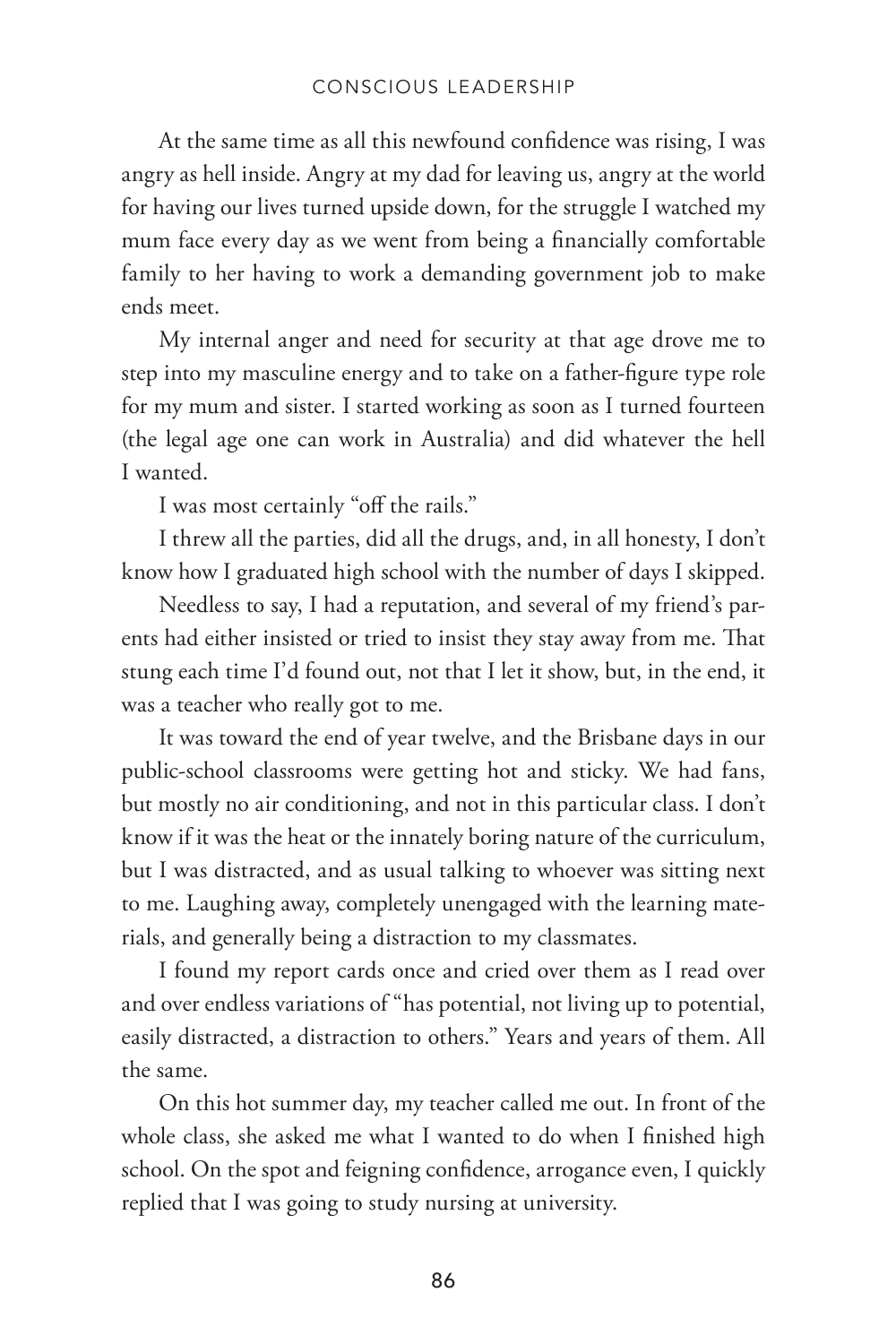At the same time as all this newfound confidence was rising, I was angry as hell inside. Angry at my dad for leaving us, angry at the world for having our lives turned upside down, for the struggle I watched my mum face every day as we went from being a financially comfortable family to her having to work a demanding government job to make ends meet.

My internal anger and need for security at that age drove me to step into my masculine energy and to take on a father-figure type role for my mum and sister. I started working as soon as I turned fourteen (the legal age one can work in Australia) and did whatever the hell I wanted.

I was most certainly "off the rails."

I threw all the parties, did all the drugs, and, in all honesty, I don't know how I graduated high school with the number of days I skipped.

Needless to say, I had a reputation, and several of my friend's parents had either insisted or tried to insist they stay away from me. That stung each time I'd found out, not that I let it show, but, in the end, it was a teacher who really got to me.

It was toward the end of year twelve, and the Brisbane days in our public-school classrooms were getting hot and sticky. We had fans, but mostly no air conditioning, and not in this particular class. I don't know if it was the heat or the innately boring nature of the curriculum, but I was distracted, and as usual talking to whoever was sitting next to me. Laughing away, completely unengaged with the learning materials, and generally being a distraction to my classmates.

I found my report cards once and cried over them as I read over and over endless variations of "has potential, not living up to potential, easily distracted, a distraction to others." Years and years of them. All the same.

On this hot summer day, my teacher called me out. In front of the whole class, she asked me what I wanted to do when I finished high school. On the spot and feigning confidence, arrogance even, I quickly replied that I was going to study nursing at university.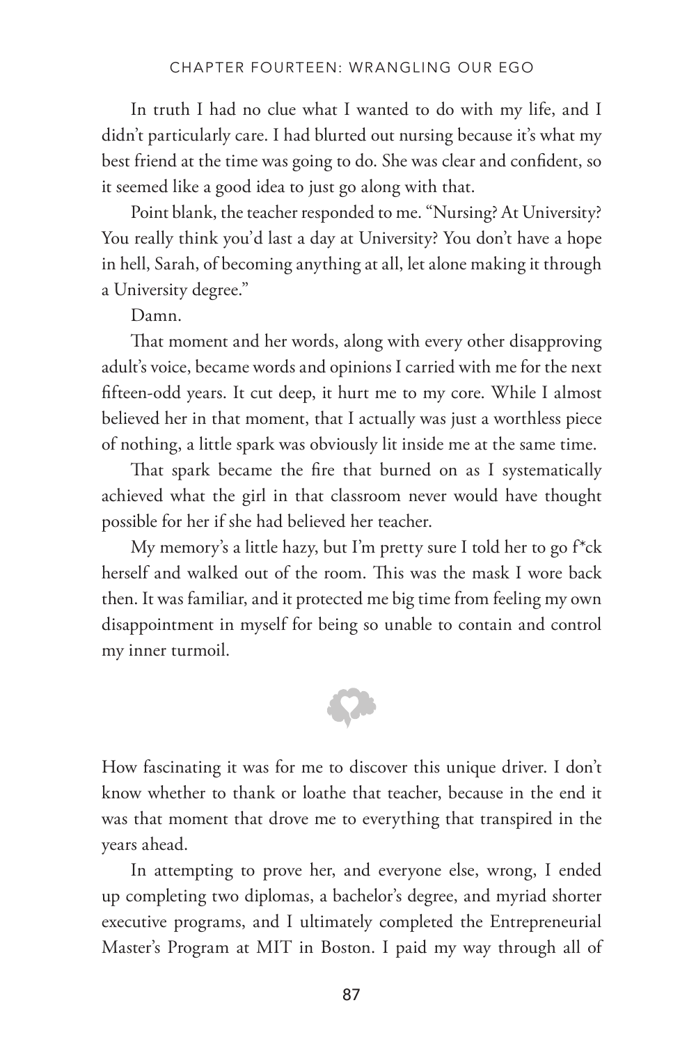In truth I had no clue what I wanted to do with my life, and I didn't particularly care. I had blurted out nursing because it's what my best friend at the time was going to do. She was clear and confident, so it seemed like a good idea to just go along with that.

Point blank, the teacher responded to me. "Nursing? At University? You really think you'd last a day at University? You don't have a hope in hell, Sarah, of becoming anything at all, let alone making it through a University degree."

Damn.

That moment and her words, along with every other disapproving adult's voice, became words and opinions I carried with me for the next fifteen-odd years. It cut deep, it hurt me to my core. While I almost believed her in that moment, that I actually was just a worthless piece of nothing, a little spark was obviously lit inside me at the same time.

That spark became the fire that burned on as I systematically achieved what the girl in that classroom never would have thought possible for her if she had believed her teacher.

My memory's a little hazy, but I'm pretty sure I told her to go f*ck herself and walked out of the room. This was the mask I wore back then. It was familiar, and it protected me big time from feeling my own disappointment in myself for being so unable to contain and control my inner turmoil.

How fascinating it was for me to discover this unique driver. I don't know whether to thank or loathe that teacher, because in the end it was that moment that drove me to everything that transpired in the years ahead.

In attempting to prove her, and everyone else, wrong, I ended up completing two diplomas, a bachelor's degree, and myriad shorter executive programs, and I ultimately completed the Entrepreneurial Master's Program at MIT in Boston. I paid my way through all of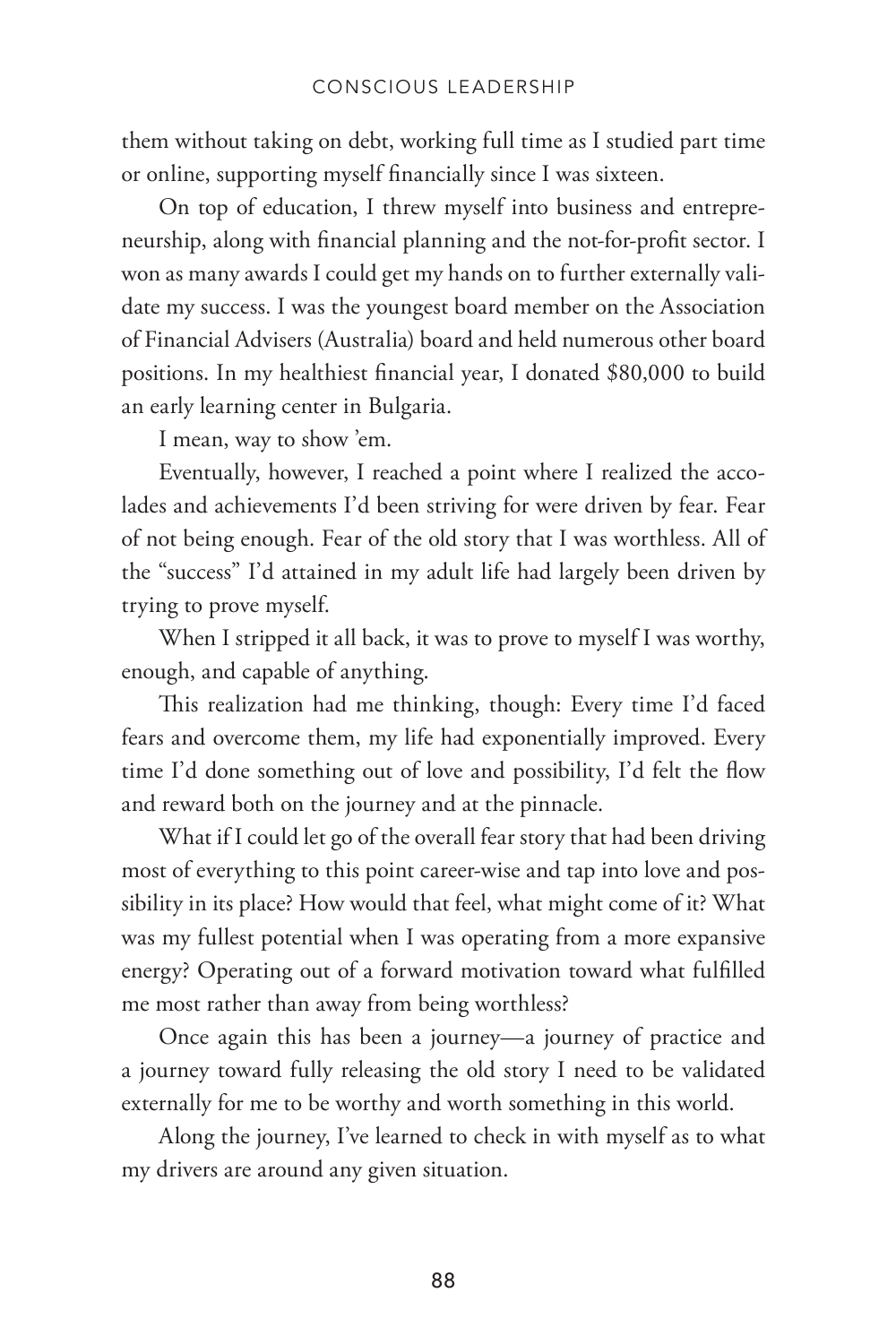them without taking on debt, working full time as I studied part time or online, supporting myself financially since I was sixteen.

On top of education, I threw myself into business and entrepreneurship, along with financial planning and the not-for-profit sector. I won as many awards I could get my hands on to further externally validate my success. I was the youngest board member on the Association of Financial Advisers (Australia) board and held numerous other board positions. In my healthiest financial year, I donated $80,000 to build an early learning center in Bulgaria.

I mean, way to show 'em.

Eventually, however, I reached a point where I realized the accolades and achievements I'd been striving for were driven by fear. Fear of not being enough. Fear of the old story that I was worthless. All of the "success" I'd attained in my adult life had largely been driven by trying to prove myself.

When I stripped it all back, it was to prove to myself I was worthy, enough, and capable of anything.

This realization had me thinking, though: Every time I'd faced fears and overcome them, my life had exponentially improved. Every time I'd done something out of love and possibility, I'd felt the flow and reward both on the journey and at the pinnacle.

What if I could let go of the overall fear story that had been driving most of everything to this point career-wise and tap into love and possibility in its place? How would that feel, what might come of it? What was my fullest potential when I was operating from a more expansive energy? Operating out of a forward motivation toward what fulfilled me most rather than away from being worthless?

Once again this has been a journey—a journey of practice and a journey toward fully releasing the old story I need to be validated externally for me to be worthy and worth something in this world.

Along the journey, I've learned to check in with myself as to what my drivers are around any given situation.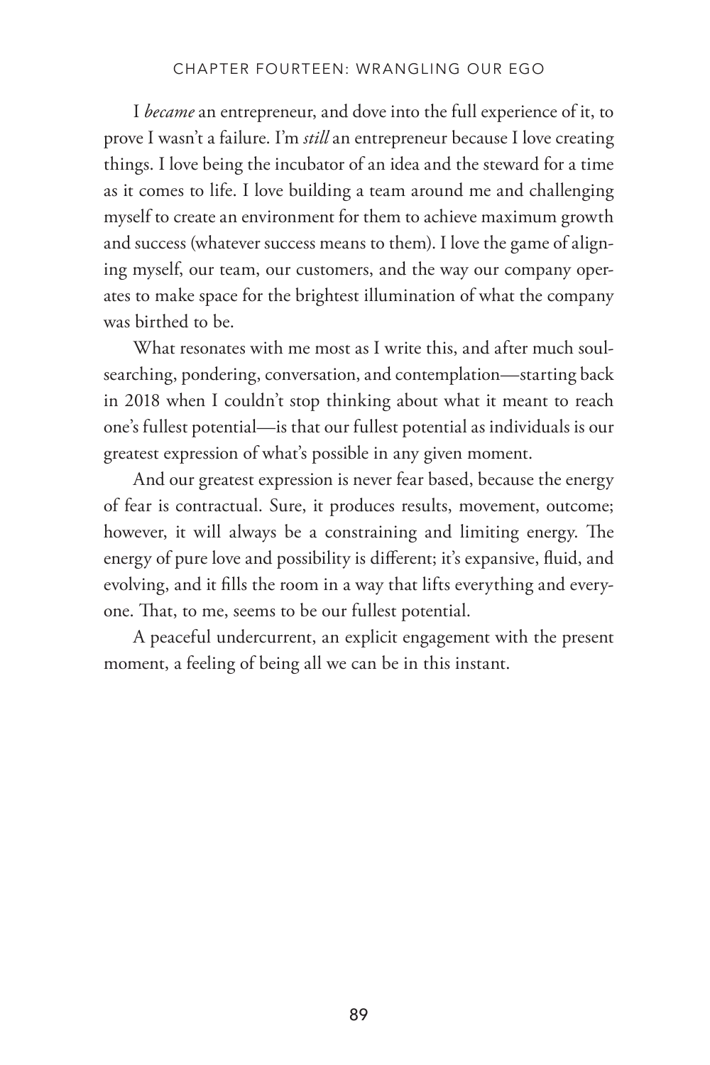I *became* an entrepreneur, and dove into the full experience of it, to prove I wasn't a failure. I'm *still* an entrepreneur because I love creating things. I love being the incubator of an idea and the steward for a time as it comes to life. I love building a team around me and challenging myself to create an environment for them to achieve maximum growth and success (whatever success means to them). I love the game of aligning myself, our team, our customers, and the way our company operates to make space for the brightest illumination of what the company was birthed to be.

What resonates with me most as I write this, and after much soul-searching, pondering, conversation, and contemplation—starting back in 2018 when I couldn't stop thinking about what it meant to reach one's fullest potential—is that our fullest potential as individuals is our greatest expression of what's possible in any given moment.

And our greatest expression is never fear based, because the energy of fear is contractual. Sure, it produces results, movement, outcome; however, it will always be a constraining and limiting energy. The energy of pure love and possibility is different; it's expansive, fluid, and evolving, and it fills the room in a way that lifts everything and everyone. That, to me, seems to be our fullest potential.

A peaceful undercurrent, an explicit engagement with the present moment, a feeling of being all we can be in this instant.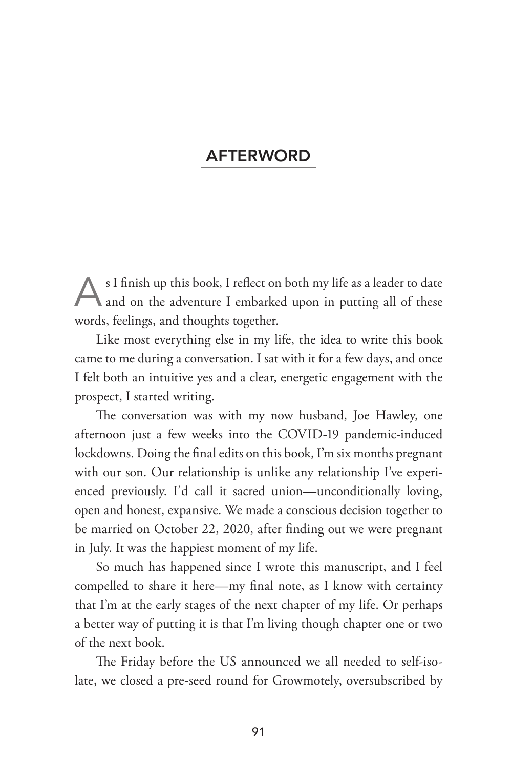# AFTERWORD

As I finish up this book, I reflect on both my life as a leader to date and on the adventure I embarked upon in putting all of these words, feelings, and thoughts together.

Like most everything else in my life, the idea to write this book came to me during a conversation. I sat with it for a few days, and once I felt both an intuitive yes and a clear, energetic engagement with the prospect, I started writing.

The conversation was with my now husband, Joe Hawley, one afternoon just a few weeks into the COVID-19 pandemic-induced lockdowns. Doing the final edits on this book, I'm six months pregnant with our son. Our relationship is unlike any relationship I've experienced previously. I'd call it sacred union—unconditionally loving, open and honest, expansive. We made a conscious decision together to be married on October 22, 2020, after finding out we were pregnant in July. It was the happiest moment of my life.

So much has happened since I wrote this manuscript, and I feel compelled to share it here—my final note, as I know with certainty that I'm at the early stages of the next chapter of my life. Or perhaps a better way of putting it is that I'm living though chapter one or two of the next book.

The Friday before the US announced we all needed to self-isolate, we closed a pre-seed round for Growmotely, oversubscribed by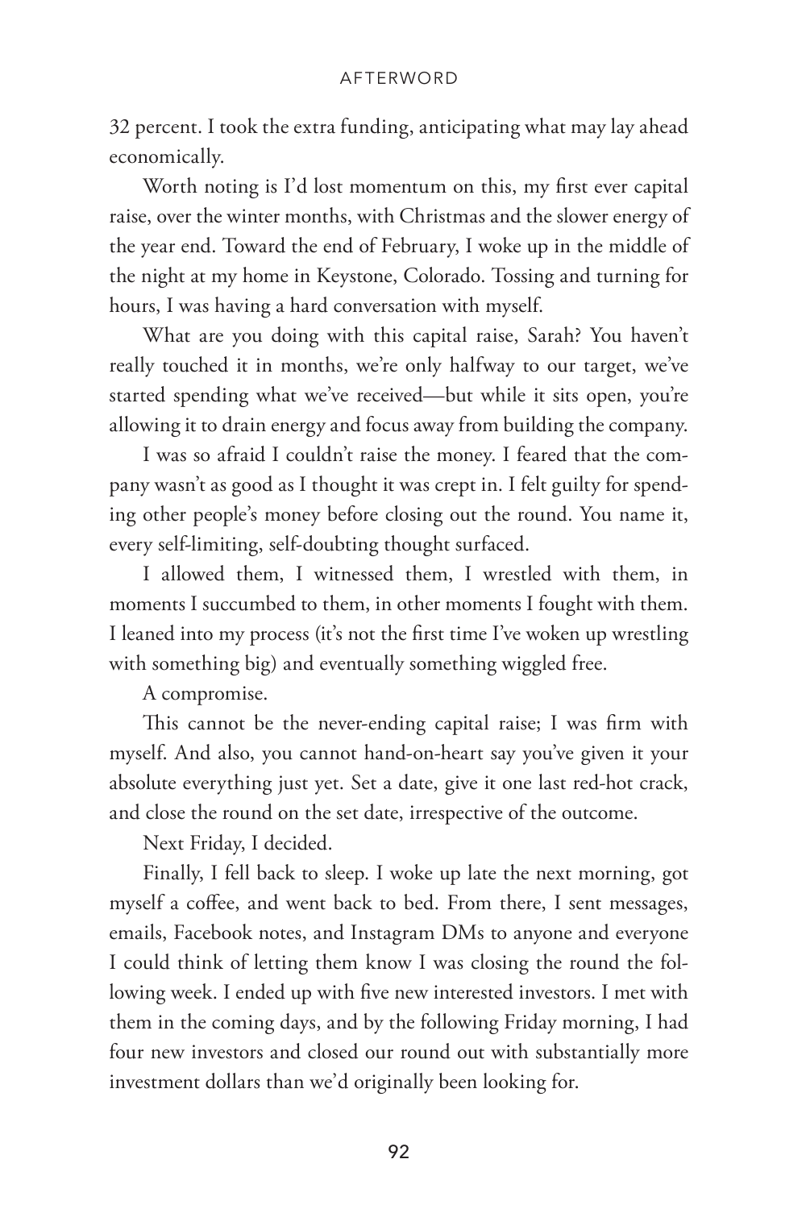32 percent. I took the extra funding, anticipating what may lay ahead economically.

Worth noting is I'd lost momentum on this, my first ever capital raise, over the winter months, with Christmas and the slower energy of the year end. Toward the end of February, I woke up in the middle of the night at my home in Keystone, Colorado. Tossing and turning for hours, I was having a hard conversation with myself.

What are you doing with this capital raise, Sarah? You haven't really touched it in months, we're only halfway to our target, we've started spending what we've received—but while it sits open, you're allowing it to drain energy and focus away from building the company.

I was so afraid I couldn't raise the money. I feared that the company wasn't as good as I thought it was crept in. I felt guilty for spending other people's money before closing out the round. You name it, every self-limiting, self-doubting thought surfaced.

I allowed them, I witnessed them, I wrestled with them, in moments I succumbed to them, in other moments I fought with them. I leaned into my process (it's not the first time I've woken up wrestling with something big) and eventually something wiggled free.

A compromise.

This cannot be the never-ending capital raise; I was firm with myself. And also, you cannot hand-on-heart say you've given it your absolute everything just yet. Set a date, give it one last red-hot crack, and close the round on the set date, irrespective of the outcome.

Next Friday, I decided.

Finally, I fell back to sleep. I woke up late the next morning, got myself a coffee, and went back to bed. From there, I sent messages, emails, Facebook notes, and Instagram DMs to anyone and everyone I could think of letting them know I was closing the round the following week. I ended up with five new interested investors. I met with them in the coming days, and by the following Friday morning, I had four new investors and closed our round out with substantially more investment dollars than we'd originally been looking for.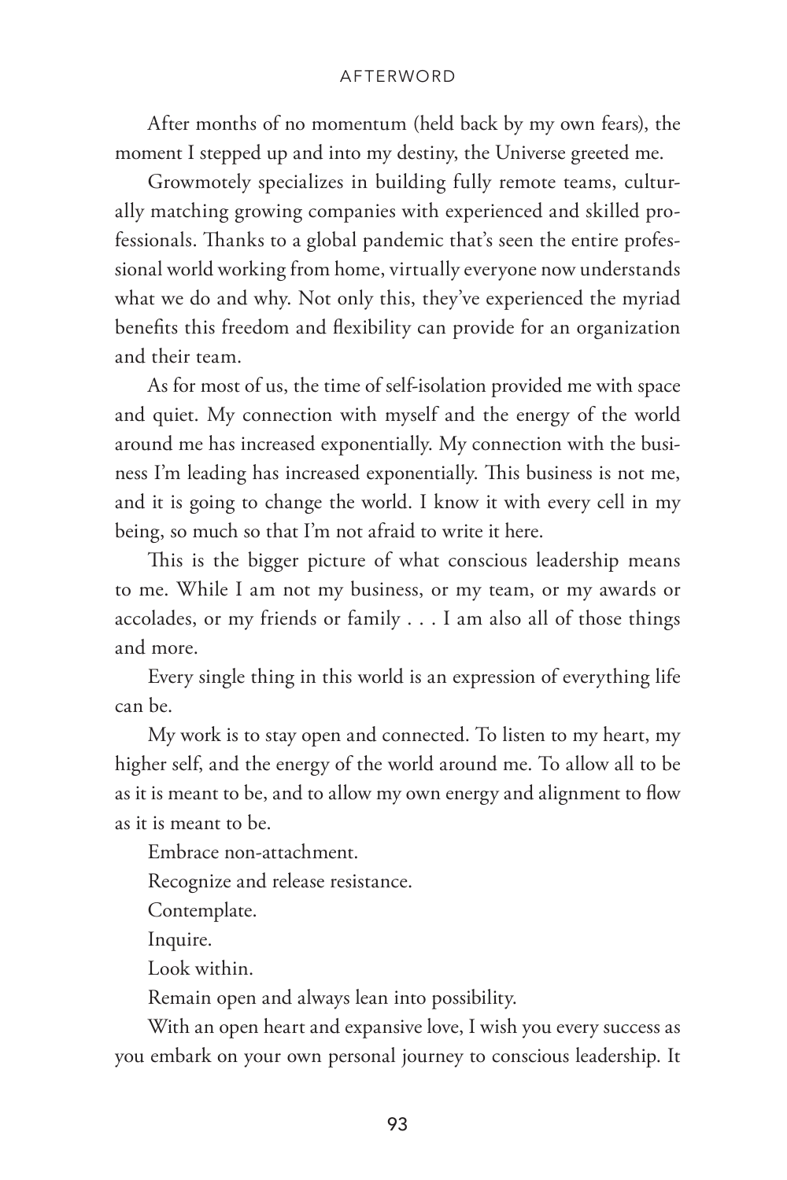After months of no momentum (held back by my own fears), the moment I stepped up and into my destiny, the Universe greeted me.

Growmotely specializes in building fully remote teams, culturally matching growing companies with experienced and skilled professionals. Thanks to a global pandemic that's seen the entire professional world working from home, virtually everyone now understands what we do and why. Not only this, they've experienced the myriad benefits this freedom and flexibility can provide for an organization and their team.

As for most of us, the time of self-isolation provided me with space and quiet. My connection with myself and the energy of the world around me has increased exponentially. My connection with the business I'm leading has increased exponentially. This business is not me, and it is going to change the world. I know it with every cell in my being, so much so that I'm not afraid to write it here.

This is the bigger picture of what conscious leadership means to me. While I am not my business, or my team, or my awards or accolades, or my friends or family . . . I am also all of those things and more.

Every single thing in this world is an expression of everything life can be.

My work is to stay open and connected. To listen to my heart, my higher self, and the energy of the world around me. To allow all to be as it is meant to be, and to allow my own energy and alignment to flow as it is meant to be.

Embrace non-attachment.

Recognize and release resistance.

Contemplate.

Inquire.

Look within.

Remain open and always lean into possibility.

With an open heart and expansive love, I wish you every success as you embark on your own personal journey to conscious leadership. It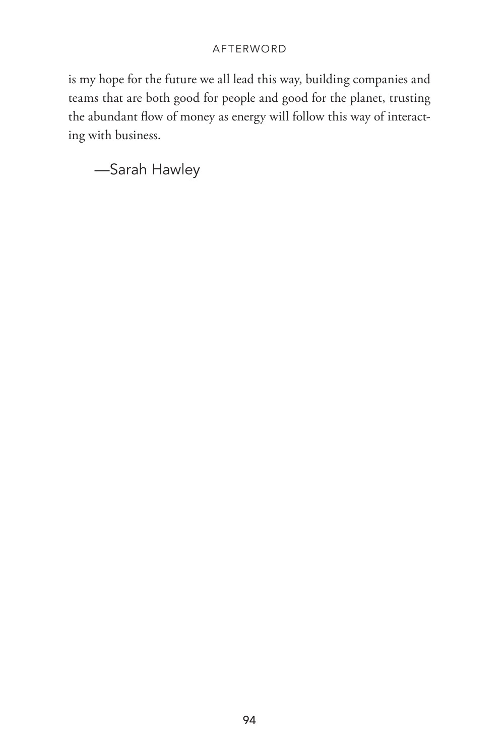is my hope for the future we all lead this way, building companies and teams that are both good for people and good for the planet, trusting the abundant flow of money as energy will follow this way of interacting with business.

—Sarah Hawley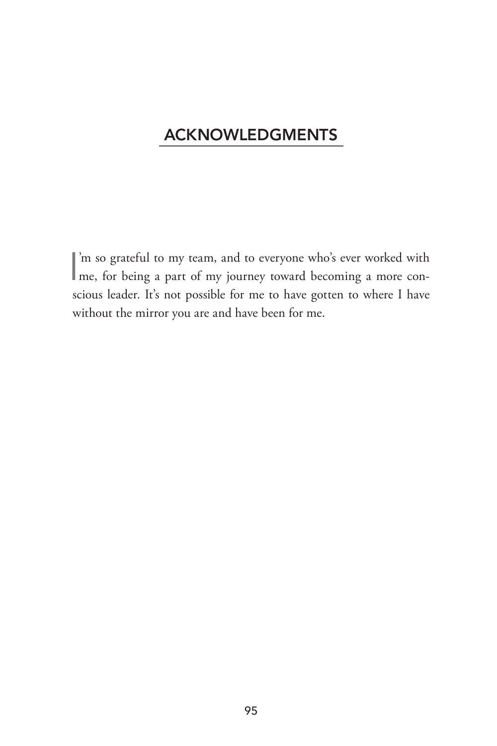## ACKNOWLEDGMENTS

I'm so grateful to my team, and to everyone who's ever worked with me, for being a part of my journey toward becoming a more conscious leader. It's not possible for me to have gotten to where I have without the mirror you are and have been for me.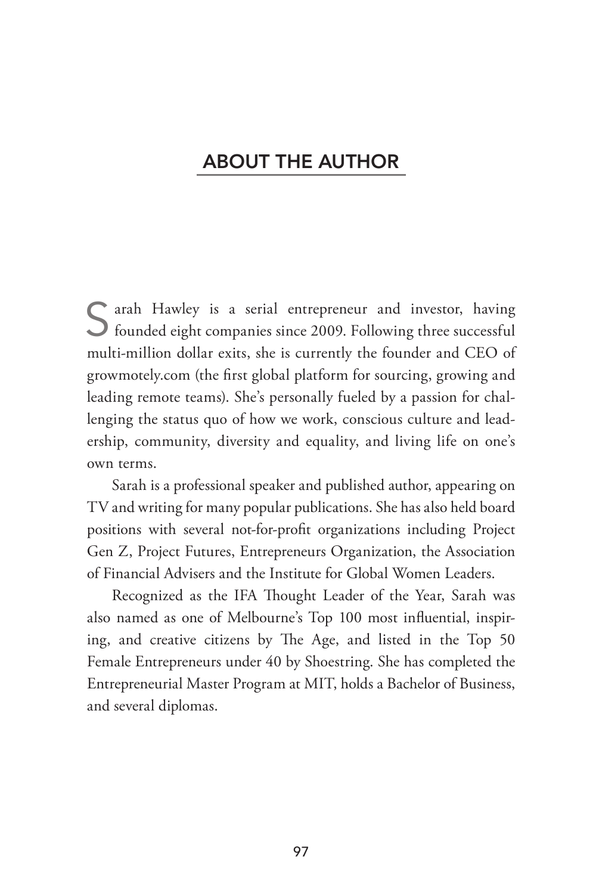## ABOUT THE AUTHOR

Sarah Hawley is a serial entrepreneur and investor, having founded eight companies since 2009. Following three successful multi-million dollar exits, she is currently the founder and CEO of growmotely.com (the first global platform for sourcing, growing and leading remote teams). She's personally fueled by a passion for challenging the status quo of how we work, conscious culture and leadership, community, diversity and equality, and living life on one's own terms.

Sarah is a professional speaker and published author, appearing on TV and writing for many popular publications. She has also held board positions with several not-for-profit organizations including Project Gen Z, Project Futures, Entrepreneurs Organization, the Association of Financial Advisers and the Institute for Global Women Leaders.

Recognized as the IFA Thought Leader of the Year, Sarah was also named as one of Melbourne's Top 100 most influential, inspiring, and creative citizens by The Age, and listed in the Top 50 Female Entrepreneurs under 40 by Shoestring. She has completed the Entrepreneurial Master Program at MIT, holds a Bachelor of Business, and several diplomas.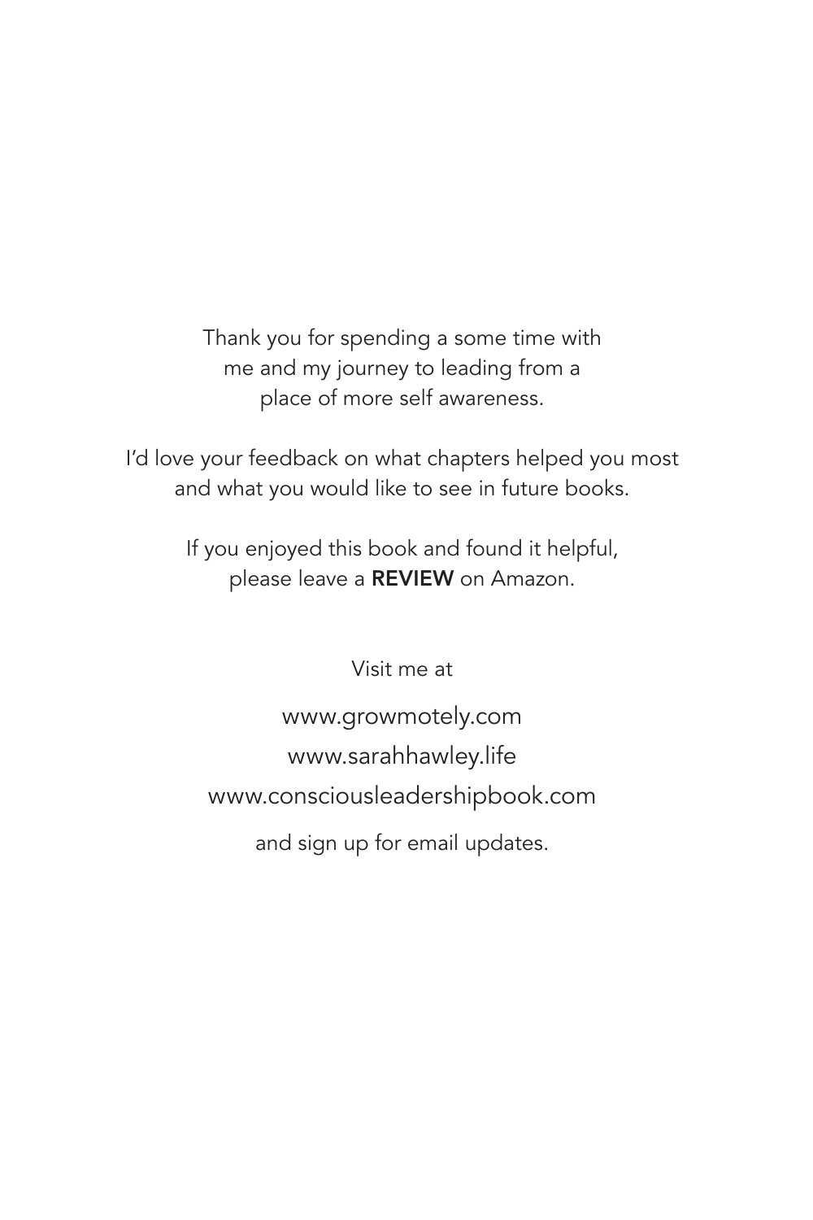Thank you for spending a some time with me and my journey to leading from a place of more self awareness.

I'd love your feedback on what chapters helped you most and what you would like to see in future books.

If you enjoyed this book and found it helpful, please leave a **REVIEW** on Amazon.

Visit me at

www.growmotely.com

www.sarahhawley.life

www.consciousleadershipbook.com

and sign up for email updates.